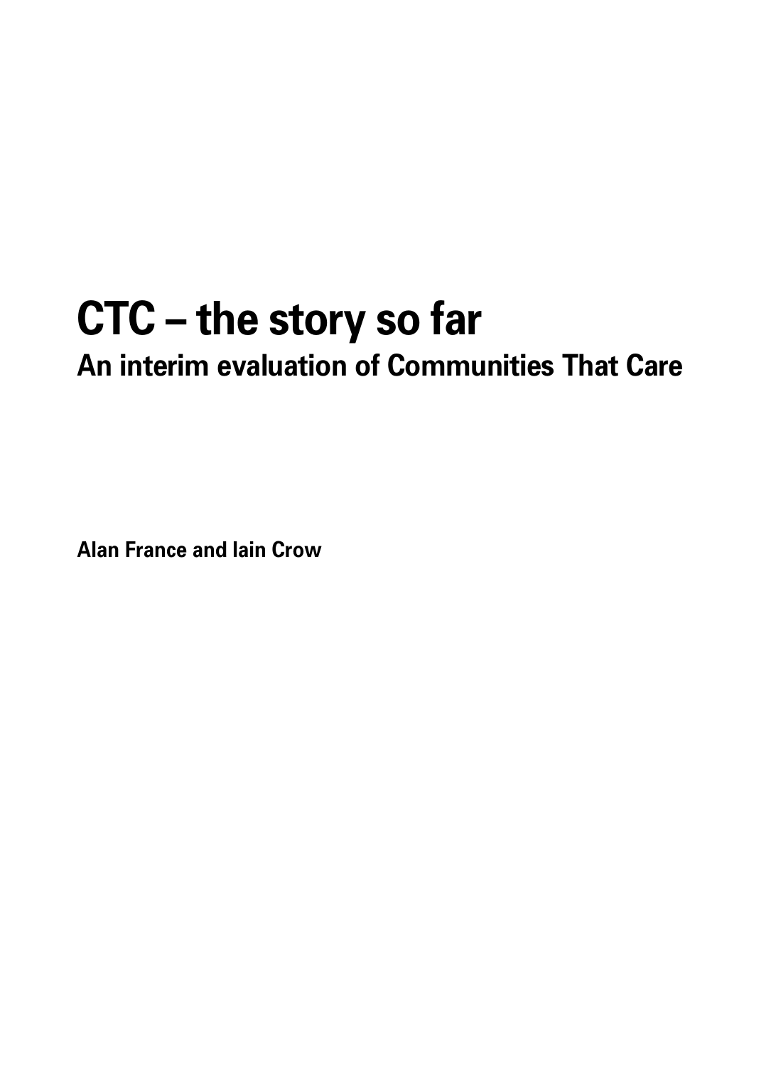# CTC – the story so far

## An interim evaluation of Communities That Care

**Alan France and Iain Crow**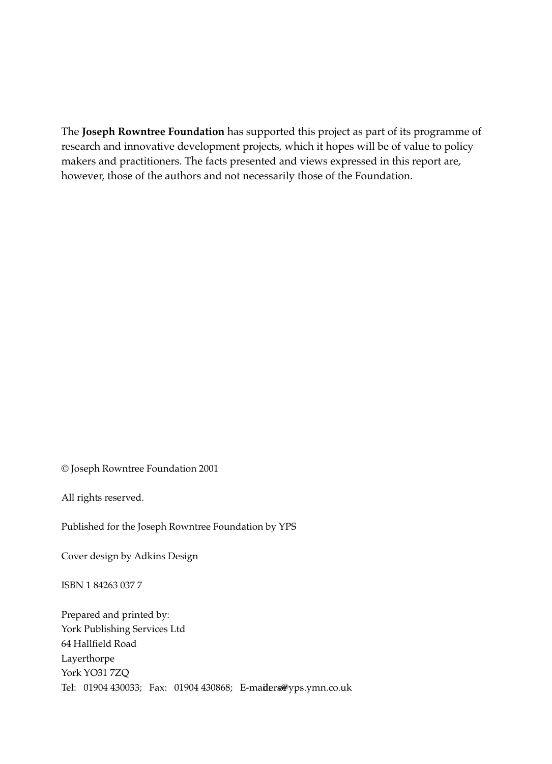The **Joseph Rowntree Foundation** has supported this project as part of its programme of research and innovative development projects, which it hopes will be of value to policy makers and practitioners. The facts presented and views expressed in this report are, however, those of the authors and not necessarily those of the Foundation.

© Joseph Rowntree Foundation 2001

All rights reserved.

Published for the Joseph Rowntree Foundation by YPS

Cover design by Adkins Design

ISBN 1 84263 037 7

Prepared and printed by:
York Publishing Services Ltd
64 Hallfield Road
Layerthorpe
York YO31 7ZQ
Tel: 01904 430033; Fax: 01904 430868; E-mail: orders@yps.ymn.co.uk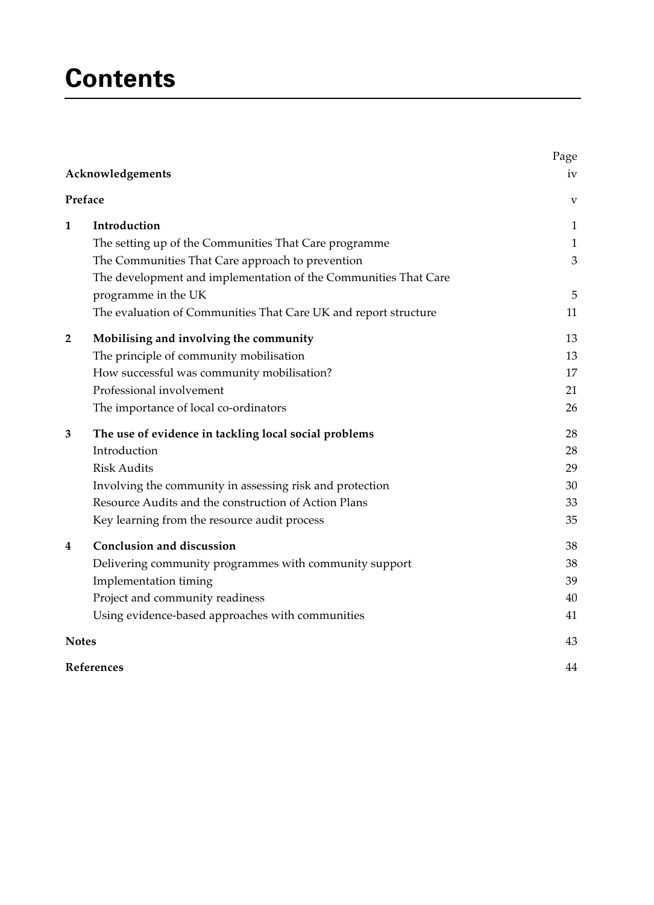# Contents

| | | Page |
|---|---|---|
| **Acknowledgements** | | iv |
| **Preface** | | v |
| **1** | **Introduction** | 1 |
| | The setting up of the Communities That Care programme | 1 |
| | The Communities That Care approach to prevention | 3 |
| | The development and implementation of the Communities That Care programme in the UK | 5 |
| | The evaluation of Communities That Care UK and report structure | 11 |
| **2** | **Mobilising and involving the community** | 13 |
| | The principle of community mobilisation | 13 |
| | How successful was community mobilisation? | 17 |
| | Professional involvement | 21 |
| | The importance of local co-ordinators | 26 |
| **3** | **The use of evidence in tackling local social problems** | 28 |
| | Introduction | 28 |
| | Risk Audits | 29 |
| | Involving the community in assessing risk and protection | 30 |
| | Resource Audits and the construction of Action Plans | 33 |
| | Key learning from the resource audit process | 35 |
| **4** | **Conclusion and discussion** | 38 |
| | Delivering community programmes with community support | 38 |
| | Implementation timing | 39 |
| | Project and community readiness | 40 |
| | Using evidence-based approaches with communities | 41 |
| **Notes** | | 43 |
| **References** | | 44 |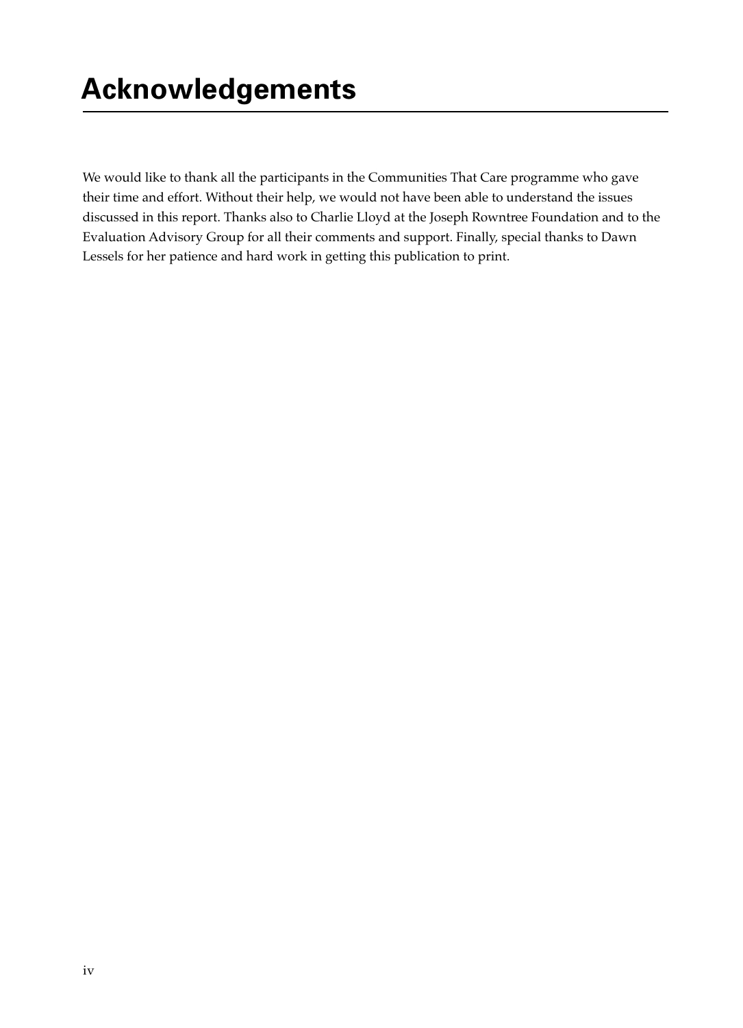# Acknowledgements

We would like to thank all the participants in the Communities That Care programme who gave their time and effort. Without their help, we would not have been able to understand the issues discussed in this report. Thanks also to Charlie Lloyd at the Joseph Rowntree Foundation and to the Evaluation Advisory Group for all their comments and support. Finally, special thanks to Dawn Lessels for her patience and hard work in getting this publication to print.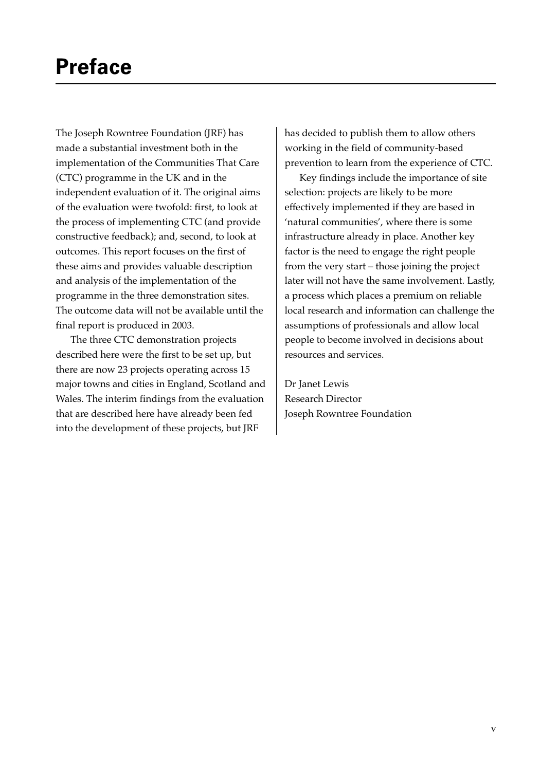# Preface

The Joseph Rowntree Foundation (JRF) has made a substantial investment both in the implementation of the Communities That Care (CTC) programme in the UK and in the independent evaluation of it. The original aims of the evaluation were twofold: first, to look at the process of implementing CTC (and provide constructive feedback); and, second, to look at outcomes. This report focuses on the first of these aims and provides valuable description and analysis of the implementation of the programme in the three demonstration sites. The outcome data will not be available until the final report is produced in 2003.

The three CTC demonstration projects described here were the first to be set up, but there are now 23 projects operating across 15 major towns and cities in England, Scotland and Wales. The interim findings from the evaluation that are described here have already been fed into the development of these projects, but JRF has decided to publish them to allow others working in the field of community-based prevention to learn from the experience of CTC.

Key findings include the importance of site selection: projects are likely to be more effectively implemented if they are based in 'natural communities', where there is some infrastructure already in place. Another key factor is the need to engage the right people from the very start – those joining the project later will not have the same involvement. Lastly, a process which places a premium on reliable local research and information can challenge the assumptions of professionals and allow local people to become involved in decisions about resources and services.

Dr Janet Lewis
Research Director
Joseph Rowntree Foundation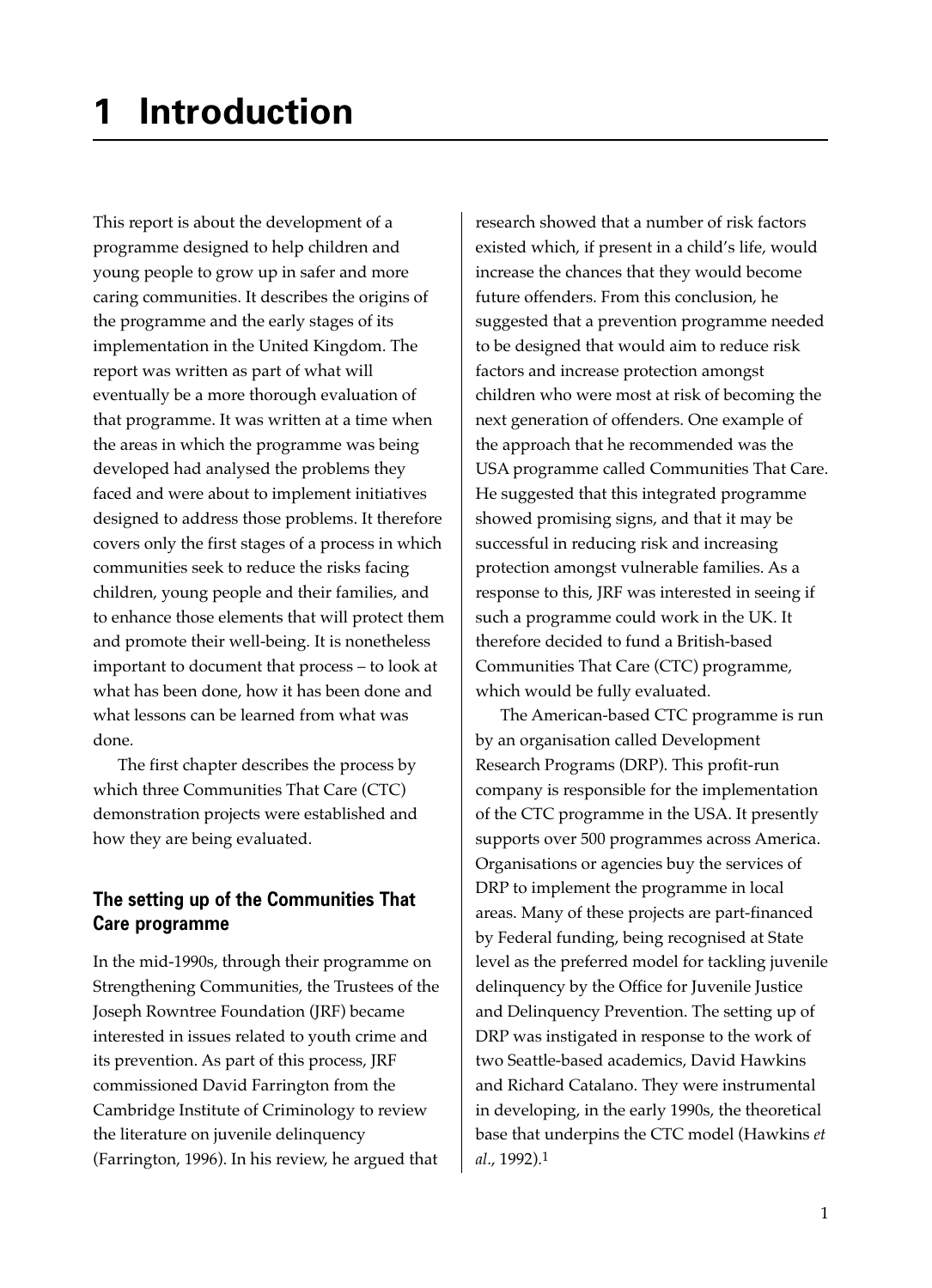# 1 Introduction

This report is about the development of a programme designed to help children and young people to grow up in safer and more caring communities. It describes the origins of the programme and the early stages of its implementation in the United Kingdom. The report was written as part of what will eventually be a more thorough evaluation of that programme. It was written at a time when the areas in which the programme was being developed had analysed the problems they faced and were about to implement initiatives designed to address those problems. It therefore covers only the first stages of a process in which communities seek to reduce the risks facing children, young people and their families, and to enhance those elements that will protect them and promote their well-being. It is nonetheless important to document that process – to look at what has been done, how it has been done and what lessons can be learned from what was done.

The first chapter describes the process by which three Communities That Care (CTC) demonstration projects were established and how they are being evaluated.

## The setting up of the Communities That Care programme

In the mid-1990s, through their programme on Strengthening Communities, the Trustees of the Joseph Rowntree Foundation (JRF) became interested in issues related to youth crime and its prevention. As part of this process, JRF commissioned David Farrington from the Cambridge Institute of Criminology to review the literature on juvenile delinquency (Farrington, 1996). In his review, he argued that research showed that a number of risk factors existed which, if present in a child's life, would increase the chances that they would become future offenders. From this conclusion, he suggested that a prevention programme needed to be designed that would aim to reduce risk factors and increase protection amongst children who were most at risk of becoming the next generation of offenders. One example of the approach that he recommended was the USA programme called Communities That Care. He suggested that this integrated programme showed promising signs, and that it may be successful in reducing risk and increasing protection amongst vulnerable families. As a response to this, JRF was interested in seeing if such a programme could work in the UK. It therefore decided to fund a British-based Communities That Care (CTC) programme, which would be fully evaluated.

The American-based CTC programme is run by an organisation called Development Research Programs (DRP). This profit-run company is responsible for the implementation of the CTC programme in the USA. It presently supports over 500 programmes across America. Organisations or agencies buy the services of DRP to implement the programme in local areas. Many of these projects are part-financed by Federal funding, being recognised at State level as the preferred model for tackling juvenile delinquency by the Office for Juvenile Justice and Delinquency Prevention. The setting up of DRP was instigated in response to the work of two Seattle-based academics, David Hawkins and Richard Catalano. They were instrumental in developing, in the early 1990s, the theoretical base that underpins the CTC model (Hawkins *et al*., 1992).[1]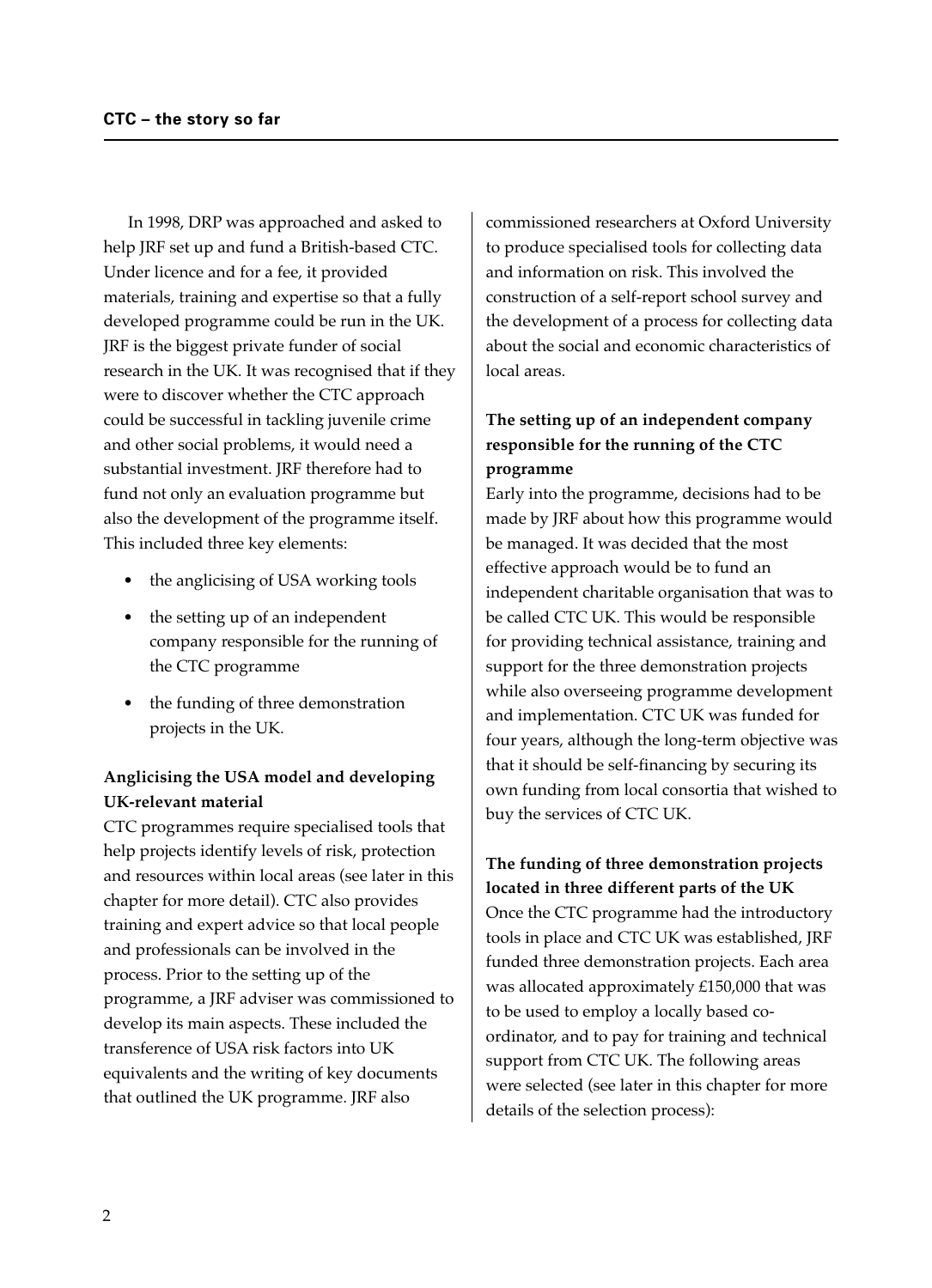In 1998, DRP was approached and asked to help JRF set up and fund a British-based CTC. Under licence and for a fee, it provided materials, training and expertise so that a fully developed programme could be run in the UK. JRF is the biggest private funder of social research in the UK. It was recognised that if they were to discover whether the CTC approach could be successful in tackling juvenile crime and other social problems, it would need a substantial investment. JRF therefore had to fund not only an evaluation programme but also the development of the programme itself. This included three key elements:

- the anglicising of USA working tools
- the setting up of an independent company responsible for the running of the CTC programme
- the funding of three demonstration projects in the UK.

**Anglicising the USA model and developing UK-relevant material**

CTC programmes require specialised tools that help projects identify levels of risk, protection and resources within local areas (see later in this chapter for more detail). CTC also provides training and expert advice so that local people and professionals can be involved in the process. Prior to the setting up of the programme, a JRF adviser was commissioned to develop its main aspects. These included the transference of USA risk factors into UK equivalents and the writing of key documents that outlined the UK programme. JRF also commissioned researchers at Oxford University to produce specialised tools for collecting data and information on risk. This involved the construction of a self-report school survey and the development of a process for collecting data about the social and economic characteristics of local areas.

**The setting up of an independent company responsible for the running of the CTC programme**

Early into the programme, decisions had to be made by JRF about how this programme would be managed. It was decided that the most effective approach would be to fund an independent charitable organisation that was to be called CTC UK. This would be responsible for providing technical assistance, training and support for the three demonstration projects while also overseeing programme development and implementation. CTC UK was funded for four years, although the long-term objective was that it should be self-financing by securing its own funding from local consortia that wished to buy the services of CTC UK.

**The funding of three demonstration projects located in three different parts of the UK**

Once the CTC programme had the introductory tools in place and CTC UK was established, JRF funded three demonstration projects. Each area was allocated approximately £150,000 that was to be used to employ a locally based co-ordinator, and to pay for training and technical support from CTC UK. The following areas were selected (see later in this chapter for more details of the selection process):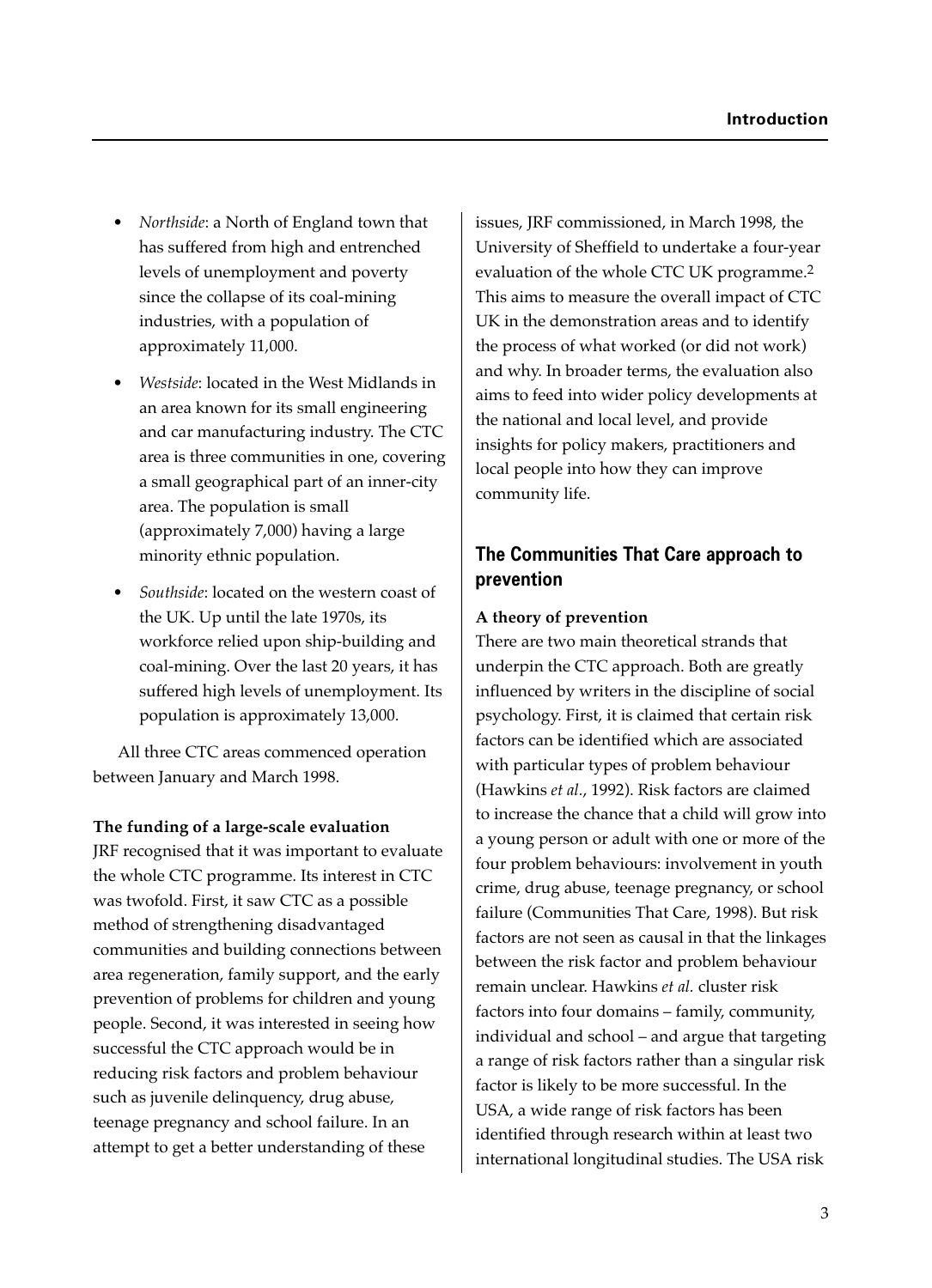- *Northside*: a North of England town that has suffered from high and entrenched levels of unemployment and poverty since the collapse of its coal-mining industries, with a population of approximately 11,000.
- *Westside*: located in the West Midlands in an area known for its small engineering and car manufacturing industry. The CTC area is three communities in one, covering a small geographical part of an inner-city area. The population is small (approximately 7,000) having a large minority ethnic population.
- *Southside*: located on the western coast of the UK. Up until the late 1970s, its workforce relied upon ship-building and coal-mining. Over the last 20 years, it has suffered high levels of unemployment. Its population is approximately 13,000.

All three CTC areas commenced operation between January and March 1998.

**The funding of a large-scale evaluation**

JRF recognised that it was important to evaluate the whole CTC programme. Its interest in CTC was twofold. First, it saw CTC as a possible method of strengthening disadvantaged communities and building connections between area regeneration, family support, and the early prevention of problems for children and young people. Second, it was interested in seeing how successful the CTC approach would be in reducing risk factors and problem behaviour such as juvenile delinquency, drug abuse, teenage pregnancy and school failure. In an attempt to get a better understanding of these issues, JRF commissioned, in March 1998, the University of Sheffield to undertake a four-year evaluation of the whole CTC UK programme.[2] This aims to measure the overall impact of CTC UK in the demonstration areas and to identify the process of what worked (or did not work) and why. In broader terms, the evaluation also aims to feed into wider policy developments at the national and local level, and provide insights for policy makers, practitioners and local people into how they can improve community life.

## The Communities That Care approach to prevention

**A theory of prevention**

There are two main theoretical strands that underpin the CTC approach. Both are greatly influenced by writers in the discipline of social psychology. First, it is claimed that certain risk factors can be identified which are associated with particular types of problem behaviour (Hawkins *et al.*, 1992). Risk factors are claimed to increase the chance that a child will grow into a young person or adult with one or more of the four problem behaviours: involvement in youth crime, drug abuse, teenage pregnancy, or school failure (Communities That Care, 1998). But risk factors are not seen as causal in that the linkages between the risk factor and problem behaviour remain unclear. Hawkins *et al.* cluster risk factors into four domains – family, community, individual and school – and argue that targeting a range of risk factors rather than a singular risk factor is likely to be more successful. In the USA, a wide range of risk factors has been identified through research within at least two international longitudinal studies. The USA risk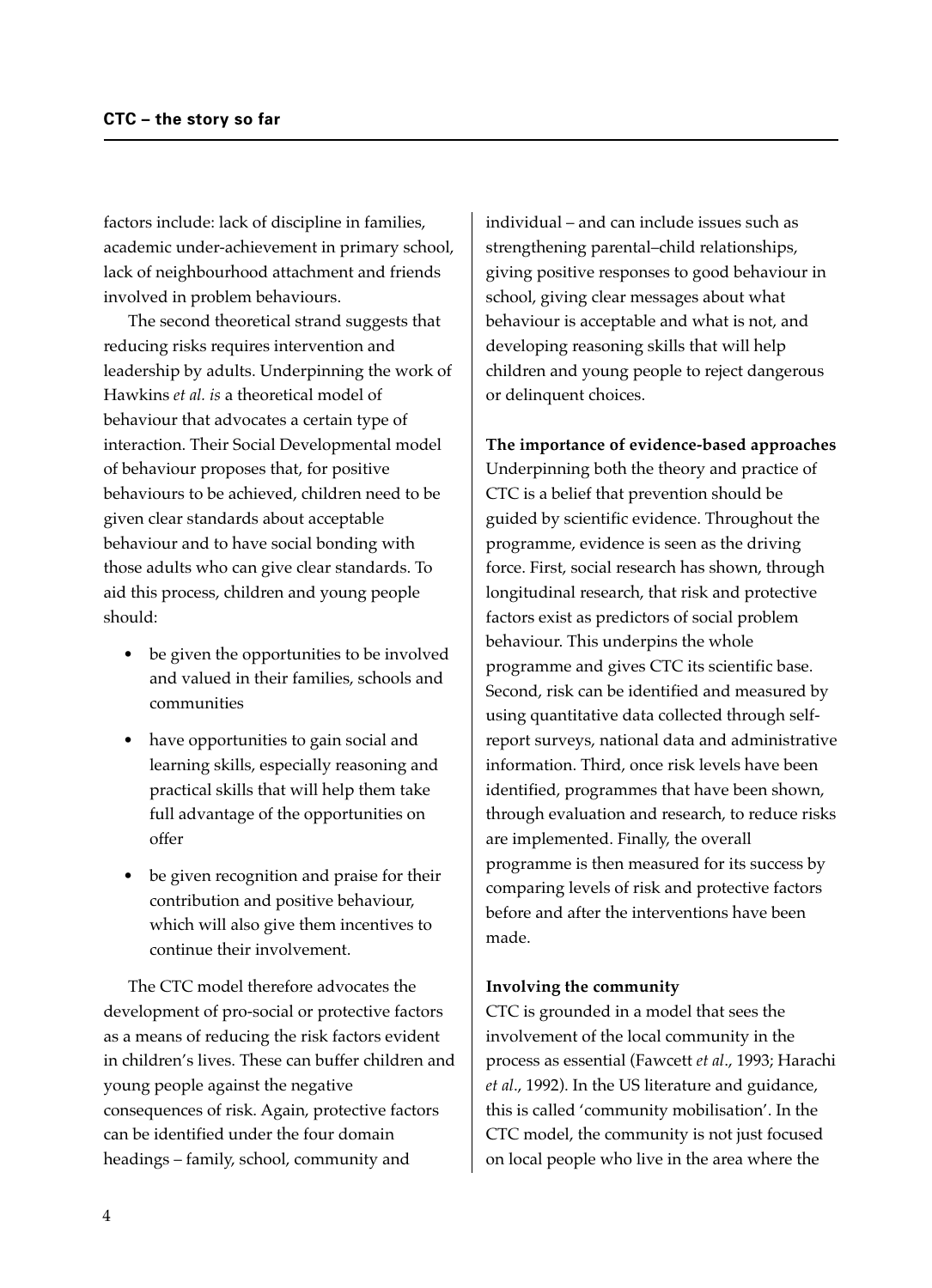factors include: lack of discipline in families, academic under-achievement in primary school, lack of neighbourhood attachment and friends involved in problem behaviours.

The second theoretical strand suggests that reducing risks requires intervention and leadership by adults. Underpinning the work of Hawkins *et al. is* a theoretical model of behaviour that advocates a certain type of interaction. Their Social Developmental model of behaviour proposes that, for positive behaviours to be achieved, children need to be given clear standards about acceptable behaviour and to have social bonding with those adults who can give clear standards. To aid this process, children and young people should:

- be given the opportunities to be involved and valued in their families, schools and communities
- have opportunities to gain social and learning skills, especially reasoning and practical skills that will help them take full advantage of the opportunities on offer
- be given recognition and praise for their contribution and positive behaviour, which will also give them incentives to continue their involvement.

The CTC model therefore advocates the development of pro-social or protective factors as a means of reducing the risk factors evident in children's lives. These can buffer children and young people against the negative consequences of risk. Again, protective factors can be identified under the four domain headings – family, school, community and individual – and can include issues such as strengthening parental–child relationships, giving positive responses to good behaviour in school, giving clear messages about what behaviour is acceptable and what is not, and developing reasoning skills that will help children and young people to reject dangerous or delinquent choices.

**The importance of evidence-based approaches**

Underpinning both the theory and practice of CTC is a belief that prevention should be guided by scientific evidence. Throughout the programme, evidence is seen as the driving force. First, social research has shown, through longitudinal research, that risk and protective factors exist as predictors of social problem behaviour. This underpins the whole programme and gives CTC its scientific base. Second, risk can be identified and measured by using quantitative data collected through self-report surveys, national data and administrative information. Third, once risk levels have been identified, programmes that have been shown, through evaluation and research, to reduce risks are implemented. Finally, the overall programme is then measured for its success by comparing levels of risk and protective factors before and after the interventions have been made.

**Involving the community**

CTC is grounded in a model that sees the involvement of the local community in the process as essential (Fawcett *et al*., 1993; Harachi *et al*., 1992). In the US literature and guidance, this is called 'community mobilisation'. In the CTC model, the community is not just focused on local people who live in the area where the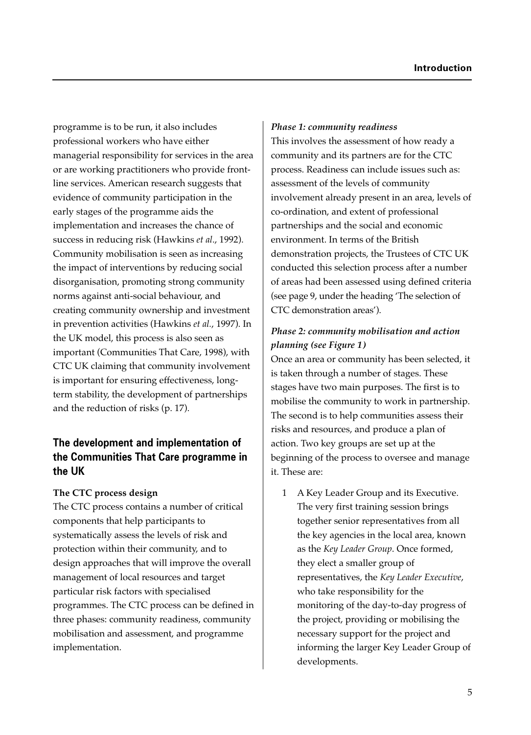programme is to be run, it also includes professional workers who have either managerial responsibility for services in the area or are working practitioners who provide front-line services. American research suggests that evidence of community participation in the early stages of the programme aids the implementation and increases the chance of success in reducing risk (Hawkins *et al.*, 1992). Community mobilisation is seen as increasing the impact of interventions by reducing social disorganisation, promoting strong community norms against anti-social behaviour, and creating community ownership and investment in prevention activities (Hawkins *et al.*, 1997). In the UK model, this process is also seen as important (Communities That Care, 1998), with CTC UK claiming that community involvement is important for ensuring effectiveness, long-term stability, the development of partnerships and the reduction of risks (p. 17).

## The development and implementation of the Communities That Care programme in the UK

**The CTC process design**

The CTC process contains a number of critical components that help participants to systematically assess the levels of risk and protection within their community, and to design approaches that will improve the overall management of local resources and target particular risk factors with specialised programmes. The CTC process can be defined in three phases: community readiness, community mobilisation and assessment, and programme implementation.

***Phase 1: community readiness***

This involves the assessment of how ready a community and its partners are for the CTC process. Readiness can include issues such as: assessment of the levels of community involvement already present in an area, levels of co-ordination, and extent of professional partnerships and the social and economic environment. In terms of the British demonstration projects, the Trustees of CTC UK conducted this selection process after a number of areas had been assessed using defined criteria (see page 9, under the heading 'The selection of CTC demonstration areas').

***Phase 2: community mobilisation and action planning (see Figure 1)***

Once an area or community has been selected, it is taken through a number of stages. These stages have two main purposes. The first is to mobilise the community to work in partnership. The second is to help communities assess their risks and resources, and produce a plan of action. Two key groups are set up at the beginning of the process to oversee and manage it. These are:

1. A Key Leader Group and its Executive. The very first training session brings together senior representatives from all the key agencies in the local area, known as the *Key Leader Group*. Once formed, they elect a smaller group of representatives, the *Key Leader Executive*, who take responsibility for the monitoring of the day-to-day progress of the project, providing or mobilising the necessary support for the project and informing the larger Key Leader Group of developments.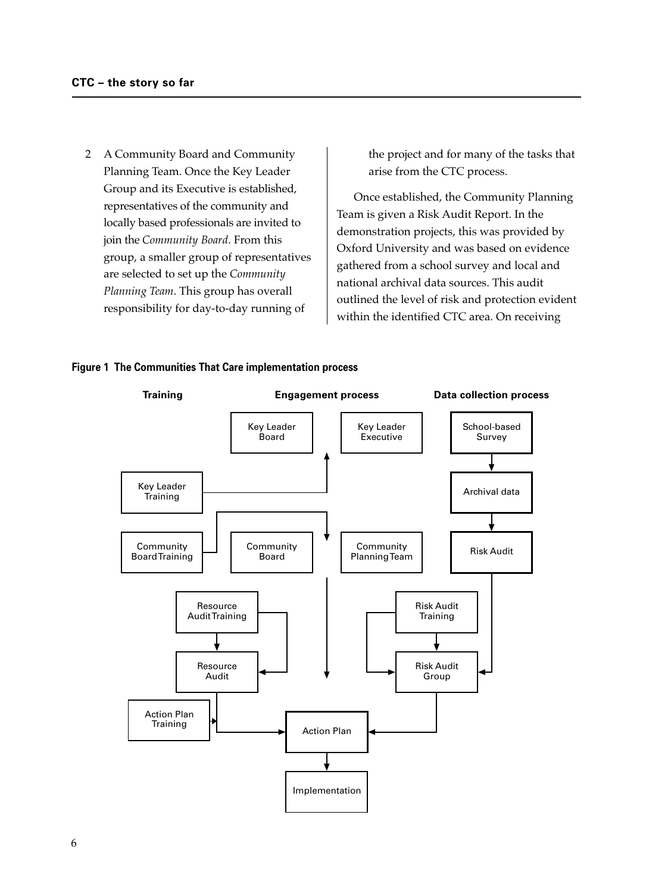2 A Community Board and Community Planning Team. Once the Key Leader Group and its Executive is established, representatives of the community and locally based professionals are invited to join the *Community Board*. From this group, a smaller group of representatives are selected to set up the *Community Planning Team*. This group has overall responsibility for day-to-day running of the project and for many of the tasks that arise from the CTC process.

Once established, the Community Planning Team is given a Risk Audit Report. In the demonstration projects, this was provided by Oxford University and was based on evidence gathered from a school survey and local and national archival data sources. This audit outlined the level of risk and protection evident within the identified CTC area. On receiving

**Figure 1 The Communities That Care implementation process**

| Training | Engagement process | Data collection process |
| --- | --- | --- |
| | Key Leader Board; Key Leader Executive | School-based Survey |
| Key Leader Training | | Archival data |
| Community Board Training | Community Board; Community Planning Team | Risk Audit |
| Resource Audit Training | | Risk Audit Training |
| Resource Audit | | Risk Audit Group |
| Action Plan Training | Action Plan | |
| | Implementation | |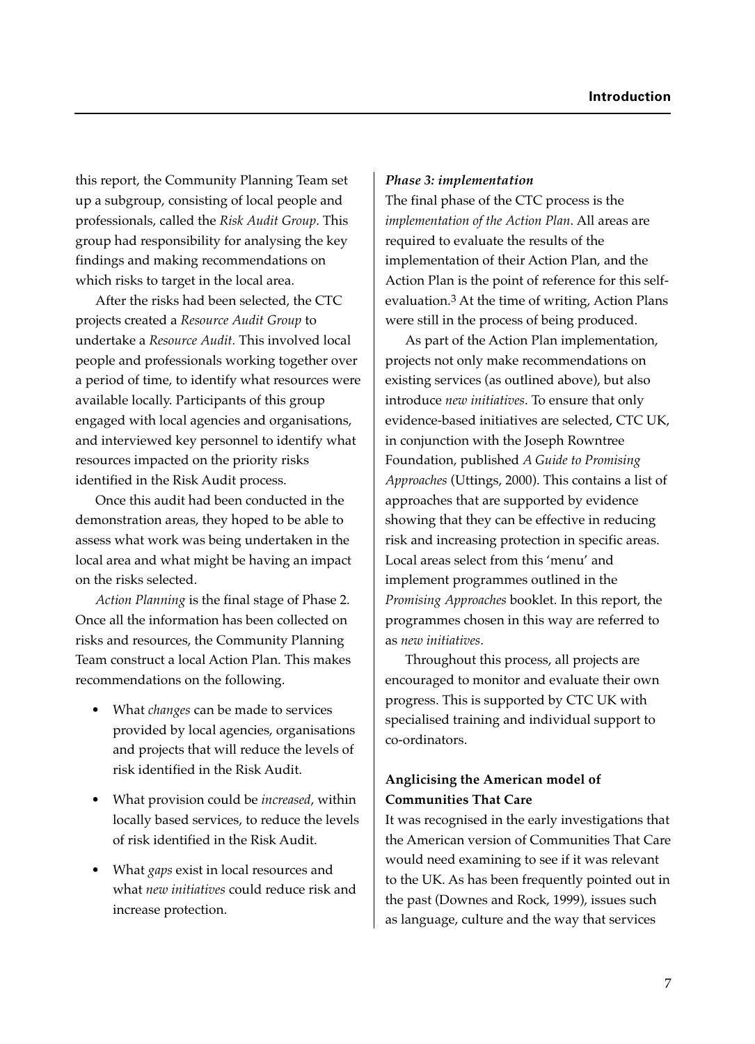this report, the Community Planning Team set up a subgroup, consisting of local people and professionals, called the *Risk Audit Group*. This group had responsibility for analysing the key findings and making recommendations on which risks to target in the local area.

After the risks had been selected, the CTC projects created a *Resource Audit Group* to undertake a *Resource Audit.* This involved local people and professionals working together over a period of time, to identify what resources were available locally. Participants of this group engaged with local agencies and organisations, and interviewed key personnel to identify what resources impacted on the priority risks identified in the Risk Audit process.

Once this audit had been conducted in the demonstration areas, they hoped to be able to assess what work was being undertaken in the local area and what might be having an impact on the risks selected.

*Action Planning* is the final stage of Phase 2. Once all the information has been collected on risks and resources, the Community Planning Team construct a local Action Plan. This makes recommendations on the following.

- What *changes* can be made to services provided by local agencies, organisations and projects that will reduce the levels of risk identified in the Risk Audit.
- What provision could be *increased*, within locally based services, to reduce the levels of risk identified in the Risk Audit.
- What *gaps* exist in local resources and what *new initiatives* could reduce risk and increase protection.

***Phase 3: implementation***

The final phase of the CTC process is the *implementation of the Action Plan*. All areas are required to evaluate the results of the implementation of their Action Plan, and the Action Plan is the point of reference for this self-evaluation.[3] At the time of writing, Action Plans were still in the process of being produced.

As part of the Action Plan implementation, projects not only make recommendations on existing services (as outlined above), but also introduce *new initiatives*. To ensure that only evidence-based initiatives are selected, CTC UK, in conjunction with the Joseph Rowntree Foundation, published *A Guide to Promising Approaches* (Uttings, 2000). This contains a list of approaches that are supported by evidence showing that they can be effective in reducing risk and increasing protection in specific areas. Local areas select from this 'menu' and implement programmes outlined in the *Promising Approaches* booklet. In this report, the programmes chosen in this way are referred to as *new initiatives*.

Throughout this process, all projects are encouraged to monitor and evaluate their own progress. This is supported by CTC UK with specialised training and individual support to co-ordinators.

**Anglicising the American model of Communities That Care**

It was recognised in the early investigations that the American version of Communities That Care would need examining to see if it was relevant to the UK. As has been frequently pointed out in the past (Downes and Rock, 1999), issues such as language, culture and the way that services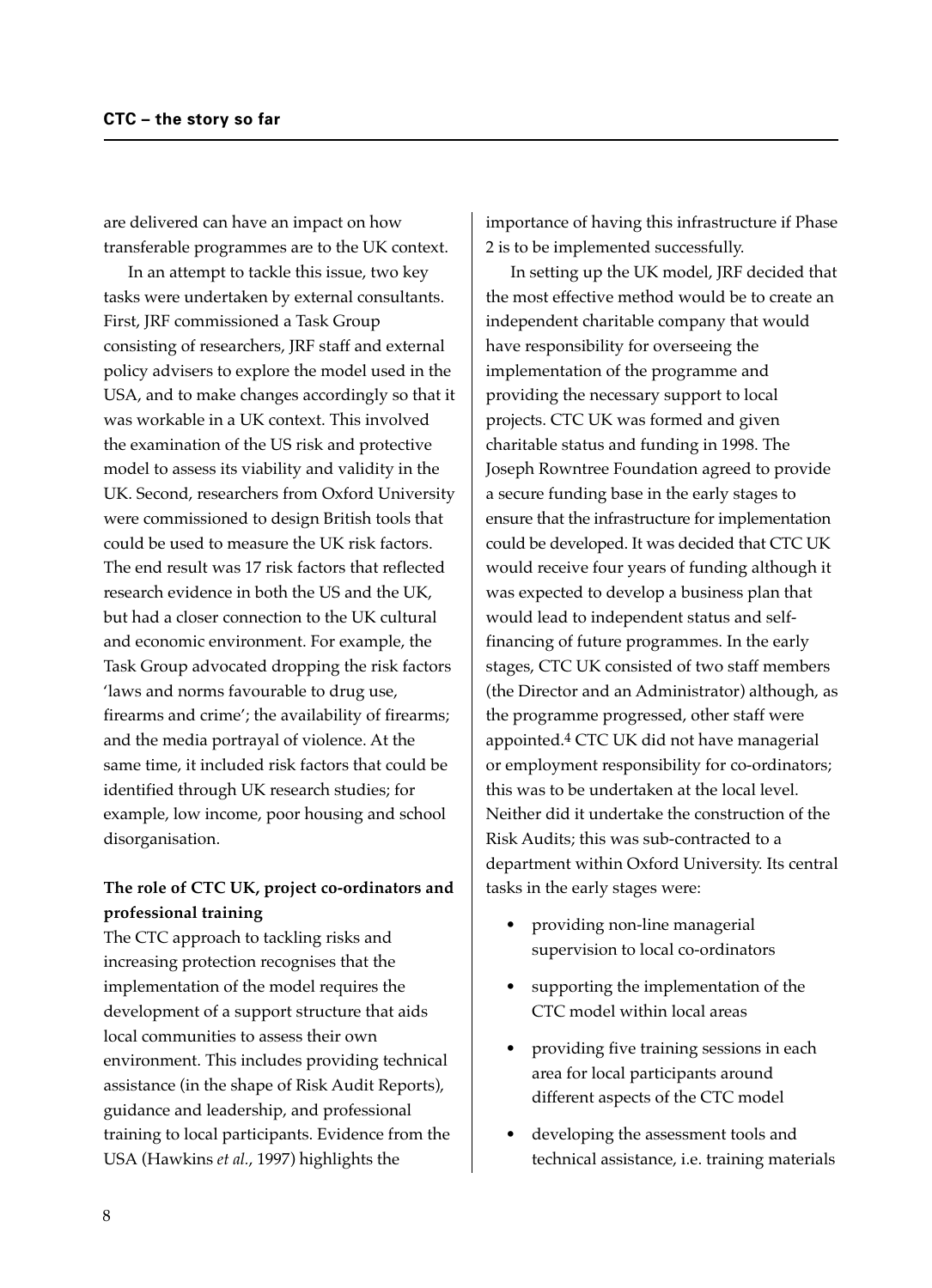are delivered can have an impact on how transferable programmes are to the UK context.

In an attempt to tackle this issue, two key tasks were undertaken by external consultants. First, JRF commissioned a Task Group consisting of researchers, JRF staff and external policy advisers to explore the model used in the USA, and to make changes accordingly so that it was workable in a UK context. This involved the examination of the US risk and protective model to assess its viability and validity in the UK. Second, researchers from Oxford University were commissioned to design British tools that could be used to measure the UK risk factors. The end result was 17 risk factors that reflected research evidence in both the US and the UK, but had a closer connection to the UK cultural and economic environment. For example, the Task Group advocated dropping the risk factors 'laws and norms favourable to drug use, firearms and crime'; the availability of firearms; and the media portrayal of violence. At the same time, it included risk factors that could be identified through UK research studies; for example, low income, poor housing and school disorganisation.

### The role of CTC UK, project co-ordinators and professional training

The CTC approach to tackling risks and increasing protection recognises that the implementation of the model requires the development of a support structure that aids local communities to assess their own environment. This includes providing technical assistance (in the shape of Risk Audit Reports), guidance and leadership, and professional training to local participants. Evidence from the USA (Hawkins *et al.*, 1997) highlights the importance of having this infrastructure if Phase 2 is to be implemented successfully.

In setting up the UK model, JRF decided that the most effective method would be to create an independent charitable company that would have responsibility for overseeing the implementation of the programme and providing the necessary support to local projects. CTC UK was formed and given charitable status and funding in 1998. The Joseph Rowntree Foundation agreed to provide a secure funding base in the early stages to ensure that the infrastructure for implementation could be developed. It was decided that CTC UK would receive four years of funding although it was expected to develop a business plan that would lead to independent status and self-financing of future programmes. In the early stages, CTC UK consisted of two staff members (the Director and an Administrator) although, as the programme progressed, other staff were appointed.[4] CTC UK did not have managerial or employment responsibility for co-ordinators; this was to be undertaken at the local level. Neither did it undertake the construction of the Risk Audits; this was sub-contracted to a department within Oxford University. Its central tasks in the early stages were:

- providing non-line managerial supervision to local co-ordinators
- supporting the implementation of the CTC model within local areas
- providing five training sessions in each area for local participants around different aspects of the CTC model
- developing the assessment tools and technical assistance, i.e. training materials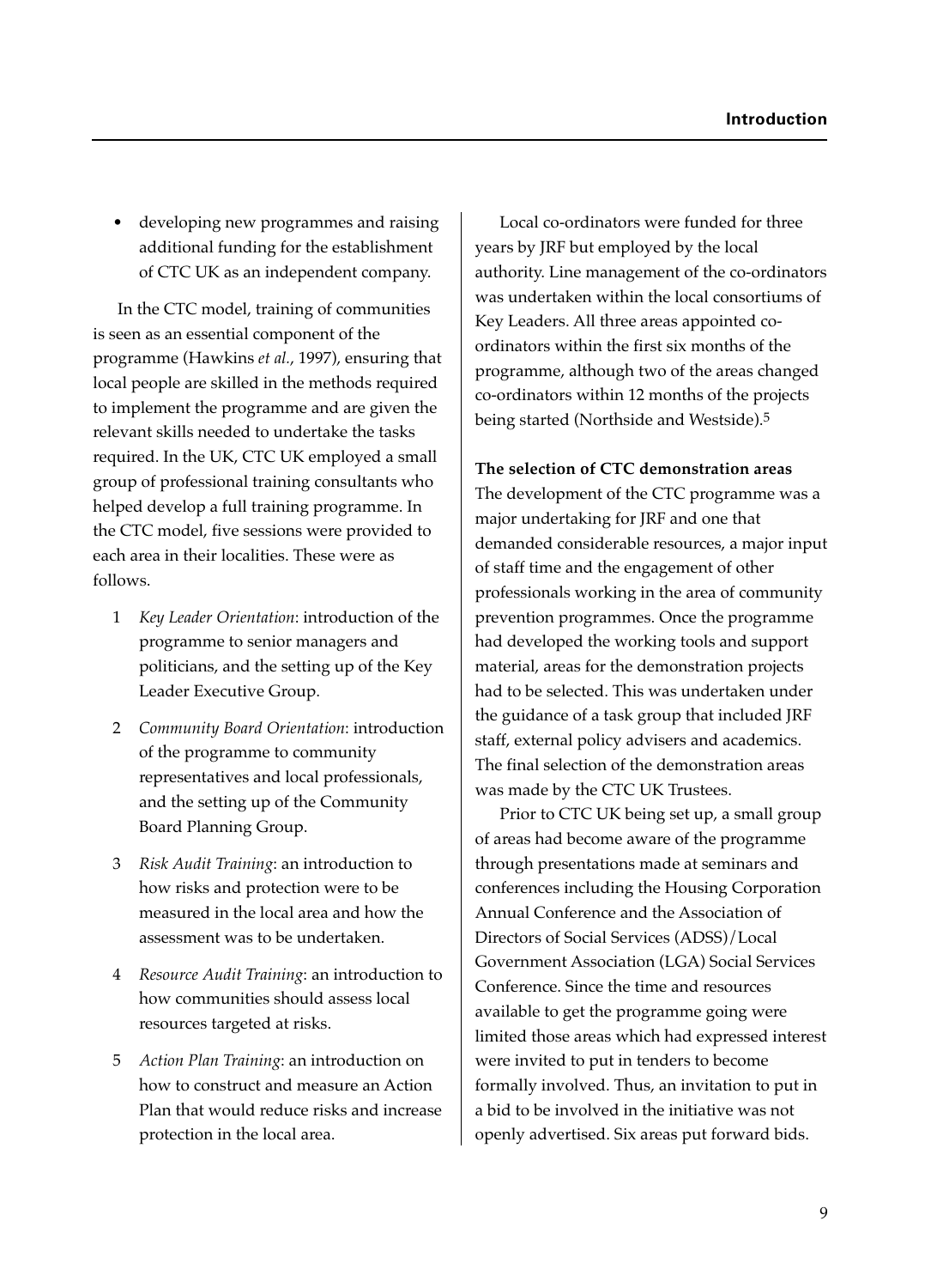- developing new programmes and raising additional funding for the establishment of CTC UK as an independent company.

In the CTC model, training of communities is seen as an essential component of the programme (Hawkins *et al.*, 1997), ensuring that local people are skilled in the methods required to implement the programme and are given the relevant skills needed to undertake the tasks required. In the UK, CTC UK employed a small group of professional training consultants who helped develop a full training programme. In the CTC model, five sessions were provided to each area in their localities. These were as follows.

1. *Key Leader Orientation*: introduction of the programme to senior managers and politicians, and the setting up of the Key Leader Executive Group.
2. *Community Board Orientation*: introduction of the programme to community representatives and local professionals, and the setting up of the Community Board Planning Group.
3. *Risk Audit Training*: an introduction to how risks and protection were to be measured in the local area and how the assessment was to be undertaken.
4. *Resource Audit Training*: an introduction to how communities should assess local resources targeted at risks.
5. *Action Plan Training*: an introduction on how to construct and measure an Action Plan that would reduce risks and increase protection in the local area.

Local co-ordinators were funded for three years by JRF but employed by the local authority. Line management of the co-ordinators was undertaken within the local consortiums of Key Leaders. All three areas appointed co-ordinators within the first six months of the programme, although two of the areas changed co-ordinators within 12 months of the projects being started (Northside and Westside).[5]

**The selection of CTC demonstration areas**

The development of the CTC programme was a major undertaking for JRF and one that demanded considerable resources, a major input of staff time and the engagement of other professionals working in the area of community prevention programmes. Once the programme had developed the working tools and support material, areas for the demonstration projects had to be selected. This was undertaken under the guidance of a task group that included JRF staff, external policy advisers and academics. The final selection of the demonstration areas was made by the CTC UK Trustees.

Prior to CTC UK being set up, a small group of areas had become aware of the programme through presentations made at seminars and conferences including the Housing Corporation Annual Conference and the Association of Directors of Social Services (ADSS)/Local Government Association (LGA) Social Services Conference. Since the time and resources available to get the programme going were limited those areas which had expressed interest were invited to put in tenders to become formally involved. Thus, an invitation to put in a bid to be involved in the initiative was not openly advertised. Six areas put forward bids.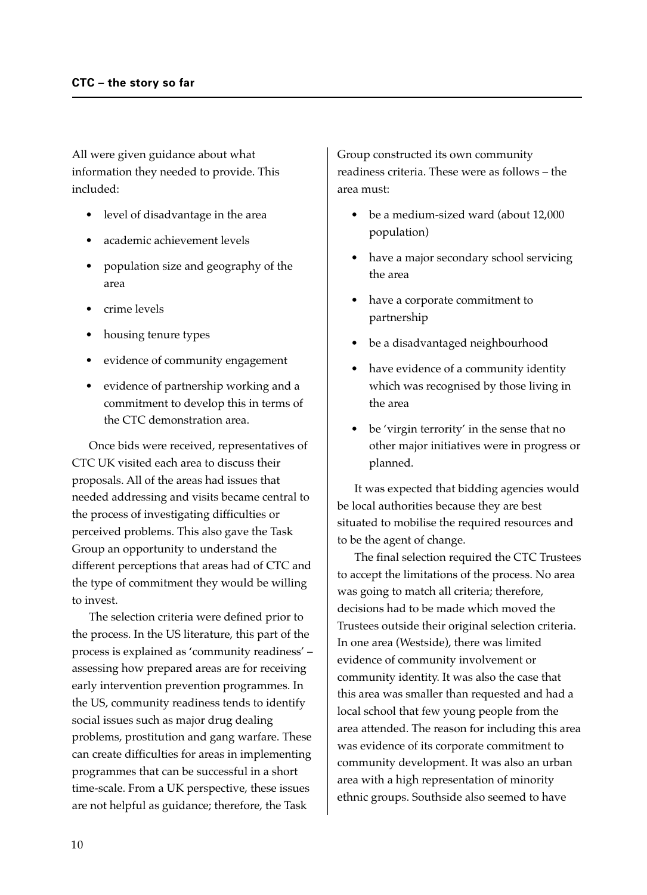All were given guidance about what information they needed to provide. This included:

- level of disadvantage in the area
- academic achievement levels
- population size and geography of the area
- crime levels
- housing tenure types
- evidence of community engagement
- evidence of partnership working and a commitment to develop this in terms of the CTC demonstration area.

Once bids were received, representatives of CTC UK visited each area to discuss their proposals. All of the areas had issues that needed addressing and visits became central to the process of investigating difficulties or perceived problems. This also gave the Task Group an opportunity to understand the different perceptions that areas had of CTC and the type of commitment they would be willing to invest.

The selection criteria were defined prior to the process. In the US literature, this part of the process is explained as 'community readiness' – assessing how prepared areas are for receiving early intervention prevention programmes. In the US, community readiness tends to identify social issues such as major drug dealing problems, prostitution and gang warfare. These can create difficulties for areas in implementing programmes that can be successful in a short time-scale. From a UK perspective, these issues are not helpful as guidance; therefore, the Task Group constructed its own community readiness criteria. These were as follows – the area must:

- be a medium-sized ward (about 12,000 population)
- have a major secondary school servicing the area
- have a corporate commitment to partnership
- be a disadvantaged neighbourhood
- have evidence of a community identity which was recognised by those living in the area
- be 'virgin terrority' in the sense that no other major initiatives were in progress or planned.

It was expected that bidding agencies would be local authorities because they are best situated to mobilise the required resources and to be the agent of change.

The final selection required the CTC Trustees to accept the limitations of the process. No area was going to match all criteria; therefore, decisions had to be made which moved the Trustees outside their original selection criteria. In one area (Westside), there was limited evidence of community involvement or community identity. It was also the case that this area was smaller than requested and had a local school that few young people from the area attended. The reason for including this area was evidence of its corporate commitment to community development. It was also an urban area with a high representation of minority ethnic groups. Southside also seemed to have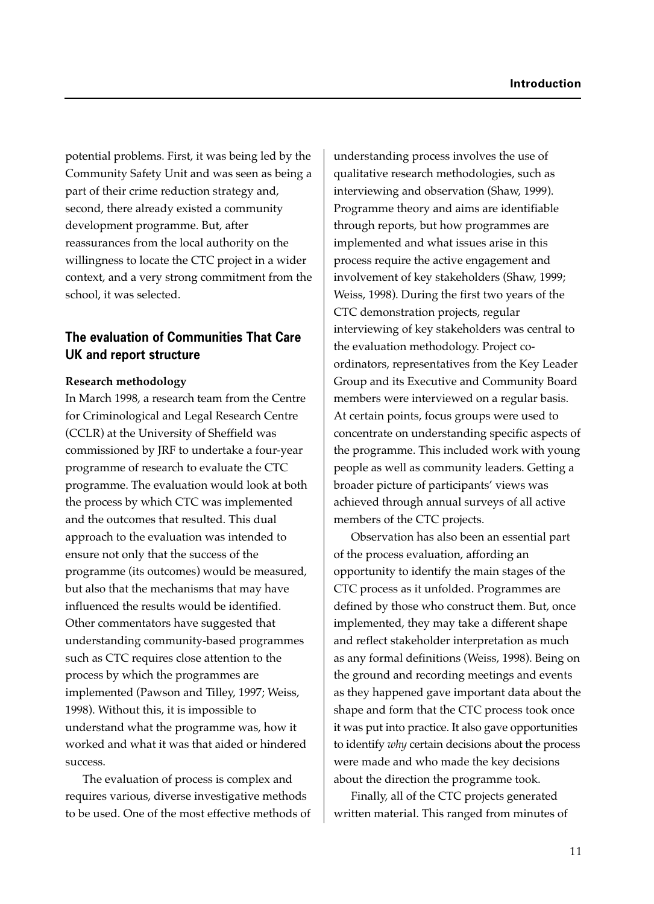potential problems. First, it was being led by the Community Safety Unit and was seen as being a part of their crime reduction strategy and, second, there already existed a community development programme. But, after reassurances from the local authority on the willingness to locate the CTC project in a wider context, and a very strong commitment from the school, it was selected.

## The evaluation of Communities That Care UK and report structure

**Research methodology**

In March 1998, a research team from the Centre for Criminological and Legal Research Centre (CCLR) at the University of Sheffield was commissioned by JRF to undertake a four-year programme of research to evaluate the CTC programme. The evaluation would look at both the process by which CTC was implemented and the outcomes that resulted. This dual approach to the evaluation was intended to ensure not only that the success of the programme (its outcomes) would be measured, but also that the mechanisms that may have influenced the results would be identified. Other commentators have suggested that understanding community-based programmes such as CTC requires close attention to the process by which the programmes are implemented (Pawson and Tilley, 1997; Weiss, 1998). Without this, it is impossible to understand what the programme was, how it worked and what it was that aided or hindered success.

The evaluation of process is complex and requires various, diverse investigative methods to be used. One of the most effective methods of understanding process involves the use of qualitative research methodologies, such as interviewing and observation (Shaw, 1999). Programme theory and aims are identifiable through reports, but how programmes are implemented and what issues arise in this process require the active engagement and involvement of key stakeholders (Shaw, 1999; Weiss, 1998). During the first two years of the CTC demonstration projects, regular interviewing of key stakeholders was central to the evaluation methodology. Project co-ordinators, representatives from the Key Leader Group and its Executive and Community Board members were interviewed on a regular basis. At certain points, focus groups were used to concentrate on understanding specific aspects of the programme. This included work with young people as well as community leaders. Getting a broader picture of participants' views was achieved through annual surveys of all active members of the CTC projects.

Observation has also been an essential part of the process evaluation, affording an opportunity to identify the main stages of the CTC process as it unfolded. Programmes are defined by those who construct them. But, once implemented, they may take a different shape and reflect stakeholder interpretation as much as any formal definitions (Weiss, 1998). Being on the ground and recording meetings and events as they happened gave important data about the shape and form that the CTC process took once it was put into practice. It also gave opportunities to identify *why* certain decisions about the process were made and who made the key decisions about the direction the programme took.

Finally, all of the CTC projects generated written material. This ranged from minutes of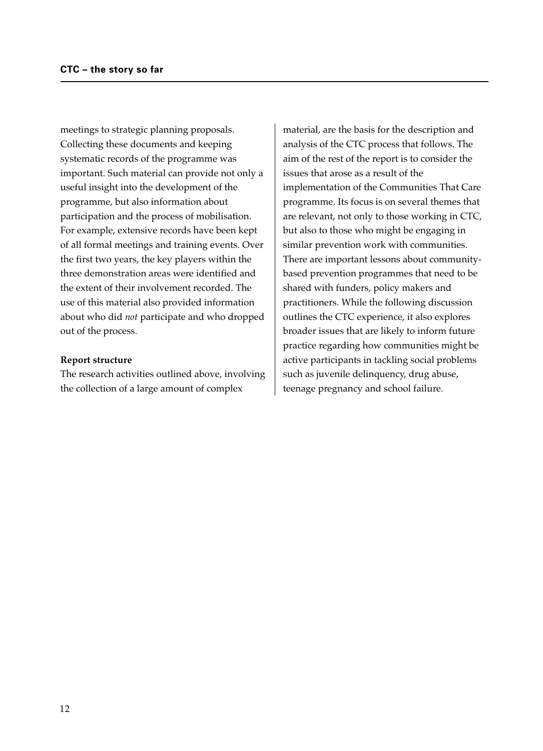meetings to strategic planning proposals. Collecting these documents and keeping systematic records of the programme was important. Such material can provide not only a useful insight into the development of the programme, but also information about participation and the process of mobilisation. For example, extensive records have been kept of all formal meetings and training events. Over the first two years, the key players within the three demonstration areas were identified and the extent of their involvement recorded. The use of this material also provided information about who did *not* participate and who dropped out of the process.

**Report structure**

The research activities outlined above, involving the collection of a large amount of complex material, are the basis for the description and analysis of the CTC process that follows. The aim of the rest of the report is to consider the issues that arose as a result of the implementation of the Communities That Care programme. Its focus is on several themes that are relevant, not only to those working in CTC, but also to those who might be engaging in similar prevention work with communities. There are important lessons about community-based prevention programmes that need to be shared with funders, policy makers and practitioners. While the following discussion outlines the CTC experience, it also explores broader issues that are likely to inform future practice regarding how communities might be active participants in tackling social problems such as juvenile delinquency, drug abuse, teenage pregnancy and school failure.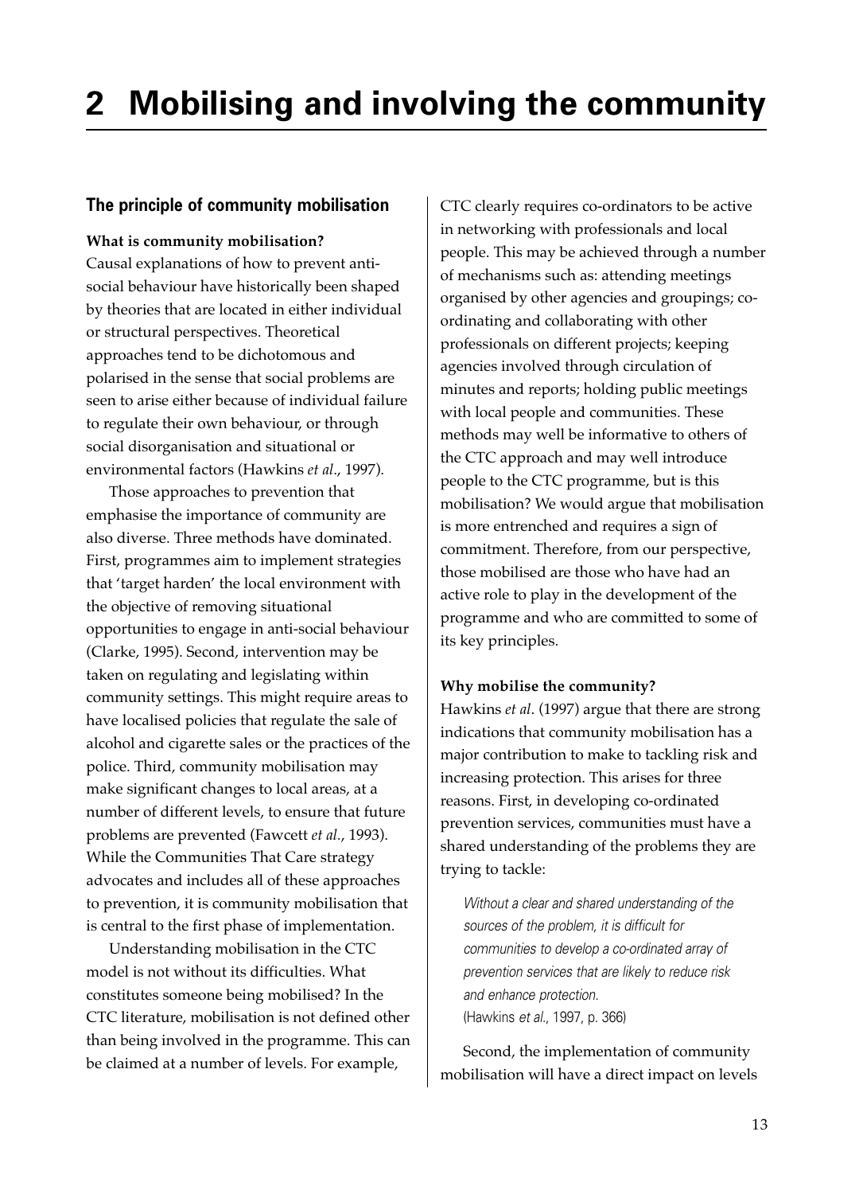# 2 Mobilising and involving the community

## The principle of community mobilisation

**What is community mobilisation?**

Causal explanations of how to prevent anti-social behaviour have historically been shaped by theories that are located in either individual or structural perspectives. Theoretical approaches tend to be dichotomous and polarised in the sense that social problems are seen to arise either because of individual failure to regulate their own behaviour, or through social disorganisation and situational or environmental factors (Hawkins *et al*., 1997).

Those approaches to prevention that emphasise the importance of community are also diverse. Three methods have dominated. First, programmes aim to implement strategies that 'target harden' the local environment with the objective of removing situational opportunities to engage in anti-social behaviour (Clarke, 1995). Second, intervention may be taken on regulating and legislating within community settings. This might require areas to have localised policies that regulate the sale of alcohol and cigarette sales or the practices of the police. Third, community mobilisation may make significant changes to local areas, at a number of different levels, to ensure that future problems are prevented (Fawcett *et al*., 1993). While the Communities That Care strategy advocates and includes all of these approaches to prevention, it is community mobilisation that is central to the first phase of implementation.

Understanding mobilisation in the CTC model is not without its difficulties. What constitutes someone being mobilised? In the CTC literature, mobilisation is not defined other than being involved in the programme. This can be claimed at a number of levels. For example, CTC clearly requires co-ordinators to be active in networking with professionals and local people. This may be achieved through a number of mechanisms such as: attending meetings organised by other agencies and groupings; co-ordinating and collaborating with other professionals on different projects; keeping agencies involved through circulation of minutes and reports; holding public meetings with local people and communities. These methods may well be informative to others of the CTC approach and may well introduce people to the CTC programme, but is this mobilisation? We would argue that mobilisation is more entrenched and requires a sign of commitment. Therefore, from our perspective, those mobilised are those who have had an active role to play in the development of the programme and who are committed to some of its key principles.

**Why mobilise the community?**

Hawkins *et al*. (1997) argue that there are strong indications that community mobilisation has a major contribution to make to tackling risk and increasing protection. This arises for three reasons. First, in developing co-ordinated prevention services, communities must have a shared understanding of the problems they are trying to tackle:

> *Without a clear and shared understanding of the sources of the problem, it is difficult for communities to develop a co-ordinated array of prevention services that are likely to reduce risk and enhance protection.*
> (Hawkins *et al*., 1997, p. 366)

Second, the implementation of community mobilisation will have a direct impact on levels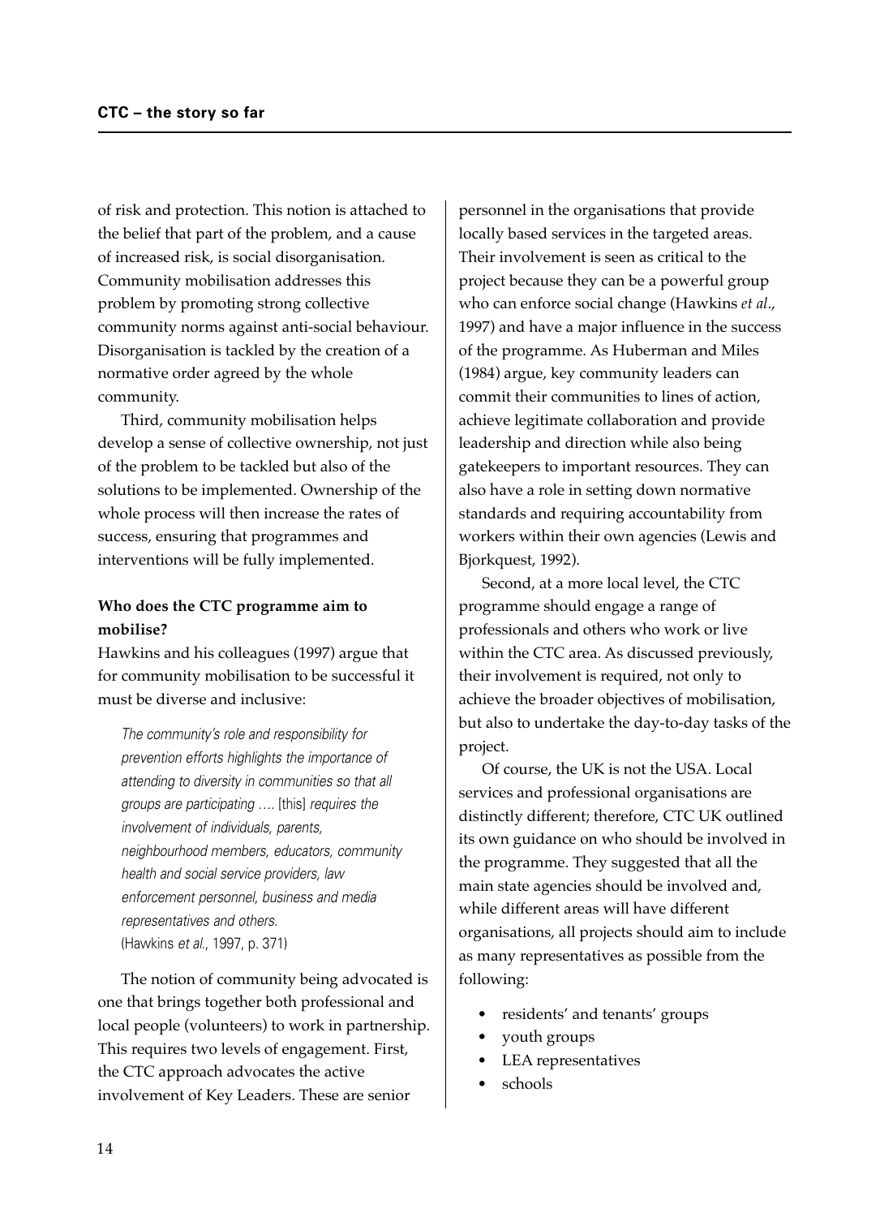of risk and protection. This notion is attached to the belief that part of the problem, and a cause of increased risk, is social disorganisation. Community mobilisation addresses this problem by promoting strong collective community norms against anti-social behaviour. Disorganisation is tackled by the creation of a normative order agreed by the whole community.

Third, community mobilisation helps develop a sense of collective ownership, not just of the problem to be tackled but also of the solutions to be implemented. Ownership of the whole process will then increase the rates of success, ensuring that programmes and interventions will be fully implemented.

**Who does the CTC programme aim to mobilise?**

Hawkins and his colleagues (1997) argue that for community mobilisation to be successful it must be diverse and inclusive:

> *The community's role and responsibility for prevention efforts highlights the importance of attending to diversity in communities so that all groups are participating ….* [this] *requires the involvement of individuals, parents, neighbourhood members, educators, community health and social service providers, law enforcement personnel, business and media representatives and others.*
> (Hawkins *et al.*, 1997, p. 371)

The notion of community being advocated is one that brings together both professional and local people (volunteers) to work in partnership. This requires two levels of engagement. First, the CTC approach advocates the active involvement of Key Leaders. These are senior personnel in the organisations that provide locally based services in the targeted areas. Their involvement is seen as critical to the project because they can be a powerful group who can enforce social change (Hawkins *et al*., 1997) and have a major influence in the success of the programme. As Huberman and Miles (1984) argue, key community leaders can commit their communities to lines of action, achieve legitimate collaboration and provide leadership and direction while also being gatekeepers to important resources. They can also have a role in setting down normative standards and requiring accountability from workers within their own agencies (Lewis and Bjorkquest, 1992).

Second, at a more local level, the CTC programme should engage a range of professionals and others who work or live within the CTC area. As discussed previously, their involvement is required, not only to achieve the broader objectives of mobilisation, but also to undertake the day-to-day tasks of the project.

Of course, the UK is not the USA. Local services and professional organisations are distinctly different; therefore, CTC UK outlined its own guidance on who should be involved in the programme. They suggested that all the main state agencies should be involved and, while different areas will have different organisations, all projects should aim to include as many representatives as possible from the following:

- residents' and tenants' groups
- youth groups
- LEA representatives
- schools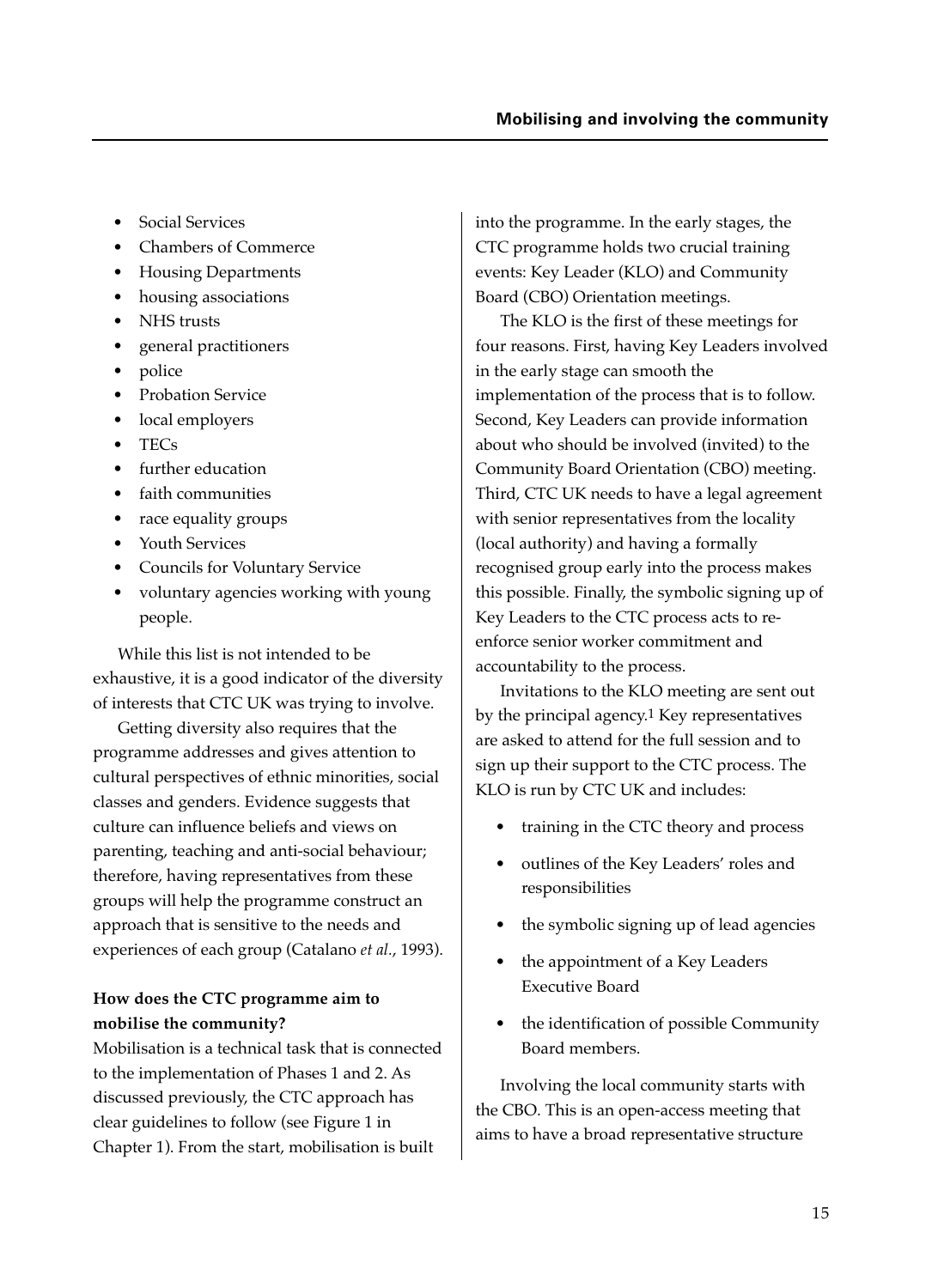- Social Services
- Chambers of Commerce
- Housing Departments
- housing associations
- NHS trusts
- general practitioners
- police
- Probation Service
- local employers
- TECs
- further education
- faith communities
- race equality groups
- Youth Services
- Councils for Voluntary Service
- voluntary agencies working with young people.

While this list is not intended to be exhaustive, it is a good indicator of the diversity of interests that CTC UK was trying to involve.

Getting diversity also requires that the programme addresses and gives attention to cultural perspectives of ethnic minorities, social classes and genders. Evidence suggests that culture can influence beliefs and views on parenting, teaching and anti-social behaviour; therefore, having representatives from these groups will help the programme construct an approach that is sensitive to the needs and experiences of each group (Catalano *et al.*, 1993).

**How does the CTC programme aim to mobilise the community?**

Mobilisation is a technical task that is connected to the implementation of Phases 1 and 2. As discussed previously, the CTC approach has clear guidelines to follow (see Figure 1 in Chapter 1). From the start, mobilisation is built into the programme. In the early stages, the CTC programme holds two crucial training events: Key Leader (KLO) and Community Board (CBO) Orientation meetings.

The KLO is the first of these meetings for four reasons. First, having Key Leaders involved in the early stage can smooth the implementation of the process that is to follow. Second, Key Leaders can provide information about who should be involved (invited) to the Community Board Orientation (CBO) meeting. Third, CTC UK needs to have a legal agreement with senior representatives from the locality (local authority) and having a formally recognised group early into the process makes this possible. Finally, the symbolic signing up of Key Leaders to the CTC process acts to re-enforce senior worker commitment and accountability to the process.

Invitations to the KLO meeting are sent out by the principal agency.[1] Key representatives are asked to attend for the full session and to sign up their support to the CTC process. The KLO is run by CTC UK and includes:

- training in the CTC theory and process
- outlines of the Key Leaders' roles and responsibilities
- the symbolic signing up of lead agencies
- the appointment of a Key Leaders Executive Board
- the identification of possible Community Board members.

Involving the local community starts with the CBO. This is an open-access meeting that aims to have a broad representative structure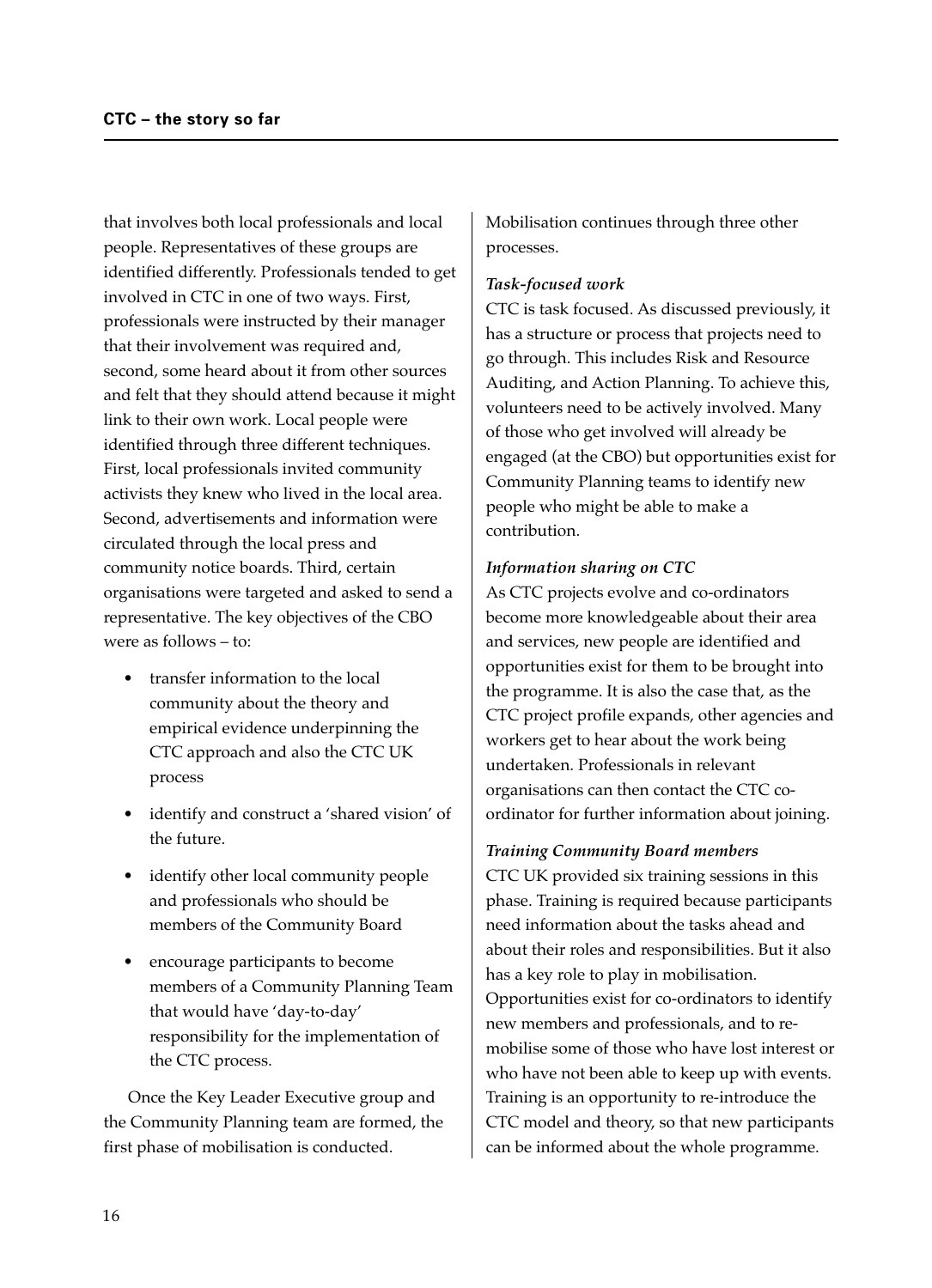that involves both local professionals and local people. Representatives of these groups are identified differently. Professionals tended to get involved in CTC in one of two ways. First, professionals were instructed by their manager that their involvement was required and, second, some heard about it from other sources and felt that they should attend because it might link to their own work. Local people were identified through three different techniques. First, local professionals invited community activists they knew who lived in the local area. Second, advertisements and information were circulated through the local press and community notice boards. Third, certain organisations were targeted and asked to send a representative. The key objectives of the CBO were as follows – to:

- transfer information to the local community about the theory and empirical evidence underpinning the CTC approach and also the CTC UK process
- identify and construct a 'shared vision' of the future.
- identify other local community people and professionals who should be members of the Community Board
- encourage participants to become members of a Community Planning Team that would have 'day-to-day' responsibility for the implementation of the CTC process.

Once the Key Leader Executive group and the Community Planning team are formed, the first phase of mobilisation is conducted.

Mobilisation continues through three other processes.

***Task-focused work***

CTC is task focused. As discussed previously, it has a structure or process that projects need to go through. This includes Risk and Resource Auditing, and Action Planning. To achieve this, volunteers need to be actively involved. Many of those who get involved will already be engaged (at the CBO) but opportunities exist for Community Planning teams to identify new people who might be able to make a contribution.

***Information sharing on CTC***

As CTC projects evolve and co-ordinators become more knowledgeable about their area and services, new people are identified and opportunities exist for them to be brought into the programme. It is also the case that, as the CTC project profile expands, other agencies and workers get to hear about the work being undertaken. Professionals in relevant organisations can then contact the CTC co-ordinator for further information about joining.

***Training Community Board members***

CTC UK provided six training sessions in this phase. Training is required because participants need information about the tasks ahead and about their roles and responsibilities. But it also has a key role to play in mobilisation. Opportunities exist for co-ordinators to identify new members and professionals, and to re-mobilise some of those who have lost interest or who have not been able to keep up with events. Training is an opportunity to re-introduce the CTC model and theory, so that new participants can be informed about the whole programme.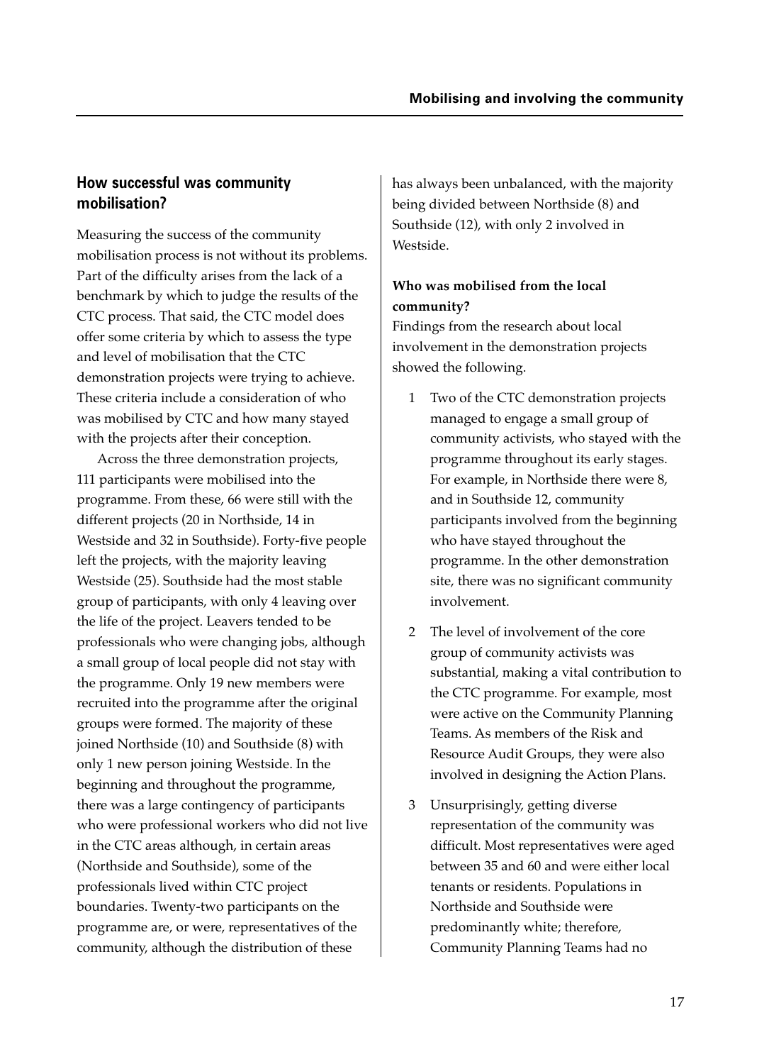## How successful was community mobilisation?

Measuring the success of the community mobilisation process is not without its problems. Part of the difficulty arises from the lack of a benchmark by which to judge the results of the CTC process. That said, the CTC model does offer some criteria by which to assess the type and level of mobilisation that the CTC demonstration projects were trying to achieve. These criteria include a consideration of who was mobilised by CTC and how many stayed with the projects after their conception.

Across the three demonstration projects, 111 participants were mobilised into the programme. From these, 66 were still with the different projects (20 in Northside, 14 in Westside and 32 in Southside). Forty-five people left the projects, with the majority leaving Westside (25). Southside had the most stable group of participants, with only 4 leaving over the life of the project. Leavers tended to be professionals who were changing jobs, although a small group of local people did not stay with the programme. Only 19 new members were recruited into the programme after the original groups were formed. The majority of these joined Northside (10) and Southside (8) with only 1 new person joining Westside. In the beginning and throughout the programme, there was a large contingency of participants who were professional workers who did not live in the CTC areas although, in certain areas (Northside and Southside), some of the professionals lived within CTC project boundaries. Twenty-two participants on the programme are, or were, representatives of the community, although the distribution of these has always been unbalanced, with the majority being divided between Northside (8) and Southside (12), with only 2 involved in Westside.

### Who was mobilised from the local community?

Findings from the research about local involvement in the demonstration projects showed the following.

1. Two of the CTC demonstration projects managed to engage a small group of community activists, who stayed with the programme throughout its early stages. For example, in Northside there were 8, and in Southside 12, community participants involved from the beginning who have stayed throughout the programme. In the other demonstration site, there was no significant community involvement.

2. The level of involvement of the core group of community activists was substantial, making a vital contribution to the CTC programme. For example, most were active on the Community Planning Teams. As members of the Risk and Resource Audit Groups, they were also involved in designing the Action Plans.

3. Unsurprisingly, getting diverse representation of the community was difficult. Most representatives were aged between 35 and 60 and were either local tenants or residents. Populations in Northside and Southside were predominantly white; therefore, Community Planning Teams had no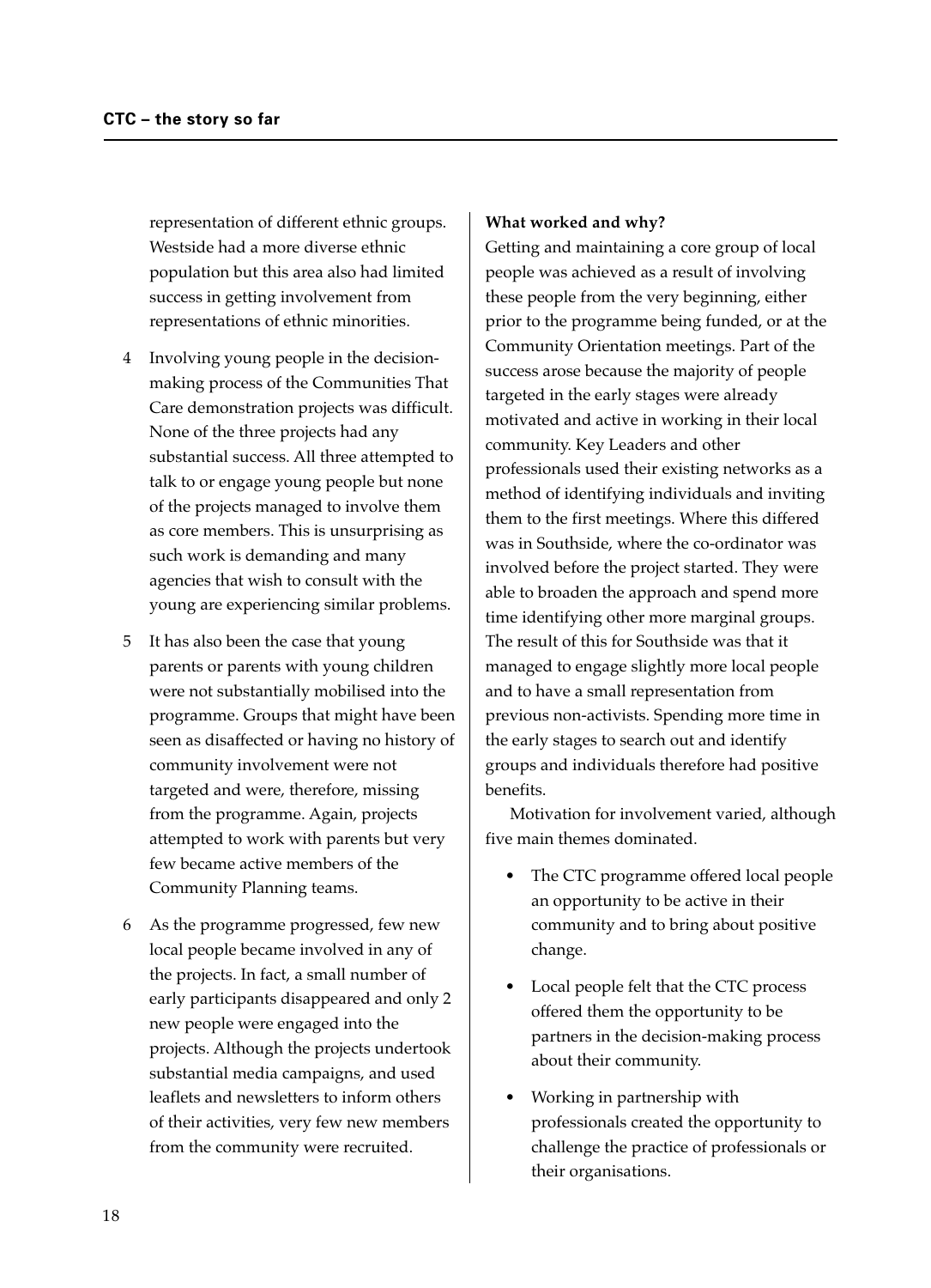representation of different ethnic groups. Westside had a more diverse ethnic population but this area also had limited success in getting involvement from representations of ethnic minorities.

4. Involving young people in the decision-making process of the Communities That Care demonstration projects was difficult. None of the three projects had any substantial success. All three attempted to talk to or engage young people but none of the projects managed to involve them as core members. This is unsurprising as such work is demanding and many agencies that wish to consult with the young are experiencing similar problems.

5. It has also been the case that young parents or parents with young children were not substantially mobilised into the programme. Groups that might have been seen as disaffected or having no history of community involvement were not targeted and were, therefore, missing from the programme. Again, projects attempted to work with parents but very few became active members of the Community Planning teams.

6. As the programme progressed, few new local people became involved in any of the projects. In fact, a small number of early participants disappeared and only 2 new people were engaged into the projects. Although the projects undertook substantial media campaigns, and used leaflets and newsletters to inform others of their activities, very few new members from the community were recruited.

**What worked and why?**

Getting and maintaining a core group of local people was achieved as a result of involving these people from the very beginning, either prior to the programme being funded, or at the Community Orientation meetings. Part of the success arose because the majority of people targeted in the early stages were already motivated and active in working in their local community. Key Leaders and other professionals used their existing networks as a method of identifying individuals and inviting them to the first meetings. Where this differed was in Southside, where the co-ordinator was involved before the project started. They were able to broaden the approach and spend more time identifying other more marginal groups. The result of this for Southside was that it managed to engage slightly more local people and to have a small representation from previous non-activists. Spending more time in the early stages to search out and identify groups and individuals therefore had positive benefits.

Motivation for involvement varied, although five main themes dominated.

- The CTC programme offered local people an opportunity to be active in their community and to bring about positive change.
- Local people felt that the CTC process offered them the opportunity to be partners in the decision-making process about their community.
- Working in partnership with professionals created the opportunity to challenge the practice of professionals or their organisations.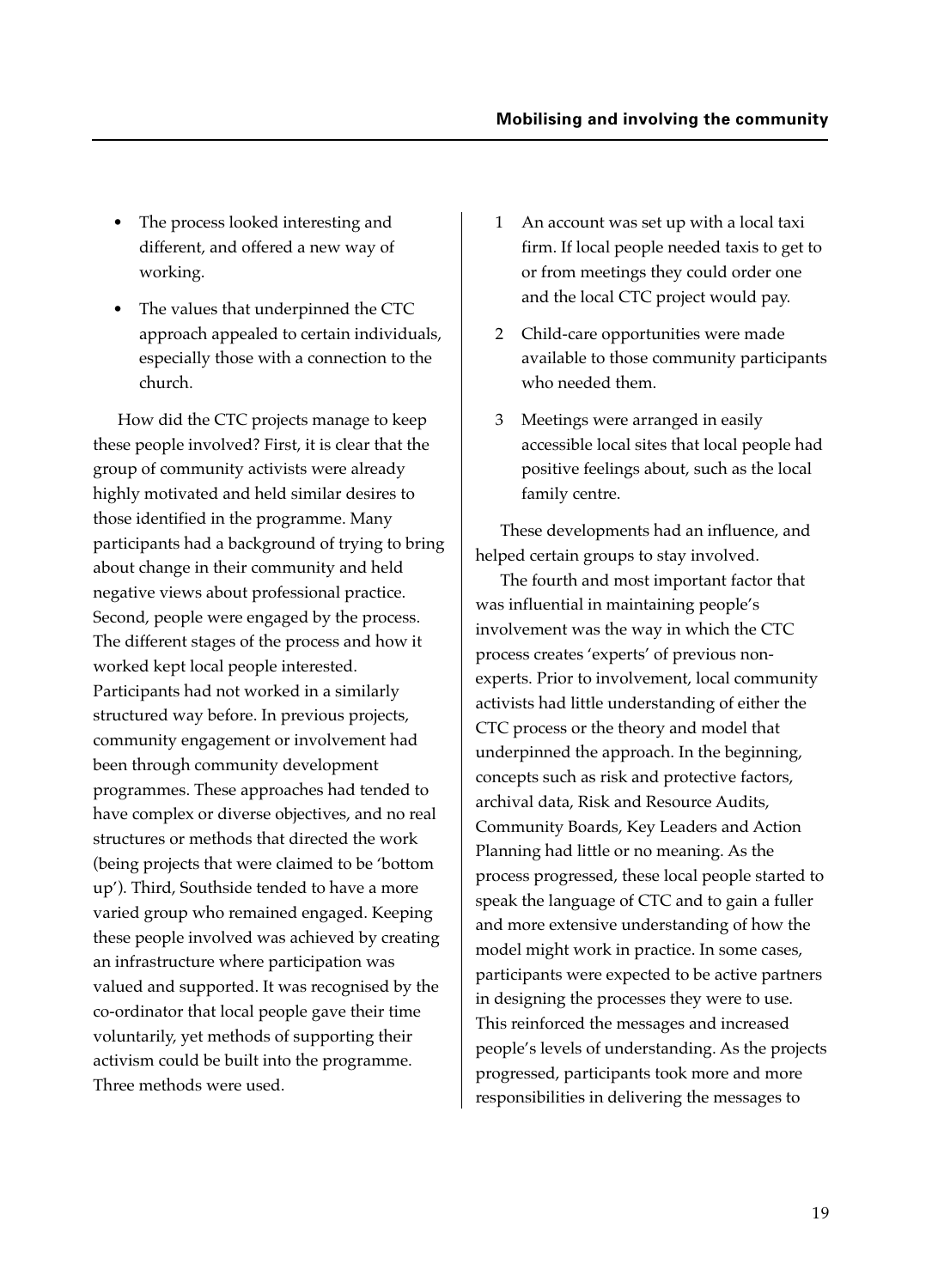- The process looked interesting and different, and offered a new way of working.
- The values that underpinned the CTC approach appealed to certain individuals, especially those with a connection to the church.

How did the CTC projects manage to keep these people involved? First, it is clear that the group of community activists were already highly motivated and held similar desires to those identified in the programme. Many participants had a background of trying to bring about change in their community and held negative views about professional practice. Second, people were engaged by the process. The different stages of the process and how it worked kept local people interested. Participants had not worked in a similarly structured way before. In previous projects, community engagement or involvement had been through community development programmes. These approaches had tended to have complex or diverse objectives, and no real structures or methods that directed the work (being projects that were claimed to be 'bottom up'). Third, Southside tended to have a more varied group who remained engaged. Keeping these people involved was achieved by creating an infrastructure where participation was valued and supported. It was recognised by the co-ordinator that local people gave their time voluntarily, yet methods of supporting their activism could be built into the programme. Three methods were used.

1. An account was set up with a local taxi firm. If local people needed taxis to get to or from meetings they could order one and the local CTC project would pay.
2. Child-care opportunities were made available to those community participants who needed them.
3. Meetings were arranged in easily accessible local sites that local people had positive feelings about, such as the local family centre.

These developments had an influence, and helped certain groups to stay involved.

The fourth and most important factor that was influential in maintaining people's involvement was the way in which the CTC process creates 'experts' of previous non-experts. Prior to involvement, local community activists had little understanding of either the CTC process or the theory and model that underpinned the approach. In the beginning, concepts such as risk and protective factors, archival data, Risk and Resource Audits, Community Boards, Key Leaders and Action Planning had little or no meaning. As the process progressed, these local people started to speak the language of CTC and to gain a fuller and more extensive understanding of how the model might work in practice. In some cases, participants were expected to be active partners in designing the processes they were to use. This reinforced the messages and increased people's levels of understanding. As the projects progressed, participants took more and more responsibilities in delivering the messages to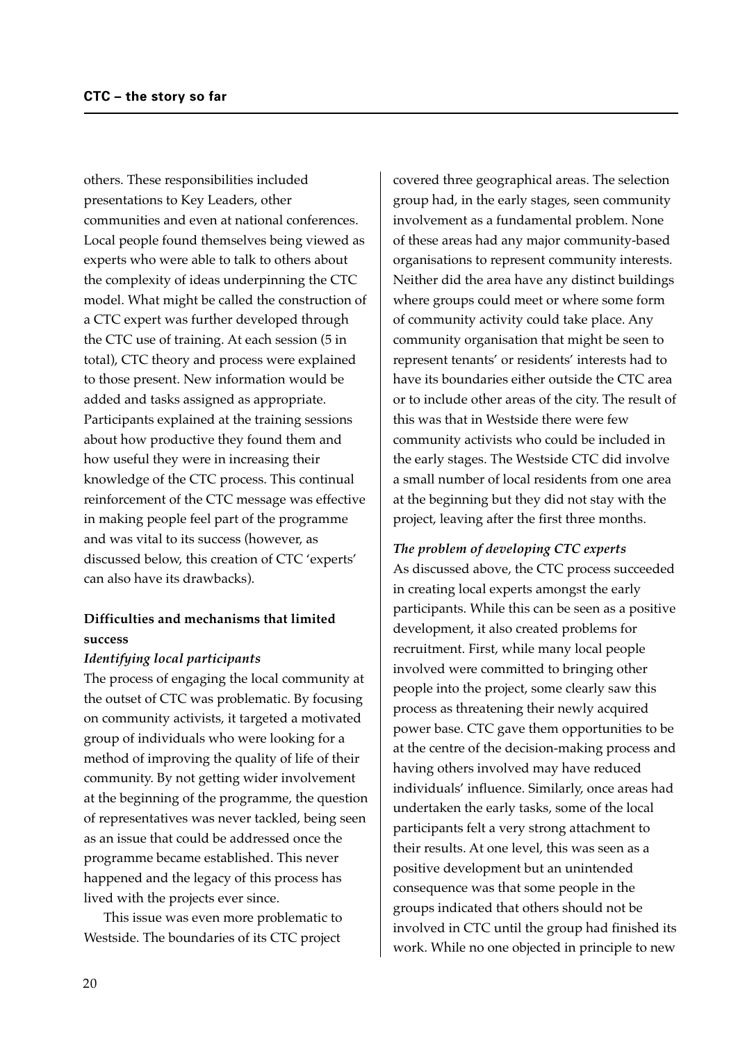others. These responsibilities included presentations to Key Leaders, other communities and even at national conferences. Local people found themselves being viewed as experts who were able to talk to others about the complexity of ideas underpinning the CTC model. What might be called the construction of a CTC expert was further developed through the CTC use of training. At each session (5 in total), CTC theory and process were explained to those present. New information would be added and tasks assigned as appropriate. Participants explained at the training sessions about how productive they found them and how useful they were in increasing their knowledge of the CTC process. This continual reinforcement of the CTC message was effective in making people feel part of the programme and was vital to its success (however, as discussed below, this creation of CTC 'experts' can also have its drawbacks).

### Difficulties and mechanisms that limited success

#### *Identifying local participants*

The process of engaging the local community at the outset of CTC was problematic. By focusing on community activists, it targeted a motivated group of individuals who were looking for a method of improving the quality of life of their community. By not getting wider involvement at the beginning of the programme, the question of representatives was never tackled, being seen as an issue that could be addressed once the programme became established. This never happened and the legacy of this process has lived with the projects ever since.

This issue was even more problematic to Westside. The boundaries of its CTC project covered three geographical areas. The selection group had, in the early stages, seen community involvement as a fundamental problem. None of these areas had any major community-based organisations to represent community interests. Neither did the area have any distinct buildings where groups could meet or where some form of community activity could take place. Any community organisation that might be seen to represent tenants' or residents' interests had to have its boundaries either outside the CTC area or to include other areas of the city. The result of this was that in Westside there were few community activists who could be included in the early stages. The Westside CTC did involve a small number of local residents from one area at the beginning but they did not stay with the project, leaving after the first three months.

#### *The problem of developing CTC experts*

As discussed above, the CTC process succeeded in creating local experts amongst the early participants. While this can be seen as a positive development, it also created problems for recruitment. First, while many local people involved were committed to bringing other people into the project, some clearly saw this process as threatening their newly acquired power base. CTC gave them opportunities to be at the centre of the decision-making process and having others involved may have reduced individuals' influence. Similarly, once areas had undertaken the early tasks, some of the local participants felt a very strong attachment to their results. At one level, this was seen as a positive development but an unintended consequence was that some people in the groups indicated that others should not be involved in CTC until the group had finished its work. While no one objected in principle to new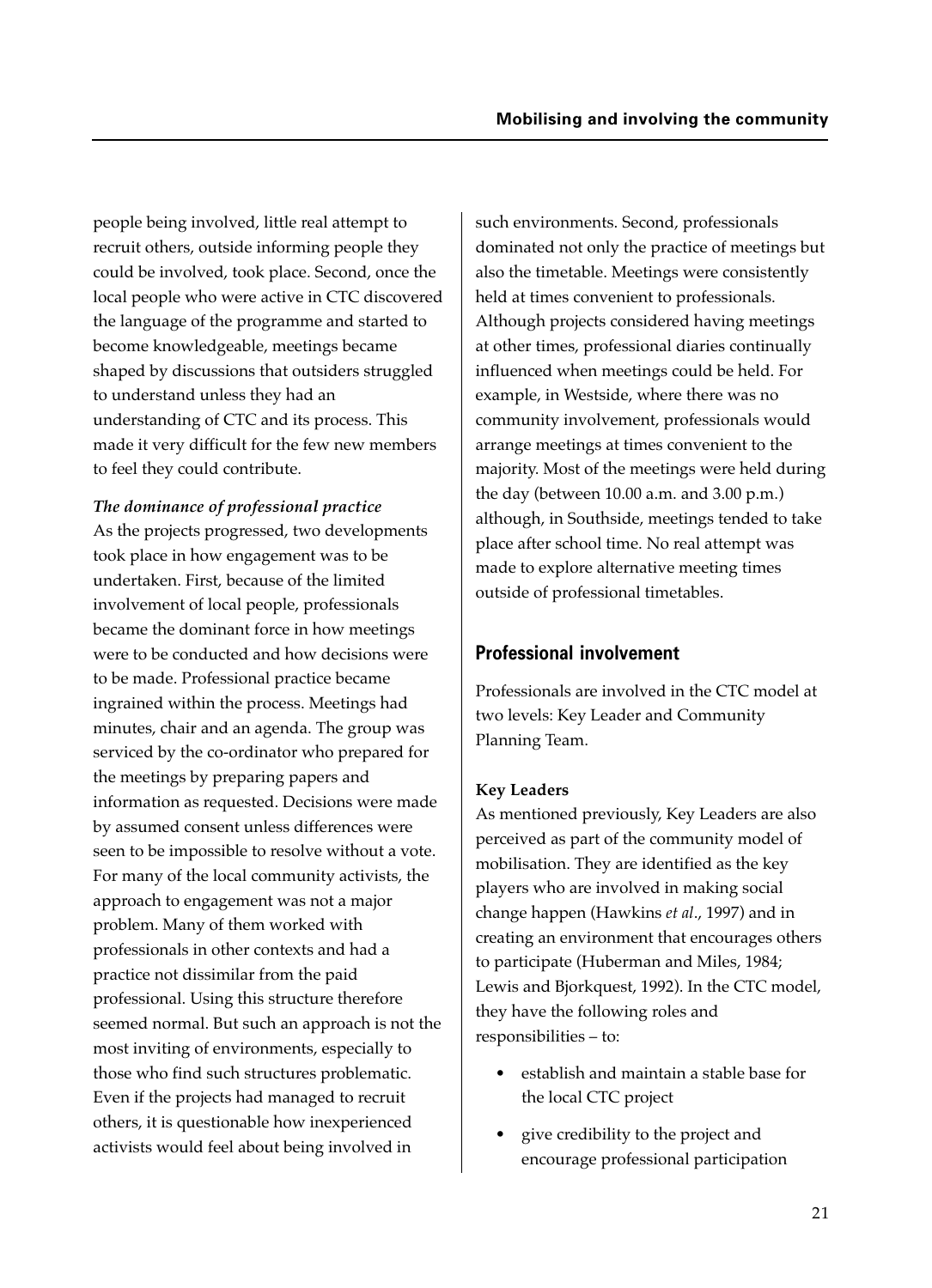people being involved, little real attempt to recruit others, outside informing people they could be involved, took place. Second, once the local people who were active in CTC discovered the language of the programme and started to become knowledgeable, meetings became shaped by discussions that outsiders struggled to understand unless they had an understanding of CTC and its process. This made it very difficult for the few new members to feel they could contribute.

***The dominance of professional practice***

As the projects progressed, two developments took place in how engagement was to be undertaken. First, because of the limited involvement of local people, professionals became the dominant force in how meetings were to be conducted and how decisions were to be made. Professional practice became ingrained within the process. Meetings had minutes, chair and an agenda. The group was serviced by the co-ordinator who prepared for the meetings by preparing papers and information as requested. Decisions were made by assumed consent unless differences were seen to be impossible to resolve without a vote. For many of the local community activists, the approach to engagement was not a major problem. Many of them worked with professionals in other contexts and had a practice not dissimilar from the paid professional. Using this structure therefore seemed normal. But such an approach is not the most inviting of environments, especially to those who find such structures problematic. Even if the projects had managed to recruit others, it is questionable how inexperienced activists would feel about being involved in such environments. Second, professionals dominated not only the practice of meetings but also the timetable. Meetings were consistently held at times convenient to professionals. Although projects considered having meetings at other times, professional diaries continually influenced when meetings could be held. For example, in Westside, where there was no community involvement, professionals would arrange meetings at times convenient to the majority. Most of the meetings were held during the day (between 10.00 a.m. and 3.00 p.m.) although, in Southside, meetings tended to take place after school time. No real attempt was made to explore alternative meeting times outside of professional timetables.

## Professional involvement

Professionals are involved in the CTC model at two levels: Key Leader and Community Planning Team.

**Key Leaders**

As mentioned previously, Key Leaders are also perceived as part of the community model of mobilisation. They are identified as the key players who are involved in making social change happen (Hawkins *et al*., 1997) and in creating an environment that encourages others to participate (Huberman and Miles, 1984; Lewis and Bjorkquest, 1992). In the CTC model, they have the following roles and responsibilities – to:

- establish and maintain a stable base for the local CTC project
- give credibility to the project and encourage professional participation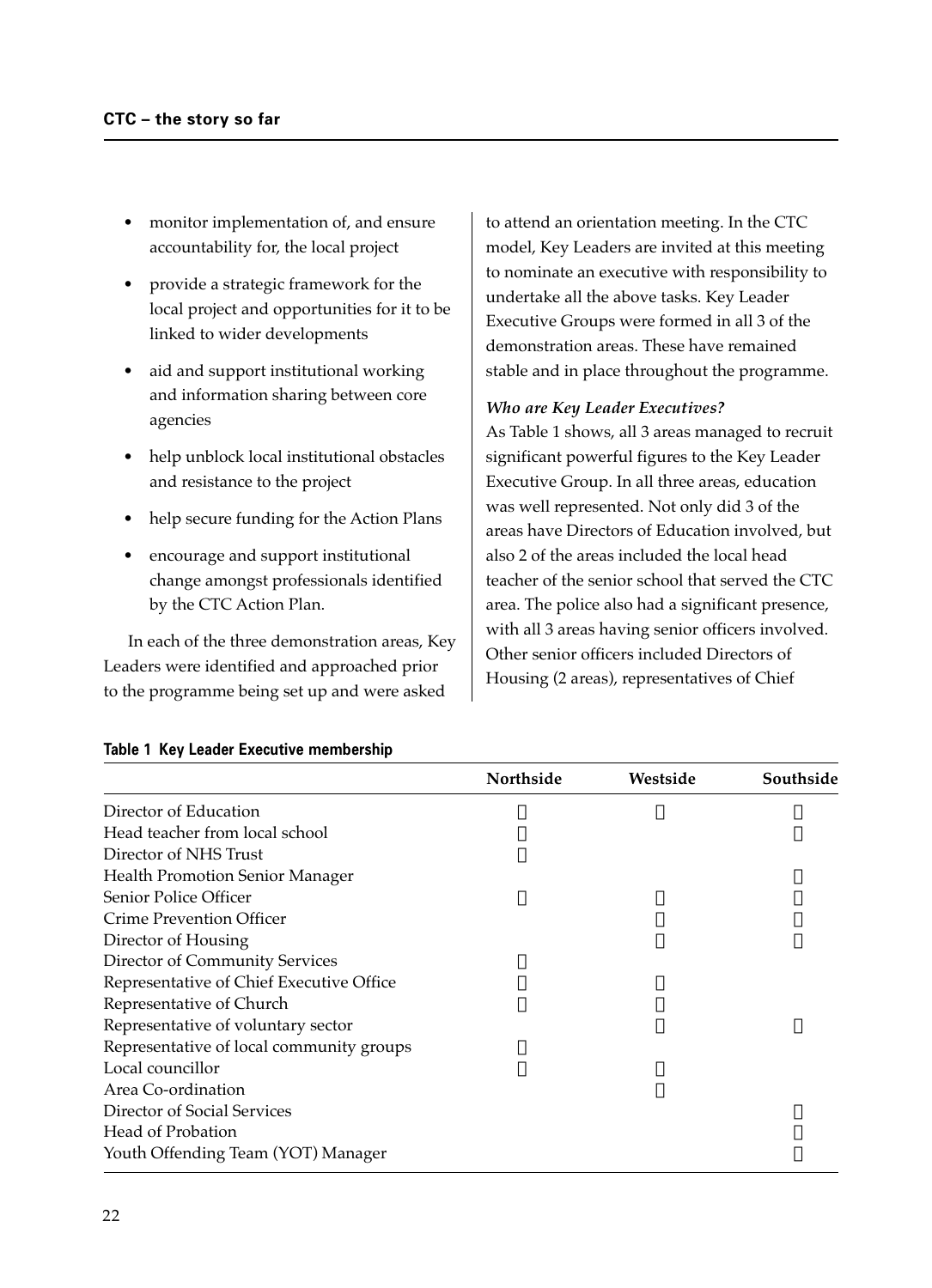- monitor implementation of, and ensure accountability for, the local project
- provide a strategic framework for the local project and opportunities for it to be linked to wider developments
- aid and support institutional working and information sharing between core agencies
- help unblock local institutional obstacles and resistance to the project
- help secure funding for the Action Plans
- encourage and support institutional change amongst professionals identified by the CTC Action Plan.

In each of the three demonstration areas, Key Leaders were identified and approached prior to the programme being set up and were asked to attend an orientation meeting. In the CTC model, Key Leaders are invited at this meeting to nominate an executive with responsibility to undertake all the above tasks. Key Leader Executive Groups were formed in all 3 of the demonstration areas. These have remained stable and in place throughout the programme.

***Who are Key Leader Executives?***

As Table 1 shows, all 3 areas managed to recruit significant powerful figures to the Key Leader Executive Group. In all three areas, education was well represented. Not only did 3 of the areas have Directors of Education involved, but also 2 of the areas included the local head teacher of the senior school that served the CTC area. The police also had a significant presence, with all 3 areas having senior officers involved. Other senior officers included Directors of Housing (2 areas), representatives of Chief

**Table 1 Key Leader Executive membership**

| | Northside | Westside | Southside |
|---|---|---|---|
| Director of Education | ✓ | ✓ | ✓ |
| Head teacher from local school | ✓ | | ✓ |
| Director of NHS Trust | ✓ | | |
| Health Promotion Senior Manager | | | ✓ |
| Senior Police Officer | ✓ | ✓ | ✓ |
| Crime Prevention Officer | | ✓ | ✓ |
| Director of Housing | | ✓ | ✓ |
| Director of Community Services | ✓ | | |
| Representative of Chief Executive Office | ✓ | ✓ | |
| Representative of Church | ✓ | ✓ | |
| Representative of voluntary sector | | ✓ | ✓ |
| Representative of local community groups | ✓ | | |
| Local councillor | ✓ | ✓ | |
| Area Co-ordination | | ✓ | |
| Director of Social Services | | | ✓ |
| Head of Probation | | | ✓ |
| Youth Offending Team (YOT) Manager | | | ✓ |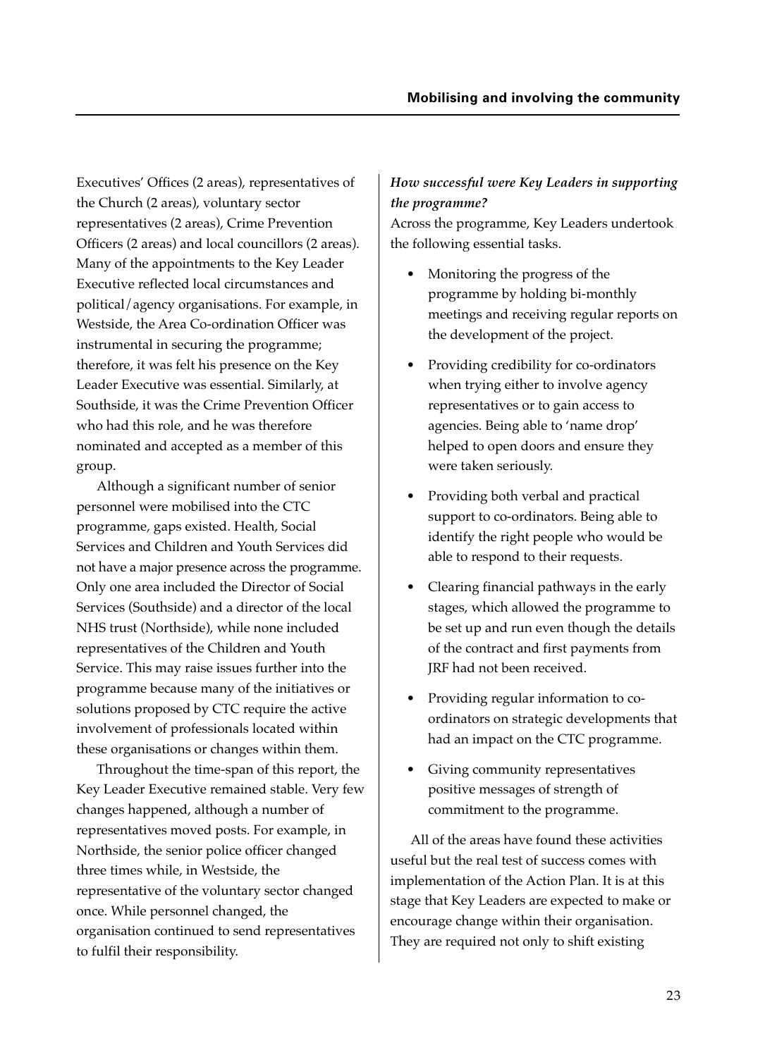Executives' Offices (2 areas), representatives of the Church (2 areas), voluntary sector representatives (2 areas), Crime Prevention Officers (2 areas) and local councillors (2 areas). Many of the appointments to the Key Leader Executive reflected local circumstances and political/agency organisations. For example, in Westside, the Area Co-ordination Officer was instrumental in securing the programme; therefore, it was felt his presence on the Key Leader Executive was essential. Similarly, at Southside, it was the Crime Prevention Officer who had this role, and he was therefore nominated and accepted as a member of this group.

Although a significant number of senior personnel were mobilised into the CTC programme, gaps existed. Health, Social Services and Children and Youth Services did not have a major presence across the programme. Only one area included the Director of Social Services (Southside) and a director of the local NHS trust (Northside), while none included representatives of the Children and Youth Service. This may raise issues further into the programme because many of the initiatives or solutions proposed by CTC require the active involvement of professionals located within these organisations or changes within them.

Throughout the time-span of this report, the Key Leader Executive remained stable. Very few changes happened, although a number of representatives moved posts. For example, in Northside, the senior police officer changed three times while, in Westside, the representative of the voluntary sector changed once. While personnel changed, the organisation continued to send representatives to fulfil their responsibility.

***How successful were Key Leaders in supporting the programme?***

Across the programme, Key Leaders undertook the following essential tasks.

- Monitoring the progress of the programme by holding bi-monthly meetings and receiving regular reports on the development of the project.
- Providing credibility for co-ordinators when trying either to involve agency representatives or to gain access to agencies. Being able to 'name drop' helped to open doors and ensure they were taken seriously.
- Providing both verbal and practical support to co-ordinators. Being able to identify the right people who would be able to respond to their requests.
- Clearing financial pathways in the early stages, which allowed the programme to be set up and run even though the details of the contract and first payments from JRF had not been received.
- Providing regular information to co-ordinators on strategic developments that had an impact on the CTC programme.
- Giving community representatives positive messages of strength of commitment to the programme.

All of the areas have found these activities useful but the real test of success comes with implementation of the Action Plan. It is at this stage that Key Leaders are expected to make or encourage change within their organisation. They are required not only to shift existing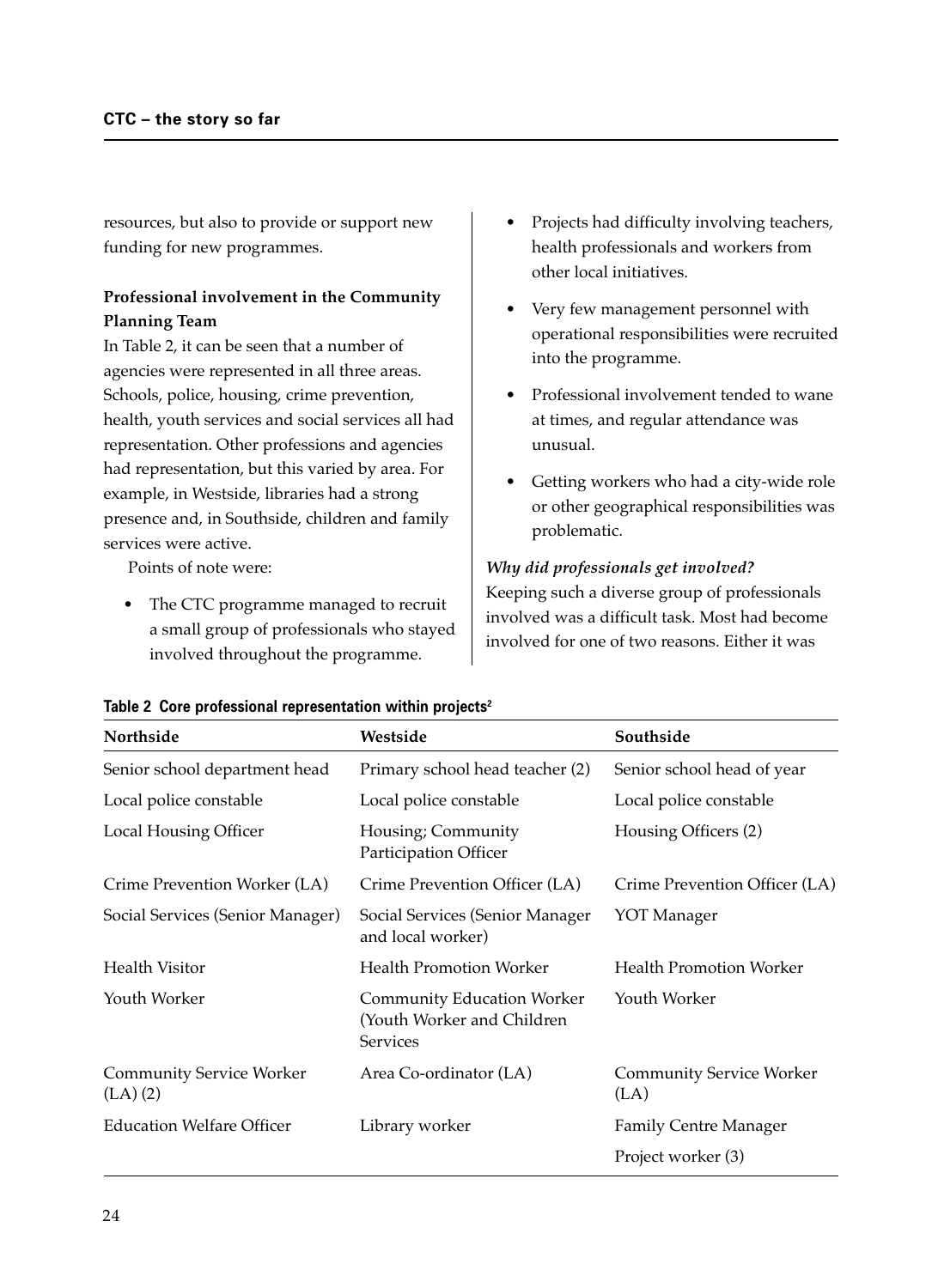resources, but also to provide or support new funding for new programmes.

**Professional involvement in the Community Planning Team**

In Table 2, it can be seen that a number of agencies were represented in all three areas. Schools, police, housing, crime prevention, health, youth services and social services all had representation. Other professions and agencies had representation, but this varied by area. For example, in Westside, libraries had a strong presence and, in Southside, children and family services were active.

Points of note were:

- The CTC programme managed to recruit a small group of professionals who stayed involved throughout the programme.
- Projects had difficulty involving teachers, health professionals and workers from other local initiatives.
- Very few management personnel with operational responsibilities were recruited into the programme.
- Professional involvement tended to wane at times, and regular attendance was unusual.
- Getting workers who had a city-wide role or other geographical responsibilities was problematic.

***Why did professionals get involved?***

Keeping such a diverse group of professionals involved was a difficult task. Most had become involved for one of two reasons. Either it was

**Table 2 Core professional representation within projects[2]**

| Northside | Westside | Southside |
|---|---|---|
| Senior school department head | Primary school head teacher (2) | Senior school head of year |
| Local police constable | Local police constable | Local police constable |
| Local Housing Officer | Housing; Community Participation Officer | Housing Officers (2) |
| Crime Prevention Worker (LA) | Crime Prevention Officer (LA) | Crime Prevention Officer (LA) |
| Social Services (Senior Manager) | Social Services (Senior Manager and local worker) | YOT Manager |
| Health Visitor | Health Promotion Worker | Health Promotion Worker |
| Youth Worker | Community Education Worker (Youth Worker and Children Services | Youth Worker |
| Community Service Worker (LA) (2) | Area Co-ordinator (LA) | Community Service Worker (LA) |
| Education Welfare Officer | Library worker | Family Centre Manager |
| | | Project worker (3) |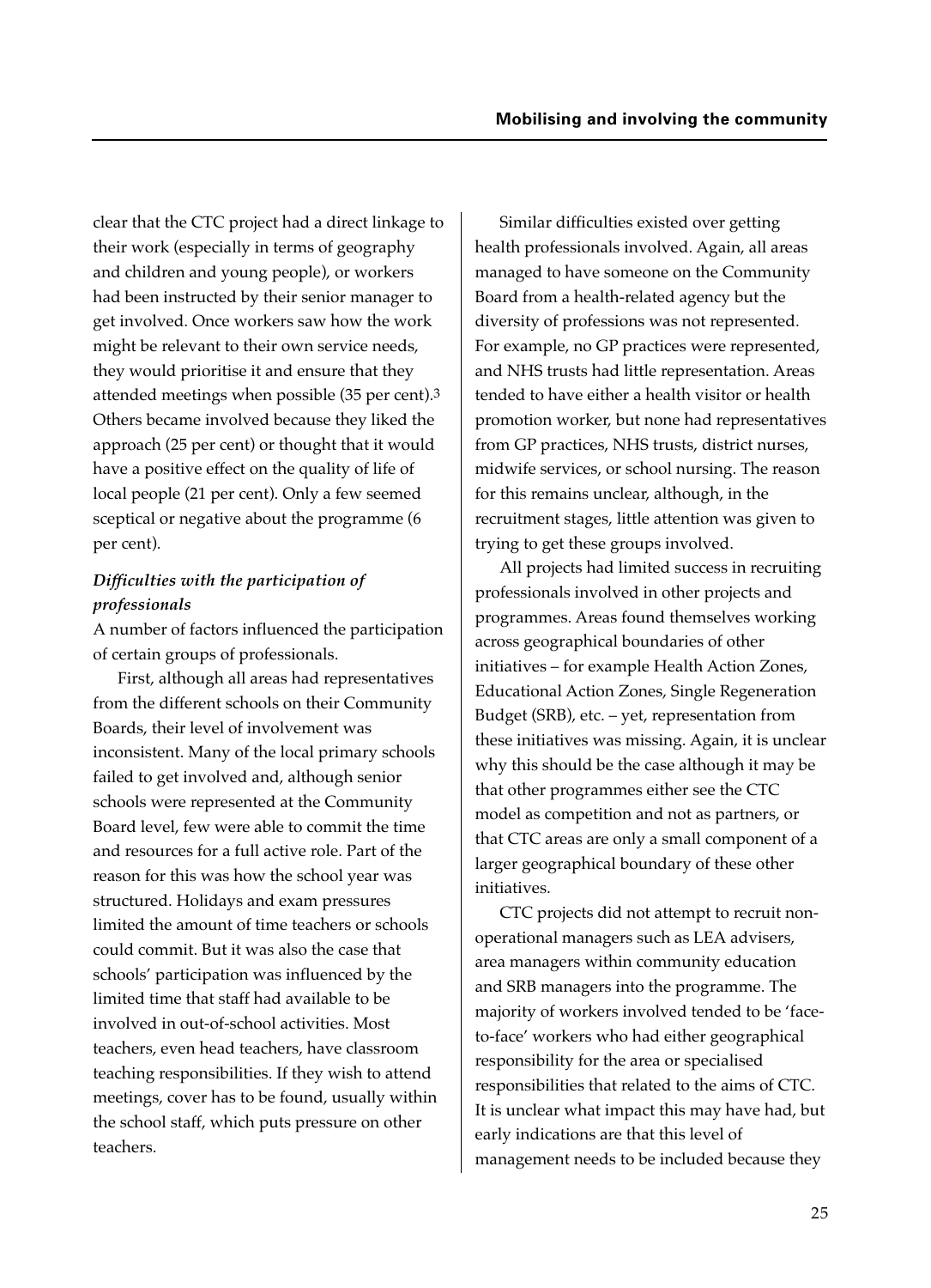clear that the CTC project had a direct linkage to their work (especially in terms of geography and children and young people), or workers had been instructed by their senior manager to get involved. Once workers saw how the work might be relevant to their own service needs, they would prioritise it and ensure that they attended meetings when possible (35 per cent).[3] Others became involved because they liked the approach (25 per cent) or thought that it would have a positive effect on the quality of life of local people (21 per cent). Only a few seemed sceptical or negative about the programme (6 per cent).

***Difficulties with the participation of professionals***

A number of factors influenced the participation of certain groups of professionals.

First, although all areas had representatives from the different schools on their Community Boards, their level of involvement was inconsistent. Many of the local primary schools failed to get involved and, although senior schools were represented at the Community Board level, few were able to commit the time and resources for a full active role. Part of the reason for this was how the school year was structured. Holidays and exam pressures limited the amount of time teachers or schools could commit. But it was also the case that schools' participation was influenced by the limited time that staff had available to be involved in out-of-school activities. Most teachers, even head teachers, have classroom teaching responsibilities. If they wish to attend meetings, cover has to be found, usually within the school staff, which puts pressure on other teachers.

Similar difficulties existed over getting health professionals involved. Again, all areas managed to have someone on the Community Board from a health-related agency but the diversity of professions was not represented. For example, no GP practices were represented, and NHS trusts had little representation. Areas tended to have either a health visitor or health promotion worker, but none had representatives from GP practices, NHS trusts, district nurses, midwife services, or school nursing. The reason for this remains unclear, although, in the recruitment stages, little attention was given to trying to get these groups involved.

All projects had limited success in recruiting professionals involved in other projects and programmes. Areas found themselves working across geographical boundaries of other initiatives – for example Health Action Zones, Educational Action Zones, Single Regeneration Budget (SRB), etc. – yet, representation from these initiatives was missing. Again, it is unclear why this should be the case although it may be that other programmes either see the CTC model as competition and not as partners, or that CTC areas are only a small component of a larger geographical boundary of these other initiatives.

CTC projects did not attempt to recruit non-operational managers such as LEA advisers, area managers within community education and SRB managers into the programme. The majority of workers involved tended to be 'face-to-face' workers who had either geographical responsibility for the area or specialised responsibilities that related to the aims of CTC. It is unclear what impact this may have had, but early indications are that this level of management needs to be included because they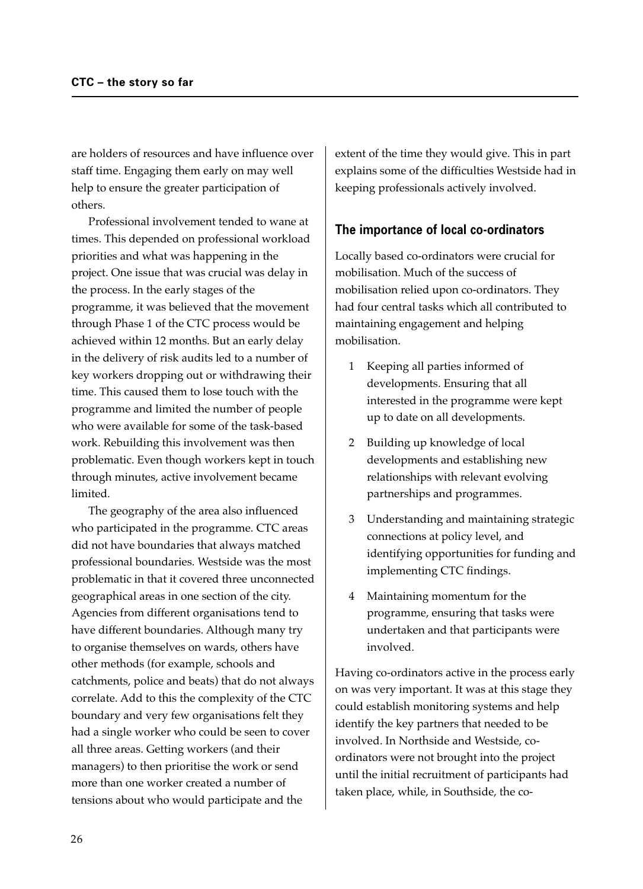are holders of resources and have influence over staff time. Engaging them early on may well help to ensure the greater participation of others.

Professional involvement tended to wane at times. This depended on professional workload priorities and what was happening in the project. One issue that was crucial was delay in the process. In the early stages of the programme, it was believed that the movement through Phase 1 of the CTC process would be achieved within 12 months. But an early delay in the delivery of risk audits led to a number of key workers dropping out or withdrawing their time. This caused them to lose touch with the programme and limited the number of people who were available for some of the task-based work. Rebuilding this involvement was then problematic. Even though workers kept in touch through minutes, active involvement became limited.

The geography of the area also influenced who participated in the programme. CTC areas did not have boundaries that always matched professional boundaries. Westside was the most problematic in that it covered three unconnected geographical areas in one section of the city. Agencies from different organisations tend to have different boundaries. Although many try to organise themselves on wards, others have other methods (for example, schools and catchments, police and beats) that do not always correlate. Add to this the complexity of the CTC boundary and very few organisations felt they had a single worker who could be seen to cover all three areas. Getting workers (and their managers) to then prioritise the work or send more than one worker created a number of tensions about who would participate and the extent of the time they would give. This in part explains some of the difficulties Westside had in keeping professionals actively involved.

## The importance of local co-ordinators

Locally based co-ordinators were crucial for mobilisation. Much of the success of mobilisation relied upon co-ordinators. They had four central tasks which all contributed to maintaining engagement and helping mobilisation.

1. Keeping all parties informed of developments. Ensuring that all interested in the programme were kept up to date on all developments.
2. Building up knowledge of local developments and establishing new relationships with relevant evolving partnerships and programmes.
3. Understanding and maintaining strategic connections at policy level, and identifying opportunities for funding and implementing CTC findings.
4. Maintaining momentum for the programme, ensuring that tasks were undertaken and that participants were involved.

Having co-ordinators active in the process early on was very important. It was at this stage they could establish monitoring systems and help identify the key partners that needed to be involved. In Northside and Westside, co-ordinators were not brought into the project until the initial recruitment of participants had taken place, while, in Southside, the co-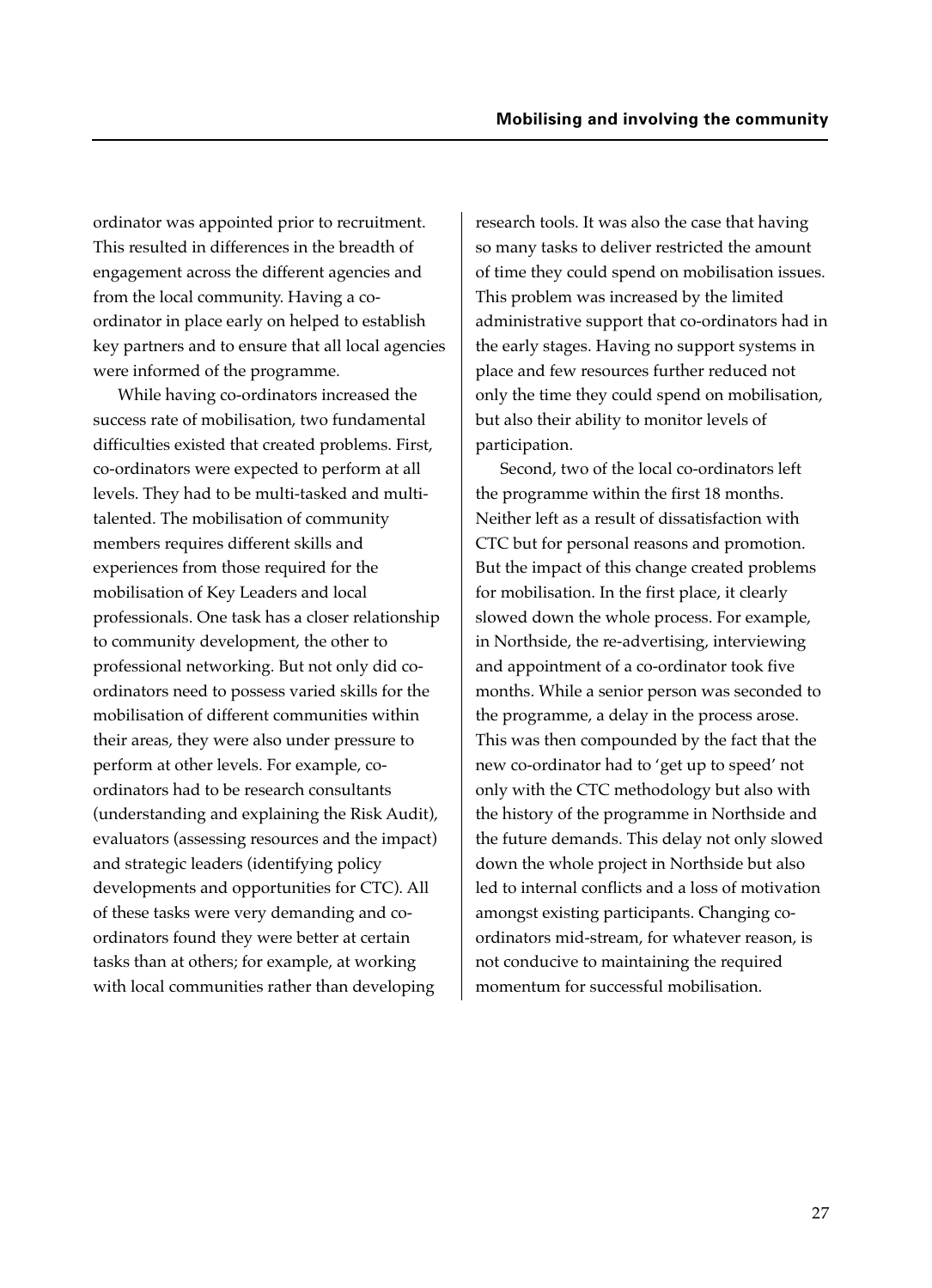ordinator was appointed prior to recruitment. This resulted in differences in the breadth of engagement across the different agencies and from the local community. Having a co-ordinator in place early on helped to establish key partners and to ensure that all local agencies were informed of the programme.

While having co-ordinators increased the success rate of mobilisation, two fundamental difficulties existed that created problems. First, co-ordinators were expected to perform at all levels. They had to be multi-tasked and multi-talented. The mobilisation of community members requires different skills and experiences from those required for the mobilisation of Key Leaders and local professionals. One task has a closer relationship to community development, the other to professional networking. But not only did co-ordinators need to possess varied skills for the mobilisation of different communities within their areas, they were also under pressure to perform at other levels. For example, co-ordinators had to be research consultants (understanding and explaining the Risk Audit), evaluators (assessing resources and the impact) and strategic leaders (identifying policy developments and opportunities for CTC). All of these tasks were very demanding and co-ordinators found they were better at certain tasks than at others; for example, at working with local communities rather than developing research tools. It was also the case that having so many tasks to deliver restricted the amount of time they could spend on mobilisation issues. This problem was increased by the limited administrative support that co-ordinators had in the early stages. Having no support systems in place and few resources further reduced not only the time they could spend on mobilisation, but also their ability to monitor levels of participation.

Second, two of the local co-ordinators left the programme within the first 18 months. Neither left as a result of dissatisfaction with CTC but for personal reasons and promotion. But the impact of this change created problems for mobilisation. In the first place, it clearly slowed down the whole process. For example, in Northside, the re-advertising, interviewing and appointment of a co-ordinator took five months. While a senior person was seconded to the programme, a delay in the process arose. This was then compounded by the fact that the new co-ordinator had to 'get up to speed' not only with the CTC methodology but also with the history of the programme in Northside and the future demands. This delay not only slowed down the whole project in Northside but also led to internal conflicts and a loss of motivation amongst existing participants. Changing co-ordinators mid-stream, for whatever reason, is not conducive to maintaining the required momentum for successful mobilisation.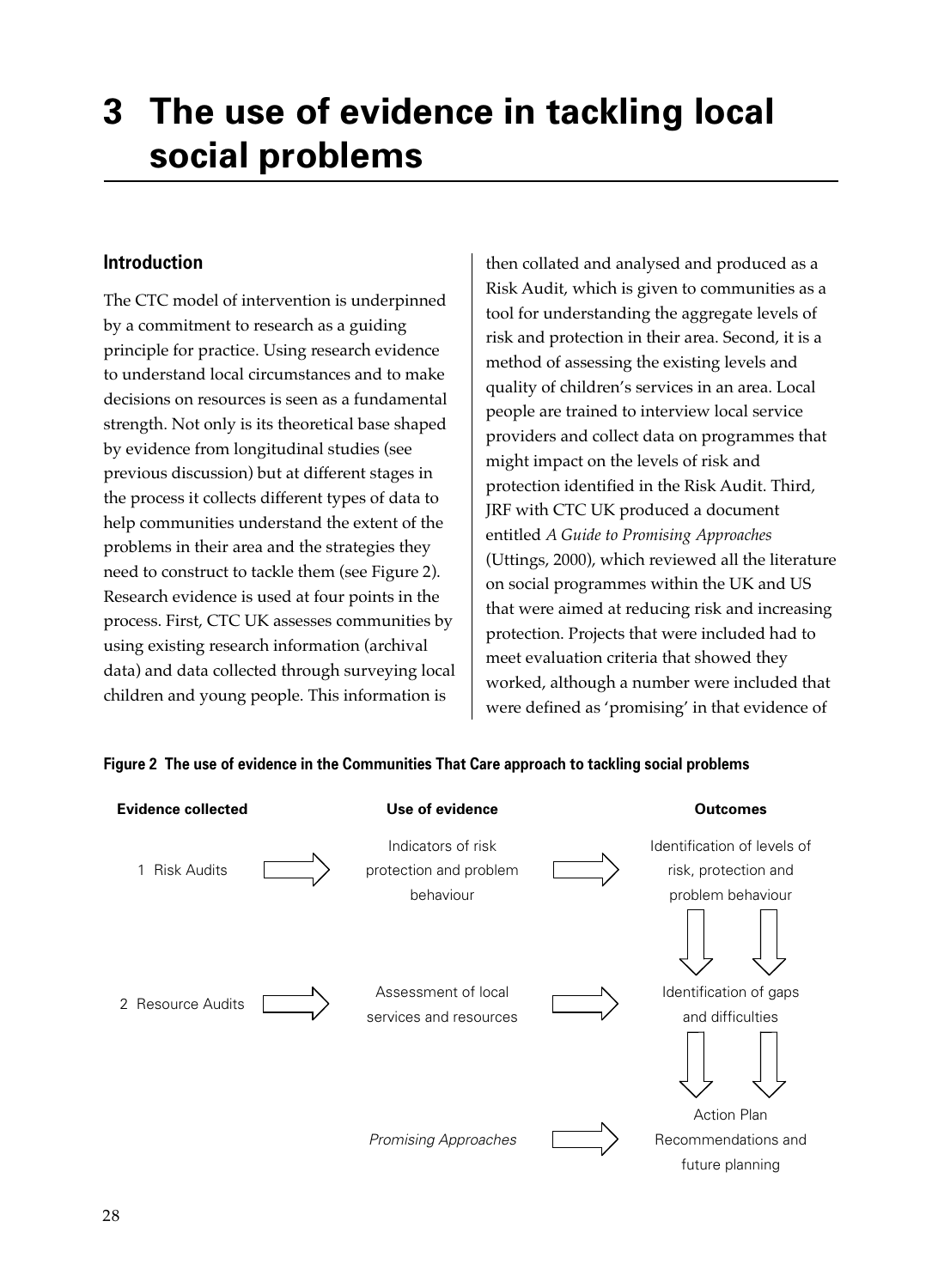# 3 The use of evidence in tackling local social problems

## Introduction

The CTC model of intervention is underpinned by a commitment to research as a guiding principle for practice. Using research evidence to understand local circumstances and to make decisions on resources is seen as a fundamental strength. Not only is its theoretical base shaped by evidence from longitudinal studies (see previous discussion) but at different stages in the process it collects different types of data to help communities understand the extent of the problems in their area and the strategies they need to construct to tackle them (see Figure 2). Research evidence is used at four points in the process. First, CTC UK assesses communities by using existing research information (archival data) and data collected through surveying local children and young people. This information is then collated and analysed and produced as a Risk Audit, which is given to communities as a tool for understanding the aggregate levels of risk and protection in their area. Second, it is a method of assessing the existing levels and quality of children's services in an area. Local people are trained to interview local service providers and collect data on programmes that might impact on the levels of risk and protection identified in the Risk Audit. Third, JRF with CTC UK produced a document entitled *A Guide to Promising Approaches* (Uttings, 2000), which reviewed all the literature on social programmes within the UK and US that were aimed at reducing risk and increasing protection. Projects that were included had to meet evaluation criteria that showed they worked, although a number were included that were defined as 'promising' in that evidence of

**Figure 2 The use of evidence in the Communities That Care approach to tackling social problems**

| Evidence collected | | Use of evidence | | Outcomes |
|---|---|---|---|---|
| 1 Risk Audits | ⇨ | Indicators of risk protection and problem behaviour | ⇨ | Identification of levels of risk, protection and problem behaviour |
| | | | | ⇩ ⇩ |
| 2 Resource Audits | ⇨ | Assessment of local services and resources | ⇨ | Identification of gaps and difficulties |
| | | | | ⇩ ⇩ |
| | | *Promising Approaches* | ⇨ | Action Plan Recommendations and future planning |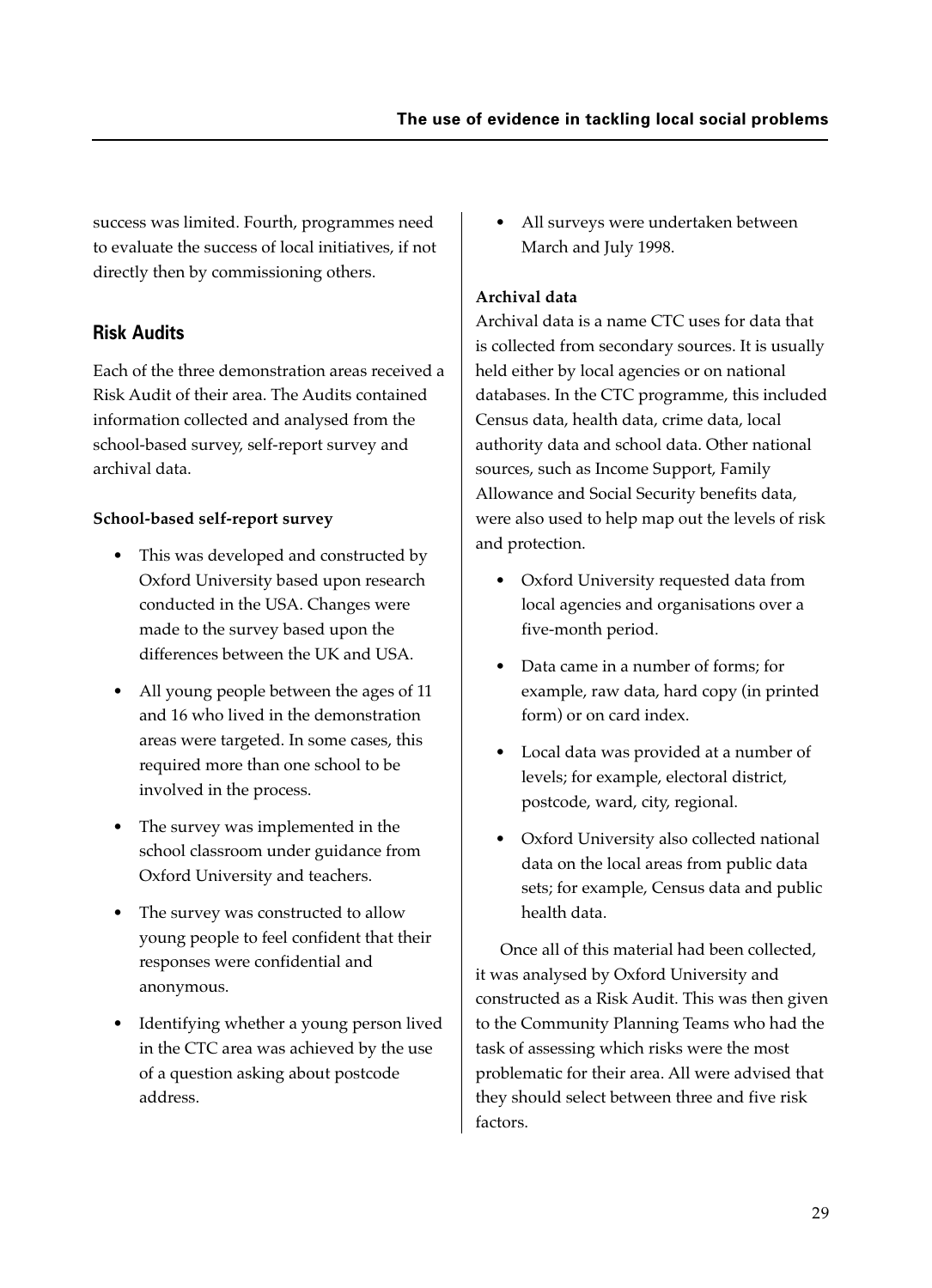success was limited. Fourth, programmes need to evaluate the success of local initiatives, if not directly then by commissioning others.

## Risk Audits

Each of the three demonstration areas received a Risk Audit of their area. The Audits contained information collected and analysed from the school-based survey, self-report survey and archival data.

**School-based self-report survey**

- This was developed and constructed by Oxford University based upon research conducted in the USA. Changes were made to the survey based upon the differences between the UK and USA.
- All young people between the ages of 11 and 16 who lived in the demonstration areas were targeted. In some cases, this required more than one school to be involved in the process.
- The survey was implemented in the school classroom under guidance from Oxford University and teachers.
- The survey was constructed to allow young people to feel confident that their responses were confidential and anonymous.
- Identifying whether a young person lived in the CTC area was achieved by the use of a question asking about postcode address.
- All surveys were undertaken between March and July 1998.

**Archival data**

Archival data is a name CTC uses for data that is collected from secondary sources. It is usually held either by local agencies or on national databases. In the CTC programme, this included Census data, health data, crime data, local authority data and school data. Other national sources, such as Income Support, Family Allowance and Social Security benefits data, were also used to help map out the levels of risk and protection.

- Oxford University requested data from local agencies and organisations over a five-month period.
- Data came in a number of forms; for example, raw data, hard copy (in printed form) or on card index.
- Local data was provided at a number of levels; for example, electoral district, postcode, ward, city, regional.
- Oxford University also collected national data on the local areas from public data sets; for example, Census data and public health data.

Once all of this material had been collected, it was analysed by Oxford University and constructed as a Risk Audit. This was then given to the Community Planning Teams who had the task of assessing which risks were the most problematic for their area. All were advised that they should select between three and five risk factors.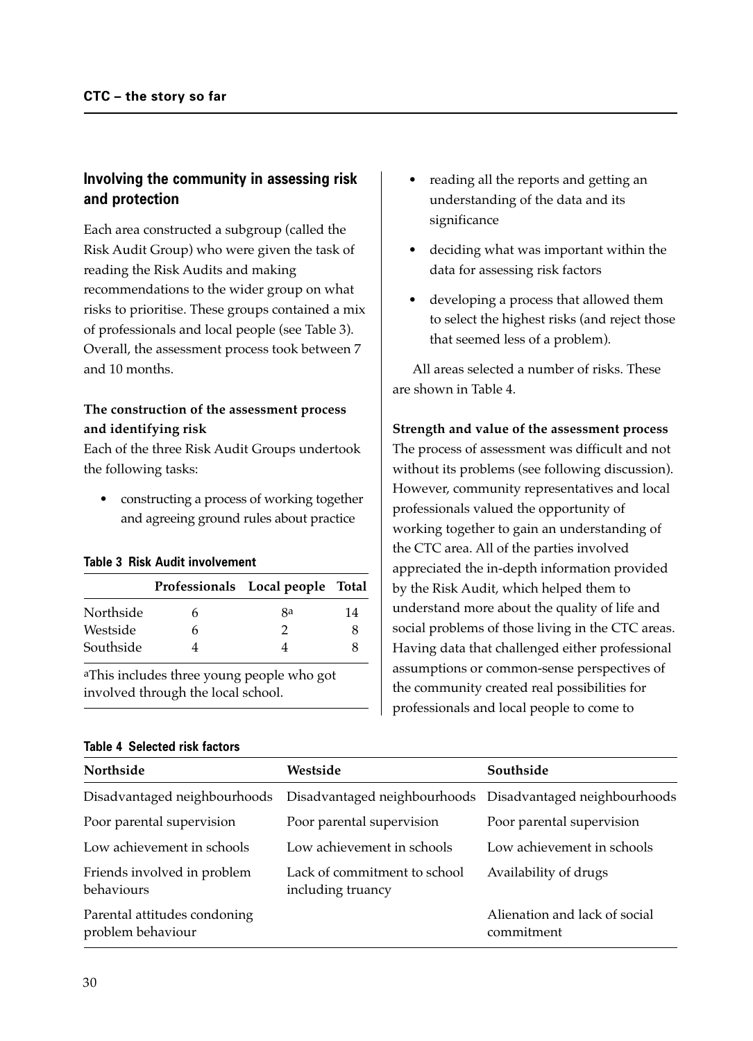## Involving the community in assessing risk and protection

Each area constructed a subgroup (called the Risk Audit Group) who were given the task of reading the Risk Audits and making recommendations to the wider group on what risks to prioritise. These groups contained a mix of professionals and local people (see Table 3). Overall, the assessment process took between 7 and 10 months.

**The construction of the assessment process and identifying risk**

Each of the three Risk Audit Groups undertook the following tasks:

- constructing a process of working together and agreeing ground rules about practice
- reading all the reports and getting an understanding of the data and its significance
- deciding what was important within the data for assessing risk factors
- developing a process that allowed them to select the highest risks (and reject those that seemed less of a problem).

**Table 3 Risk Audit involvement**

| | Professionals | Local people | Total |
|---|---|---|---|
| Northside | 6 | 8[a] | 14 |
| Westside | 6 | 2 | 8 |
| Southside | 4 | 4 | 8 |

[a]This includes three young people who got involved through the local school.

All areas selected a number of risks. These are shown in Table 4.

**Strength and value of the assessment process**

The process of assessment was difficult and not without its problems (see following discussion). However, community representatives and local professionals valued the opportunity of working together to gain an understanding of the CTC area. All of the parties involved appreciated the in-depth information provided by the Risk Audit, which helped them to understand more about the quality of life and social problems of those living in the CTC areas. Having data that challenged either professional assumptions or common-sense perspectives of the community created real possibilities for professionals and local people to come to

**Table 4 Selected risk factors**

| Northside | Westside | Southside |
|---|---|---|
| Disadvantaged neighbourhoods | Disadvantaged neighbourhoods | Disadvantaged neighbourhoods |
| Poor parental supervision | Poor parental supervision | Poor parental supervision |
| Low achievement in schools | Low achievement in schools | Low achievement in schools |
| Friends involved in problem behaviours | Lack of commitment to school including truancy | Availability of drugs |
| Parental attitudes condoning problem behaviour | | Alienation and lack of social commitment |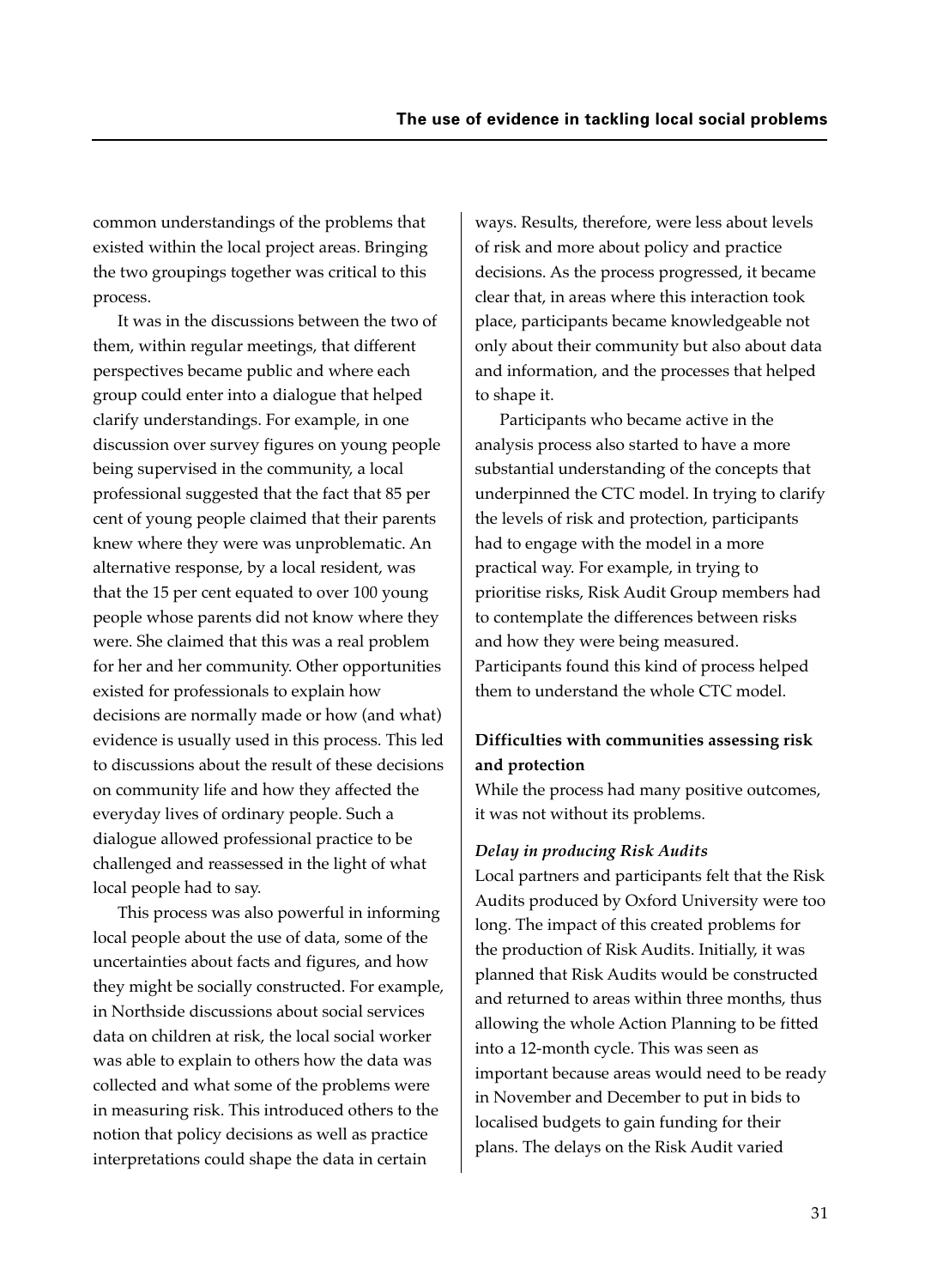common understandings of the problems that existed within the local project areas. Bringing the two groupings together was critical to this process.

It was in the discussions between the two of them, within regular meetings, that different perspectives became public and where each group could enter into a dialogue that helped clarify understandings. For example, in one discussion over survey figures on young people being supervised in the community, a local professional suggested that the fact that 85 per cent of young people claimed that their parents knew where they were was unproblematic. An alternative response, by a local resident, was that the 15 per cent equated to over 100 young people whose parents did not know where they were. She claimed that this was a real problem for her and her community. Other opportunities existed for professionals to explain how decisions are normally made or how (and what) evidence is usually used in this process. This led to discussions about the result of these decisions on community life and how they affected the everyday lives of ordinary people. Such a dialogue allowed professional practice to be challenged and reassessed in the light of what local people had to say.

This process was also powerful in informing local people about the use of data, some of the uncertainties about facts and figures, and how they might be socially constructed. For example, in Northside discussions about social services data on children at risk, the local social worker was able to explain to others how the data was collected and what some of the problems were in measuring risk. This introduced others to the notion that policy decisions as well as practice interpretations could shape the data in certain ways. Results, therefore, were less about levels of risk and more about policy and practice decisions. As the process progressed, it became clear that, in areas where this interaction took place, participants became knowledgeable not only about their community but also about data and information, and the processes that helped to shape it.

Participants who became active in the analysis process also started to have a more substantial understanding of the concepts that underpinned the CTC model. In trying to clarify the levels of risk and protection, participants had to engage with the model in a more practical way. For example, in trying to prioritise risks, Risk Audit Group members had to contemplate the differences between risks and how they were being measured. Participants found this kind of process helped them to understand the whole CTC model.

### Difficulties with communities assessing risk and protection

While the process had many positive outcomes, it was not without its problems.

#### *Delay in producing Risk Audits*

Local partners and participants felt that the Risk Audits produced by Oxford University were too long. The impact of this created problems for the production of Risk Audits. Initially, it was planned that Risk Audits would be constructed and returned to areas within three months, thus allowing the whole Action Planning to be fitted into a 12-month cycle. This was seen as important because areas would need to be ready in November and December to put in bids to localised budgets to gain funding for their plans. The delays on the Risk Audit varied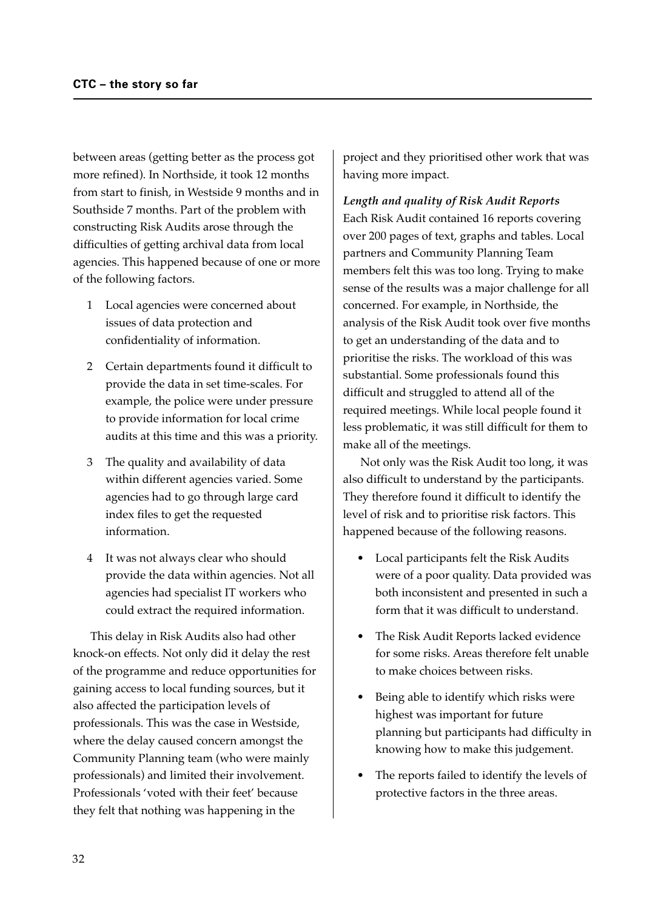between areas (getting better as the process got more refined). In Northside, it took 12 months from start to finish, in Westside 9 months and in Southside 7 months. Part of the problem with constructing Risk Audits arose through the difficulties of getting archival data from local agencies. This happened because of one or more of the following factors.

1. Local agencies were concerned about issues of data protection and confidentiality of information.
2. Certain departments found it difficult to provide the data in set time-scales. For example, the police were under pressure to provide information for local crime audits at this time and this was a priority.
3. The quality and availability of data within different agencies varied. Some agencies had to go through large card index files to get the requested information.
4. It was not always clear who should provide the data within agencies. Not all agencies had specialist IT workers who could extract the required information.

This delay in Risk Audits also had other knock-on effects. Not only did it delay the rest of the programme and reduce opportunities for gaining access to local funding sources, but it also affected the participation levels of professionals. This was the case in Westside, where the delay caused concern amongst the Community Planning team (who were mainly professionals) and limited their involvement. Professionals 'voted with their feet' because they felt that nothing was happening in the project and they prioritised other work that was having more impact.

***Length and quality of Risk Audit Reports***

Each Risk Audit contained 16 reports covering over 200 pages of text, graphs and tables. Local partners and Community Planning Team members felt this was too long. Trying to make sense of the results was a major challenge for all concerned. For example, in Northside, the analysis of the Risk Audit took over five months to get an understanding of the data and to prioritise the risks. The workload of this was substantial. Some professionals found this difficult and struggled to attend all of the required meetings. While local people found it less problematic, it was still difficult for them to make all of the meetings.

Not only was the Risk Audit too long, it was also difficult to understand by the participants. They therefore found it difficult to identify the level of risk and to prioritise risk factors. This happened because of the following reasons.

- Local participants felt the Risk Audits were of a poor quality. Data provided was both inconsistent and presented in such a form that it was difficult to understand.
- The Risk Audit Reports lacked evidence for some risks. Areas therefore felt unable to make choices between risks.
- Being able to identify which risks were highest was important for future planning but participants had difficulty in knowing how to make this judgement.
- The reports failed to identify the levels of protective factors in the three areas.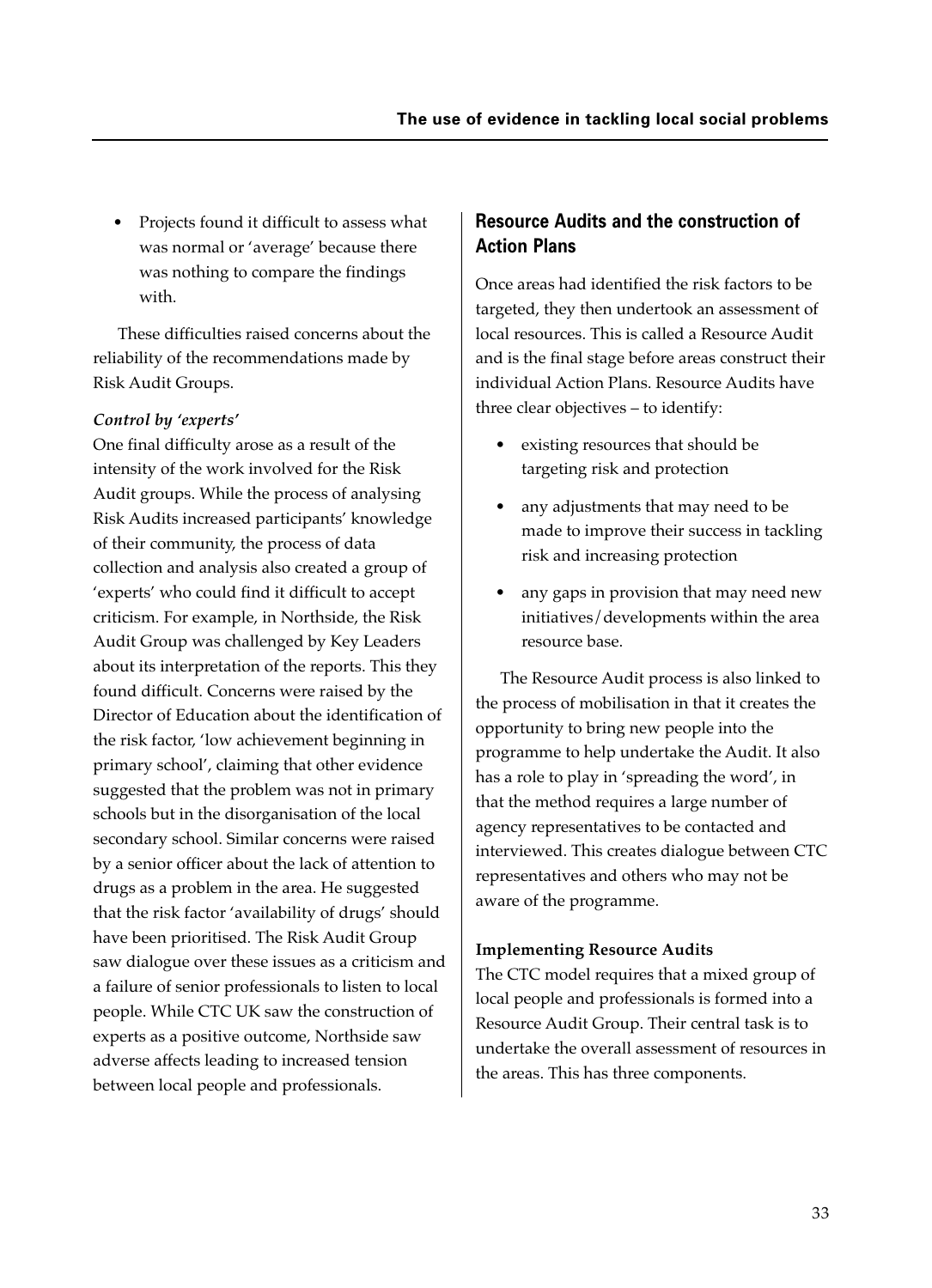- Projects found it difficult to assess what was normal or 'average' because there was nothing to compare the findings with.

These difficulties raised concerns about the reliability of the recommendations made by Risk Audit Groups.

***Control by 'experts'***

One final difficulty arose as a result of the intensity of the work involved for the Risk Audit groups. While the process of analysing Risk Audits increased participants' knowledge of their community, the process of data collection and analysis also created a group of 'experts' who could find it difficult to accept criticism. For example, in Northside, the Risk Audit Group was challenged by Key Leaders about its interpretation of the reports. This they found difficult. Concerns were raised by the Director of Education about the identification of the risk factor, 'low achievement beginning in primary school', claiming that other evidence suggested that the problem was not in primary schools but in the disorganisation of the local secondary school. Similar concerns were raised by a senior officer about the lack of attention to drugs as a problem in the area. He suggested that the risk factor 'availability of drugs' should have been prioritised. The Risk Audit Group saw dialogue over these issues as a criticism and a failure of senior professionals to listen to local people. While CTC UK saw the construction of experts as a positive outcome, Northside saw adverse affects leading to increased tension between local people and professionals.

## Resource Audits and the construction of Action Plans

Once areas had identified the risk factors to be targeted, they then undertook an assessment of local resources. This is called a Resource Audit and is the final stage before areas construct their individual Action Plans. Resource Audits have three clear objectives – to identify:

- existing resources that should be targeting risk and protection
- any adjustments that may need to be made to improve their success in tackling risk and increasing protection
- any gaps in provision that may need new initiatives/developments within the area resource base.

The Resource Audit process is also linked to the process of mobilisation in that it creates the opportunity to bring new people into the programme to help undertake the Audit. It also has a role to play in 'spreading the word', in that the method requires a large number of agency representatives to be contacted and interviewed. This creates dialogue between CTC representatives and others who may not be aware of the programme.

**Implementing Resource Audits**

The CTC model requires that a mixed group of local people and professionals is formed into a Resource Audit Group. Their central task is to undertake the overall assessment of resources in the areas. This has three components.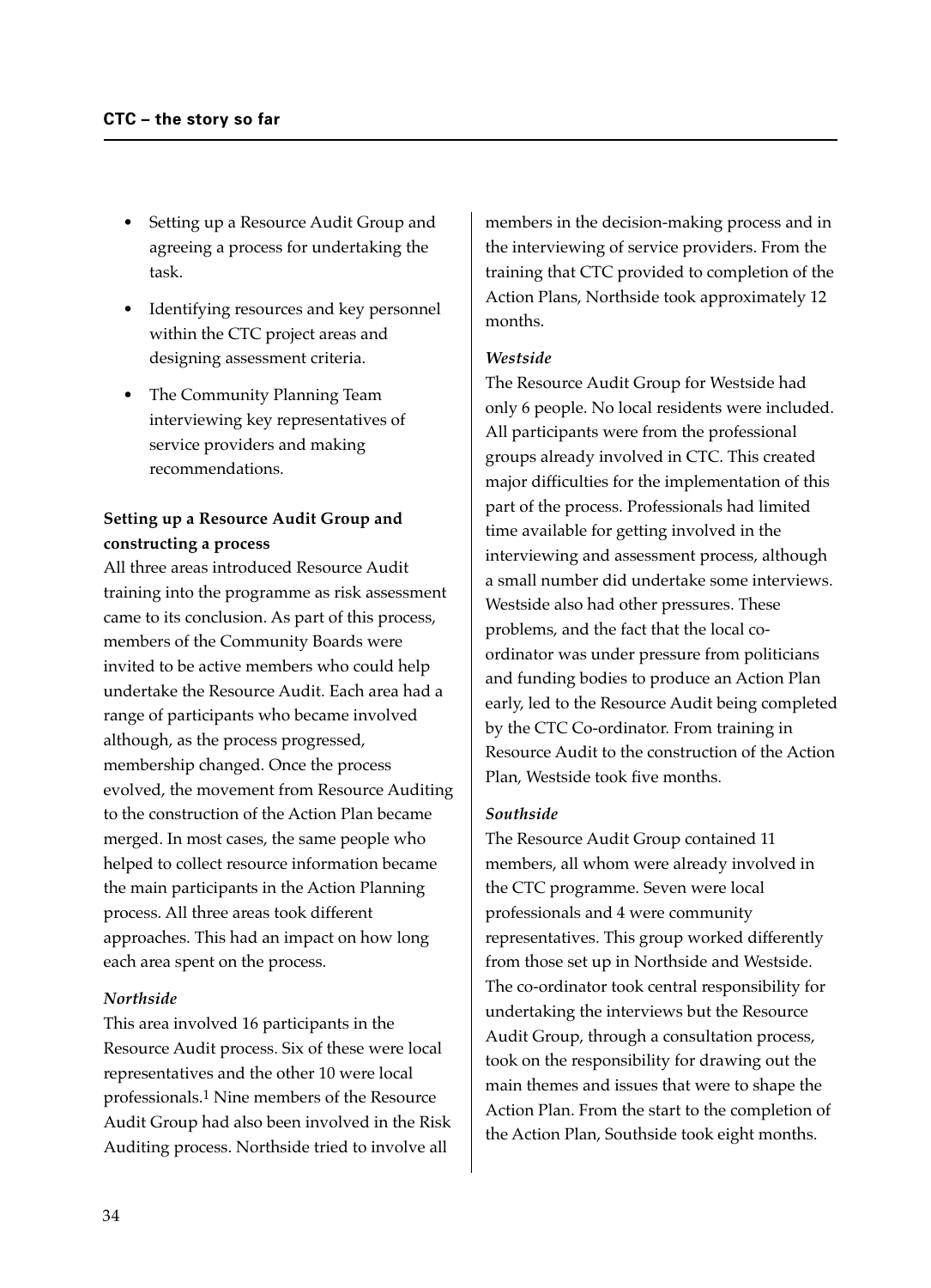- Setting up a Resource Audit Group and agreeing a process for undertaking the task.
- Identifying resources and key personnel within the CTC project areas and designing assessment criteria.
- The Community Planning Team interviewing key representatives of service providers and making recommendations.

**Setting up a Resource Audit Group and constructing a process**

All three areas introduced Resource Audit training into the programme as risk assessment came to its conclusion. As part of this process, members of the Community Boards were invited to be active members who could help undertake the Resource Audit. Each area had a range of participants who became involved although, as the process progressed, membership changed. Once the process evolved, the movement from Resource Auditing to the construction of the Action Plan became merged. In most cases, the same people who helped to collect resource information became the main participants in the Action Planning process. All three areas took different approaches. This had an impact on how long each area spent on the process.

*Northside*

This area involved 16 participants in the Resource Audit process. Six of these were local representatives and the other 10 were local professionals.[1] Nine members of the Resource Audit Group had also been involved in the Risk Auditing process. Northside tried to involve all members in the decision-making process and in the interviewing of service providers. From the training that CTC provided to completion of the Action Plans, Northside took approximately 12 months.

*Westside*

The Resource Audit Group for Westside had only 6 people. No local residents were included. All participants were from the professional groups already involved in CTC. This created major difficulties for the implementation of this part of the process. Professionals had limited time available for getting involved in the interviewing and assessment process, although a small number did undertake some interviews. Westside also had other pressures. These problems, and the fact that the local co-ordinator was under pressure from politicians and funding bodies to produce an Action Plan early, led to the Resource Audit being completed by the CTC Co-ordinator. From training in Resource Audit to the construction of the Action Plan, Westside took five months.

*Southside*

The Resource Audit Group contained 11 members, all whom were already involved in the CTC programme. Seven were local professionals and 4 were community representatives. This group worked differently from those set up in Northside and Westside. The co-ordinator took central responsibility for undertaking the interviews but the Resource Audit Group, through a consultation process, took on the responsibility for drawing out the main themes and issues that were to shape the Action Plan. From the start to the completion of the Action Plan, Southside took eight months.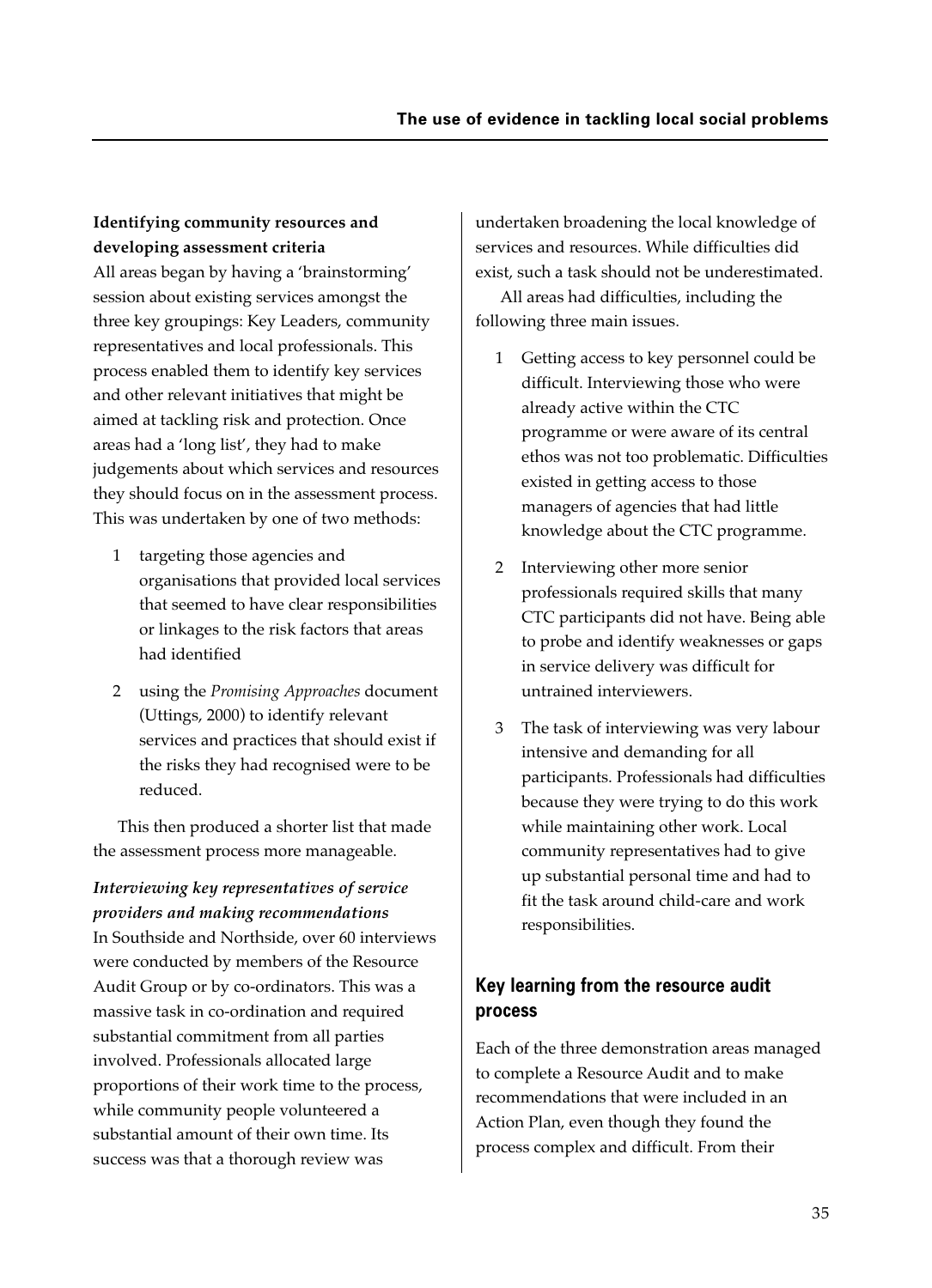**Identifying community resources and developing assessment criteria**

All areas began by having a 'brainstorming' session about existing services amongst the three key groupings: Key Leaders, community representatives and local professionals. This process enabled them to identify key services and other relevant initiatives that might be aimed at tackling risk and protection. Once areas had a 'long list', they had to make judgements about which services and resources they should focus on in the assessment process. This was undertaken by one of two methods:

1. targeting those agencies and organisations that provided local services that seemed to have clear responsibilities or linkages to the risk factors that areas had identified
2. using the *Promising Approaches* document (Uttings, 2000) to identify relevant services and practices that should exist if the risks they had recognised were to be reduced.

This then produced a shorter list that made the assessment process more manageable.

***Interviewing key representatives of service providers and making recommendations***

In Southside and Northside, over 60 interviews were conducted by members of the Resource Audit Group or by co-ordinators. This was a massive task in co-ordination and required substantial commitment from all parties involved. Professionals allocated large proportions of their work time to the process, while community people volunteered a substantial amount of their own time. Its success was that a thorough review was undertaken broadening the local knowledge of services and resources. While difficulties did exist, such a task should not be underestimated.

All areas had difficulties, including the following three main issues.

1. Getting access to key personnel could be difficult. Interviewing those who were already active within the CTC programme or were aware of its central ethos was not too problematic. Difficulties existed in getting access to those managers of agencies that had little knowledge about the CTC programme.
2. Interviewing other more senior professionals required skills that many CTC participants did not have. Being able to probe and identify weaknesses or gaps in service delivery was difficult for untrained interviewers.
3. The task of interviewing was very labour intensive and demanding for all participants. Professionals had difficulties because they were trying to do this work while maintaining other work. Local community representatives had to give up substantial personal time and had to fit the task around child-care and work responsibilities.

## Key learning from the resource audit process

Each of the three demonstration areas managed to complete a Resource Audit and to make recommendations that were included in an Action Plan, even though they found the process complex and difficult. From their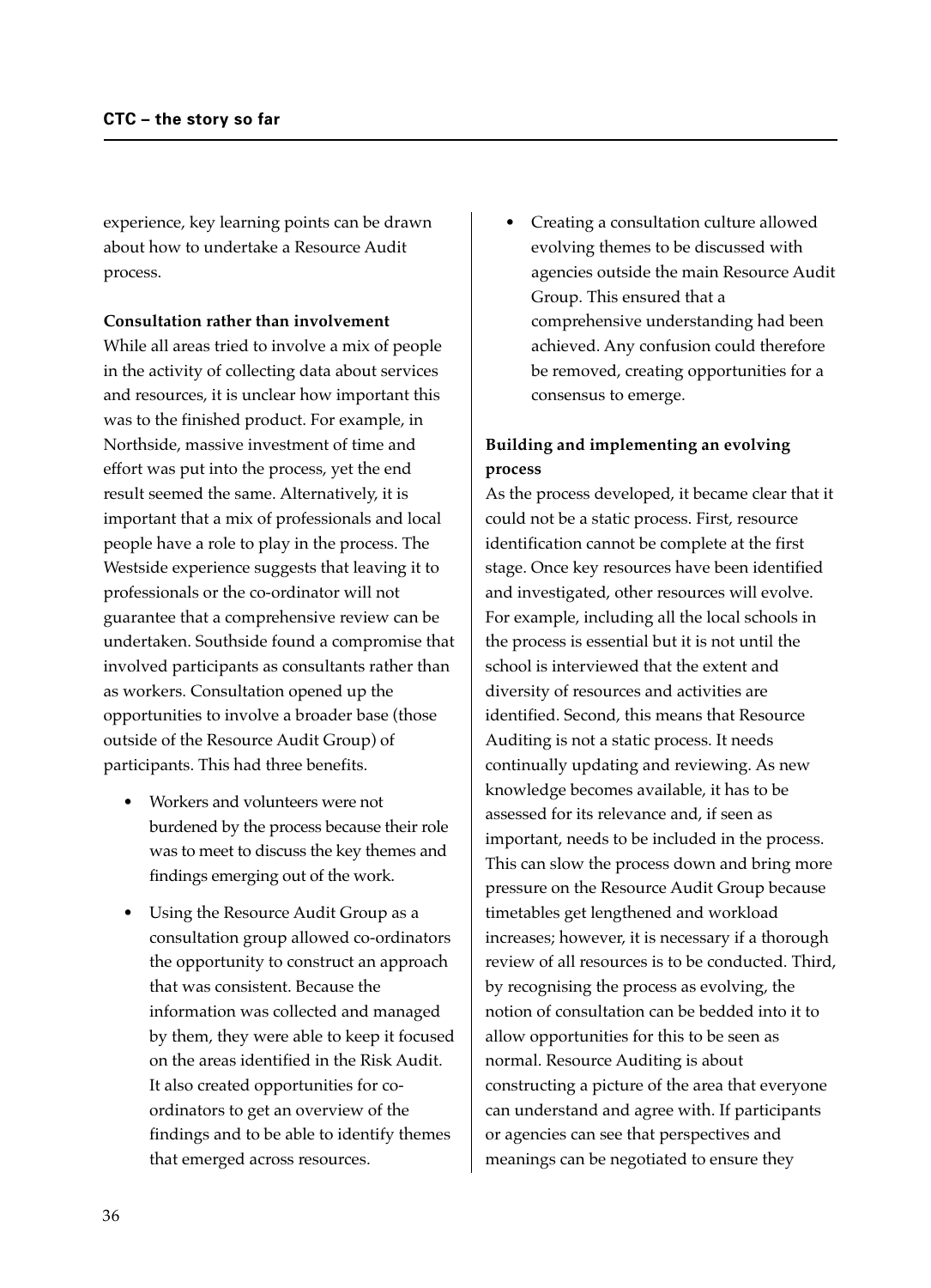experience, key learning points can be drawn about how to undertake a Resource Audit process.

**Consultation rather than involvement**

While all areas tried to involve a mix of people in the activity of collecting data about services and resources, it is unclear how important this was to the finished product. For example, in Northside, massive investment of time and effort was put into the process, yet the end result seemed the same. Alternatively, it is important that a mix of professionals and local people have a role to play in the process. The Westside experience suggests that leaving it to professionals or the co-ordinator will not guarantee that a comprehensive review can be undertaken. Southside found a compromise that involved participants as consultants rather than as workers. Consultation opened up the opportunities to involve a broader base (those outside of the Resource Audit Group) of participants. This had three benefits.

- Workers and volunteers were not burdened by the process because their role was to meet to discuss the key themes and findings emerging out of the work.
- Using the Resource Audit Group as a consultation group allowed co-ordinators the opportunity to construct an approach that was consistent. Because the information was collected and managed by them, they were able to keep it focused on the areas identified in the Risk Audit. It also created opportunities for co-ordinators to get an overview of the findings and to be able to identify themes that emerged across resources.
- Creating a consultation culture allowed evolving themes to be discussed with agencies outside the main Resource Audit Group. This ensured that a comprehensive understanding had been achieved. Any confusion could therefore be removed, creating opportunities for a consensus to emerge.

**Building and implementing an evolving process**

As the process developed, it became clear that it could not be a static process. First, resource identification cannot be complete at the first stage. Once key resources have been identified and investigated, other resources will evolve. For example, including all the local schools in the process is essential but it is not until the school is interviewed that the extent and diversity of resources and activities are identified. Second, this means that Resource Auditing is not a static process. It needs continually updating and reviewing. As new knowledge becomes available, it has to be assessed for its relevance and, if seen as important, needs to be included in the process. This can slow the process down and bring more pressure on the Resource Audit Group because timetables get lengthened and workload increases; however, it is necessary if a thorough review of all resources is to be conducted. Third, by recognising the process as evolving, the notion of consultation can be bedded into it to allow opportunities for this to be seen as normal. Resource Auditing is about constructing a picture of the area that everyone can understand and agree with. If participants or agencies can see that perspectives and meanings can be negotiated to ensure they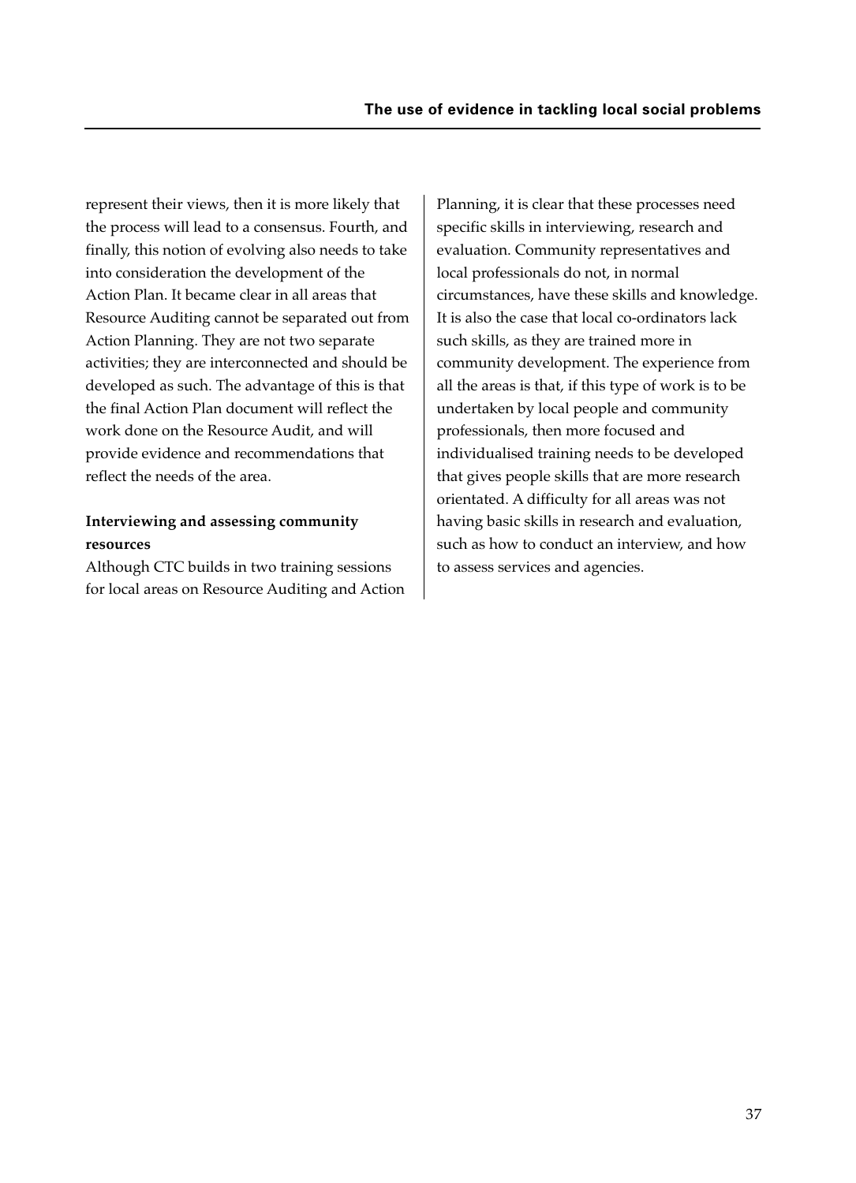represent their views, then it is more likely that the process will lead to a consensus. Fourth, and finally, this notion of evolving also needs to take into consideration the development of the Action Plan. It became clear in all areas that Resource Auditing cannot be separated out from Action Planning. They are not two separate activities; they are interconnected and should be developed as such. The advantage of this is that the final Action Plan document will reflect the work done on the Resource Audit, and will provide evidence and recommendations that reflect the needs of the area.

**Interviewing and assessing community resources**

Although CTC builds in two training sessions for local areas on Resource Auditing and Action Planning, it is clear that these processes need specific skills in interviewing, research and evaluation. Community representatives and local professionals do not, in normal circumstances, have these skills and knowledge. It is also the case that local co-ordinators lack such skills, as they are trained more in community development. The experience from all the areas is that, if this type of work is to be undertaken by local people and community professionals, then more focused and individualised training needs to be developed that gives people skills that are more research orientated. A difficulty for all areas was not having basic skills in research and evaluation, such as how to conduct an interview, and how to assess services and agencies.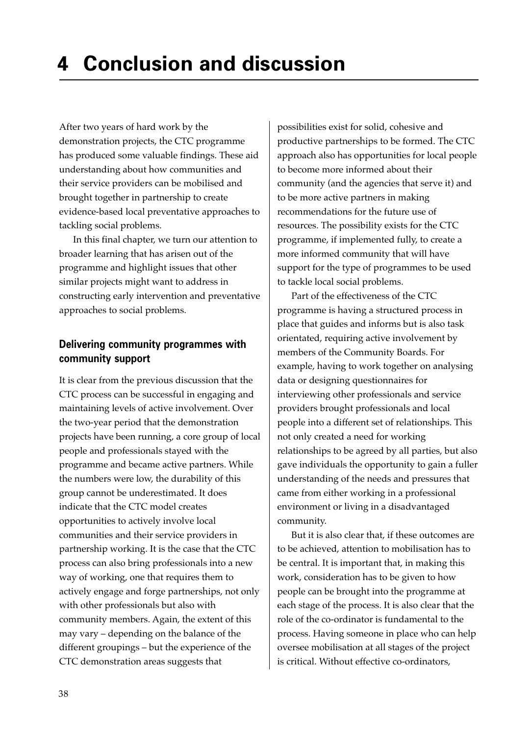# 4 Conclusion and discussion

After two years of hard work by the demonstration projects, the CTC programme has produced some valuable findings. These aid understanding about how communities and their service providers can be mobilised and brought together in partnership to create evidence-based local preventative approaches to tackling social problems.

In this final chapter, we turn our attention to broader learning that has arisen out of the programme and highlight issues that other similar projects might want to address in constructing early intervention and preventative approaches to social problems.

## Delivering community programmes with community support

It is clear from the previous discussion that the CTC process can be successful in engaging and maintaining levels of active involvement. Over the two-year period that the demonstration projects have been running, a core group of local people and professionals stayed with the programme and became active partners. While the numbers were low, the durability of this group cannot be underestimated. It does indicate that the CTC model creates opportunities to actively involve local communities and their service providers in partnership working. It is the case that the CTC process can also bring professionals into a new way of working, one that requires them to actively engage and forge partnerships, not only with other professionals but also with community members. Again, the extent of this may vary – depending on the balance of the different groupings – but the experience of the CTC demonstration areas suggests that possibilities exist for solid, cohesive and productive partnerships to be formed. The CTC approach also has opportunities for local people to become more informed about their community (and the agencies that serve it) and to be more active partners in making recommendations for the future use of resources. The possibility exists for the CTC programme, if implemented fully, to create a more informed community that will have support for the type of programmes to be used to tackle local social problems.

Part of the effectiveness of the CTC programme is having a structured process in place that guides and informs but is also task orientated, requiring active involvement by members of the Community Boards. For example, having to work together on analysing data or designing questionnaires for interviewing other professionals and service providers brought professionals and local people into a different set of relationships. This not only created a need for working relationships to be agreed by all parties, but also gave individuals the opportunity to gain a fuller understanding of the needs and pressures that came from either working in a professional environment or living in a disadvantaged community.

But it is also clear that, if these outcomes are to be achieved, attention to mobilisation has to be central. It is important that, in making this work, consideration has to be given to how people can be brought into the programme at each stage of the process. It is also clear that the role of the co-ordinator is fundamental to the process. Having someone in place who can help oversee mobilisation at all stages of the project is critical. Without effective co-ordinators,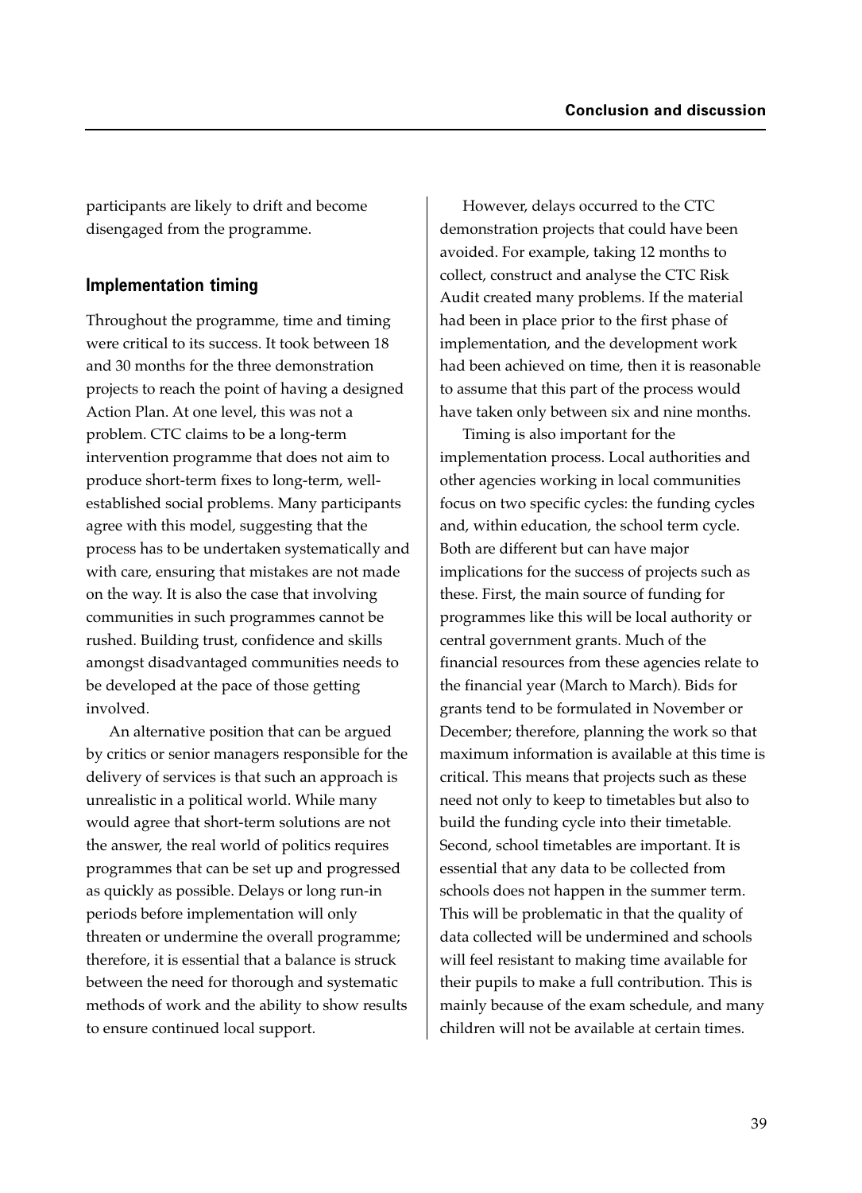participants are likely to drift and become disengaged from the programme.

## Implementation timing

Throughout the programme, time and timing were critical to its success. It took between 18 and 30 months for the three demonstration projects to reach the point of having a designed Action Plan. At one level, this was not a problem. CTC claims to be a long-term intervention programme that does not aim to produce short-term fixes to long-term, well-established social problems. Many participants agree with this model, suggesting that the process has to be undertaken systematically and with care, ensuring that mistakes are not made on the way. It is also the case that involving communities in such programmes cannot be rushed. Building trust, confidence and skills amongst disadvantaged communities needs to be developed at the pace of those getting involved.

An alternative position that can be argued by critics or senior managers responsible for the delivery of services is that such an approach is unrealistic in a political world. While many would agree that short-term solutions are not the answer, the real world of politics requires programmes that can be set up and progressed as quickly as possible. Delays or long run-in periods before implementation will only threaten or undermine the overall programme; therefore, it is essential that a balance is struck between the need for thorough and systematic methods of work and the ability to show results to ensure continued local support.

However, delays occurred to the CTC demonstration projects that could have been avoided. For example, taking 12 months to collect, construct and analyse the CTC Risk Audit created many problems. If the material had been in place prior to the first phase of implementation, and the development work had been achieved on time, then it is reasonable to assume that this part of the process would have taken only between six and nine months.

Timing is also important for the implementation process. Local authorities and other agencies working in local communities focus on two specific cycles: the funding cycles and, within education, the school term cycle. Both are different but can have major implications for the success of projects such as these. First, the main source of funding for programmes like this will be local authority or central government grants. Much of the financial resources from these agencies relate to the financial year (March to March). Bids for grants tend to be formulated in November or December; therefore, planning the work so that maximum information is available at this time is critical. This means that projects such as these need not only to keep to timetables but also to build the funding cycle into their timetable. Second, school timetables are important. It is essential that any data to be collected from schools does not happen in the summer term. This will be problematic in that the quality of data collected will be undermined and schools will feel resistant to making time available for their pupils to make a full contribution. This is mainly because of the exam schedule, and many children will not be available at certain times.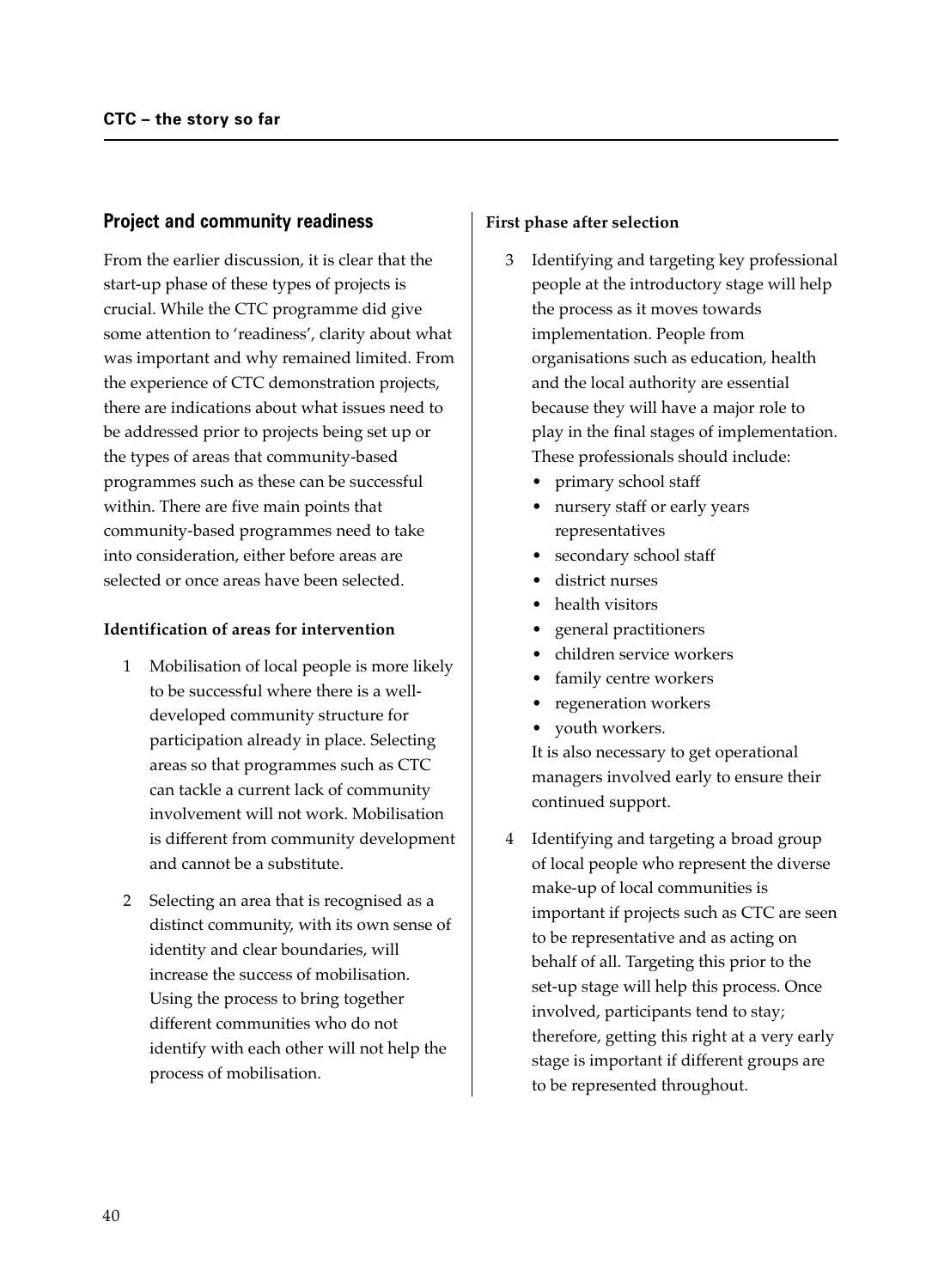## Project and community readiness

From the earlier discussion, it is clear that the start-up phase of these types of projects is crucial. While the CTC programme did give some attention to 'readiness', clarity about what was important and why remained limited. From the experience of CTC demonstration projects, there are indications about what issues need to be addressed prior to projects being set up or the types of areas that community-based programmes such as these can be successful within. There are five main points that community-based programmes need to take into consideration, either before areas are selected or once areas have been selected.

**Identification of areas for intervention**

1. Mobilisation of local people is more likely to be successful where there is a well-developed community structure for participation already in place. Selecting areas so that programmes such as CTC can tackle a current lack of community involvement will not work. Mobilisation is different from community development and cannot be a substitute.

2. Selecting an area that is recognised as a distinct community, with its own sense of identity and clear boundaries, will increase the success of mobilisation. Using the process to bring together different communities who do not identify with each other will not help the process of mobilisation.

**First phase after selection**

3. Identifying and targeting key professional people at the introductory stage will help the process as it moves towards implementation. People from organisations such as education, health and the local authority are essential because they will have a major role to play in the final stages of implementation. These professionals should include:
   - primary school staff
   - nursery staff or early years representatives
   - secondary school staff
   - district nurses
   - health visitors
   - general practitioners
   - children service workers
   - family centre workers
   - regeneration workers
   - youth workers.

   It is also necessary to get operational managers involved early to ensure their continued support.

4. Identifying and targeting a broad group of local people who represent the diverse make-up of local communities is important if projects such as CTC are seen to be representative and as acting on behalf of all. Targeting this prior to the set-up stage will help this process. Once involved, participants tend to stay; therefore, getting this right at a very early stage is important if different groups are to be represented throughout.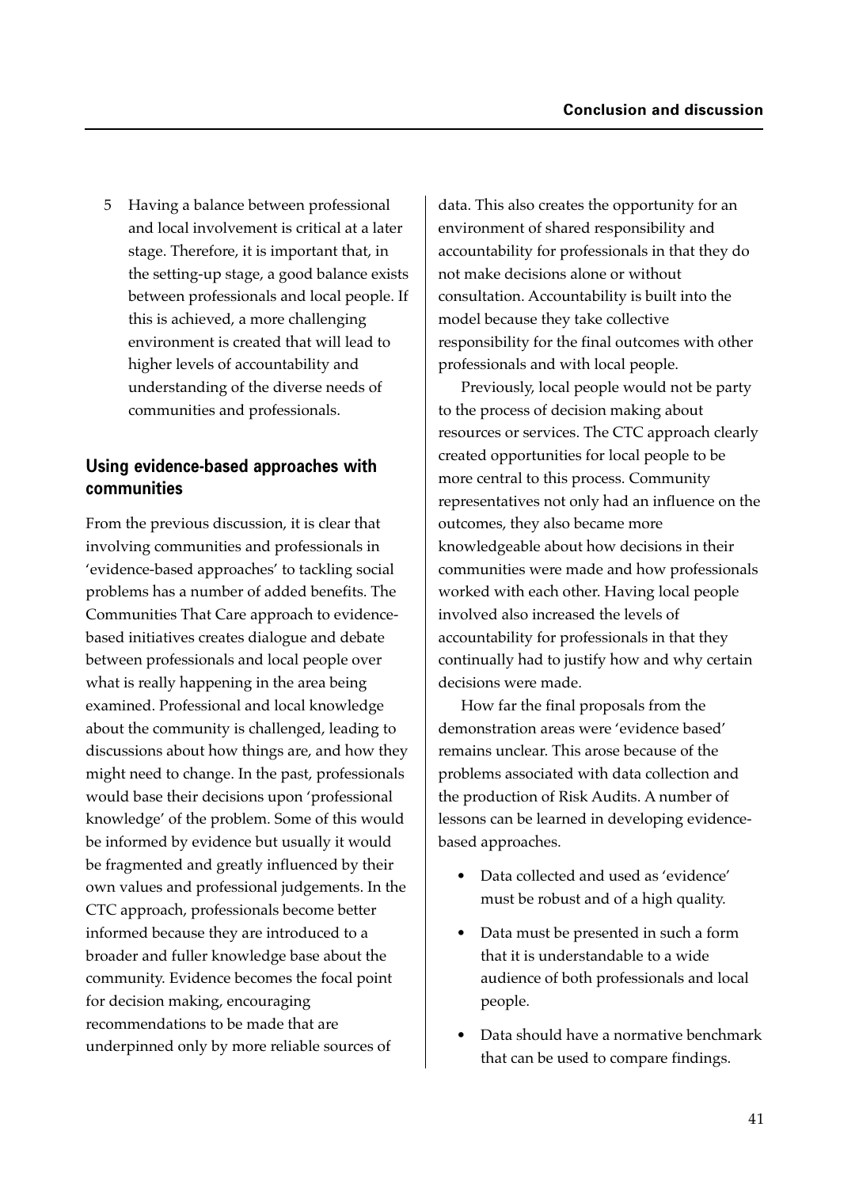5 Having a balance between professional and local involvement is critical at a later stage. Therefore, it is important that, in the setting-up stage, a good balance exists between professionals and local people. If this is achieved, a more challenging environment is created that will lead to higher levels of accountability and understanding of the diverse needs of communities and professionals.

## Using evidence-based approaches with communities

From the previous discussion, it is clear that involving communities and professionals in 'evidence-based approaches' to tackling social problems has a number of added benefits. The Communities That Care approach to evidence-based initiatives creates dialogue and debate between professionals and local people over what is really happening in the area being examined. Professional and local knowledge about the community is challenged, leading to discussions about how things are, and how they might need to change. In the past, professionals would base their decisions upon 'professional knowledge' of the problem. Some of this would be informed by evidence but usually it would be fragmented and greatly influenced by their own values and professional judgements. In the CTC approach, professionals become better informed because they are introduced to a broader and fuller knowledge base about the community. Evidence becomes the focal point for decision making, encouraging recommendations to be made that are underpinned only by more reliable sources of data. This also creates the opportunity for an environment of shared responsibility and accountability for professionals in that they do not make decisions alone or without consultation. Accountability is built into the model because they take collective responsibility for the final outcomes with other professionals and with local people.

Previously, local people would not be party to the process of decision making about resources or services. The CTC approach clearly created opportunities for local people to be more central to this process. Community representatives not only had an influence on the outcomes, they also became more knowledgeable about how decisions in their communities were made and how professionals worked with each other. Having local people involved also increased the levels of accountability for professionals in that they continually had to justify how and why certain decisions were made.

How far the final proposals from the demonstration areas were 'evidence based' remains unclear. This arose because of the problems associated with data collection and the production of Risk Audits. A number of lessons can be learned in developing evidence-based approaches.

- Data collected and used as 'evidence' must be robust and of a high quality.
- Data must be presented in such a form that it is understandable to a wide audience of both professionals and local people.
- Data should have a normative benchmark that can be used to compare findings.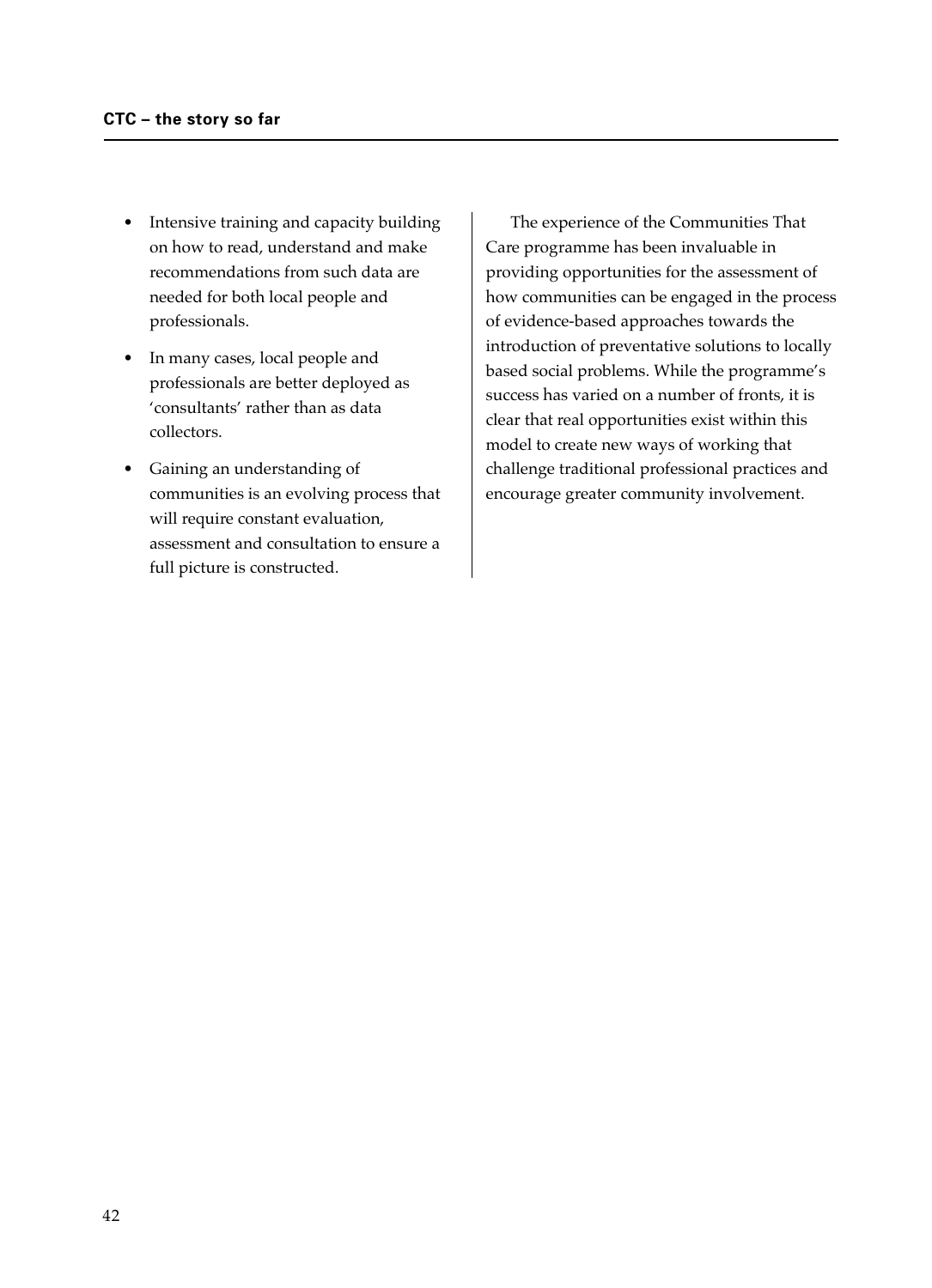- Intensive training and capacity building on how to read, understand and make recommendations from such data are needed for both local people and professionals.
- In many cases, local people and professionals are better deployed as 'consultants' rather than as data collectors.
- Gaining an understanding of communities is an evolving process that will require constant evaluation, assessment and consultation to ensure a full picture is constructed.

The experience of the Communities That Care programme has been invaluable in providing opportunities for the assessment of how communities can be engaged in the process of evidence-based approaches towards the introduction of preventative solutions to locally based social problems. While the programme's success has varied on a number of fronts, it is clear that real opportunities exist within this model to create new ways of working that challenge traditional professional practices and encourage greater community involvement.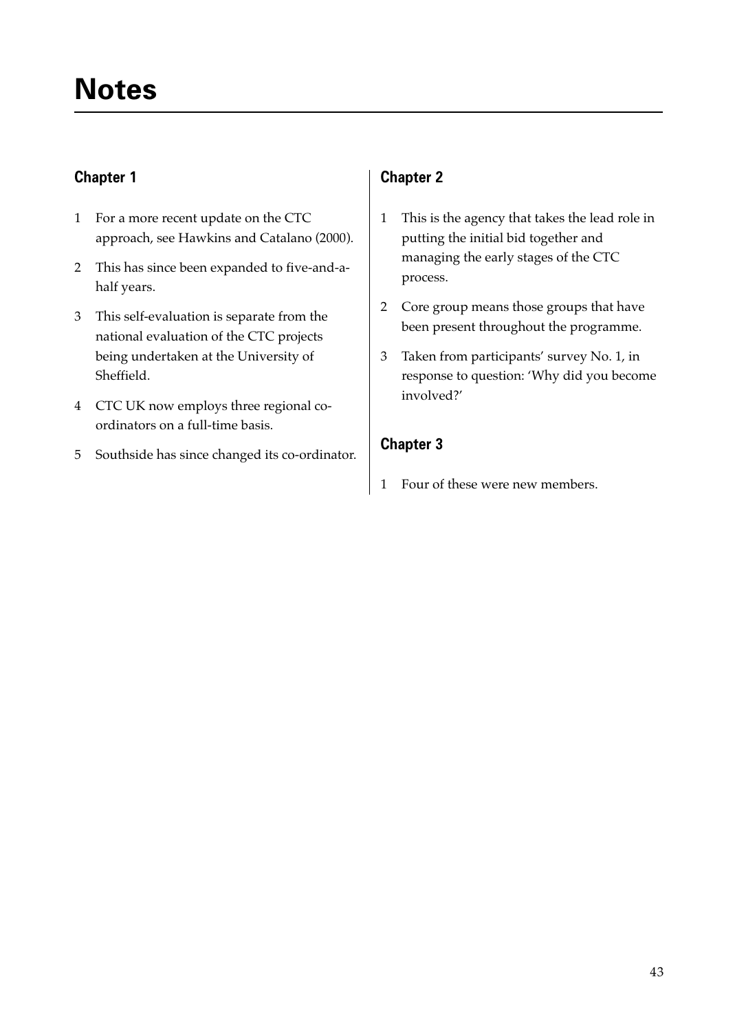# Notes

## Chapter 1

1. For a more recent update on the CTC approach, see Hawkins and Catalano (2000).
2. This has since been expanded to five-and-a-half years.
3. This self-evaluation is separate from the national evaluation of the CTC projects being undertaken at the University of Sheffield.
4. CTC UK now employs three regional co-ordinators on a full-time basis.
5. Southside has since changed its co-ordinator.

## Chapter 2

1. This is the agency that takes the lead role in putting the initial bid together and managing the early stages of the CTC process.
2. Core group means those groups that have been present throughout the programme.
3. Taken from participants' survey No. 1, in response to question: 'Why did you become involved?'

## Chapter 3

1. Four of these were new members.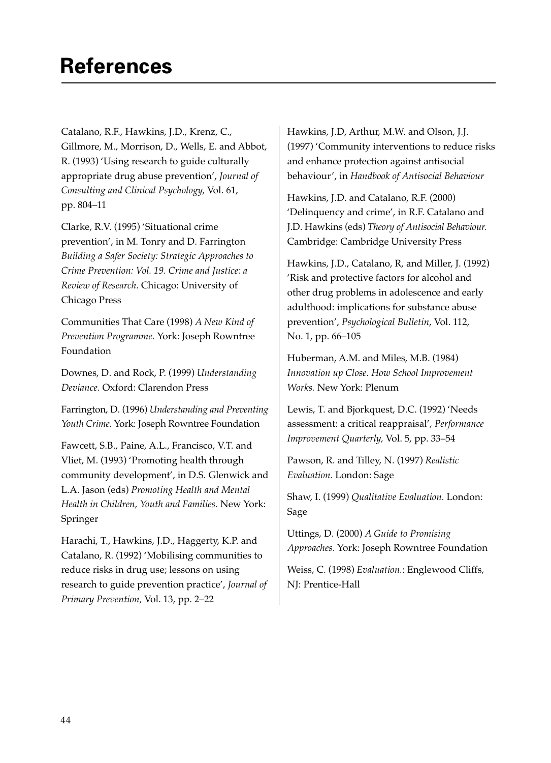# References

Catalano, R.F., Hawkins, J.D., Krenz, C., Gillmore, M., Morrison, D., Wells, E. and Abbot, R. (1993) 'Using research to guide culturally appropriate drug abuse prevention', *Journal of Consulting and Clinical Psychology,* Vol. 61, pp. 804–11

Clarke, R.V. (1995) 'Situational crime prevention', in M. Tonry and D. Farrington *Building a Safer Society: Strategic Approaches to Crime Prevention: Vol. 19. Crime and Justice: a Review of Research*. Chicago: University of Chicago Press

Communities That Care (1998) *A New Kind of Prevention Programme.* York: Joseph Rowntree Foundation

Downes, D. and Rock, P. (1999) *Understanding Deviance.* Oxford: Clarendon Press

Farrington, D. (1996) *Understanding and Preventing Youth Crime.* York: Joseph Rowntree Foundation

Fawcett, S.B., Paine, A.L., Francisco, V.T. and Vliet, M. (1993) 'Promoting health through community development', in D.S. Glenwick and L.A. Jason (eds) *Promoting Health and Mental Health in Children, Youth and Families*. New York: Springer

Harachi, T., Hawkins, J.D., Haggerty, K.P. and Catalano, R. (1992) 'Mobilising communities to reduce risks in drug use; lessons on using research to guide prevention practice', *Journal of Primary Prevention,* Vol. 13, pp. 2–22

Hawkins, J.D, Arthur, M.W. and Olson, J.J. (1997) 'Community interventions to reduce risks and enhance protection against antisocial behaviour', in *Handbook of Antisocial Behaviour*

Hawkins, J.D. and Catalano, R.F. (2000) 'Delinquency and crime', in R.F. Catalano and J.D. Hawkins (eds) *Theory of Antisocial Behaviour.* Cambridge: Cambridge University Press

Hawkins, J.D., Catalano, R, and Miller, J. (1992) 'Risk and protective factors for alcohol and other drug problems in adolescence and early adulthood: implications for substance abuse prevention', *Psychological Bulletin*, Vol. 112, No. 1, pp. 66–105

Huberman, A.M. and Miles, M.B. (1984) *Innovation up Close. How School Improvement Works.* New York: Plenum

Lewis, T. and Bjorkquest, D.C. (1992) 'Needs assessment: a critical reappraisal', *Performance Improvement Quarterly,* Vol. 5, pp. 33–54

Pawson, R. and Tilley, N. (1997) *Realistic Evaluation.* London: Sage

Shaw, I. (1999) *Qualitative Evaluation.* London: Sage

Uttings, D. (2000) *A Guide to Promising Approaches*. York: Joseph Rowntree Foundation

Weiss, C. (1998) *Evaluation.*: Englewood Cliffs, NJ: Prentice-Hall